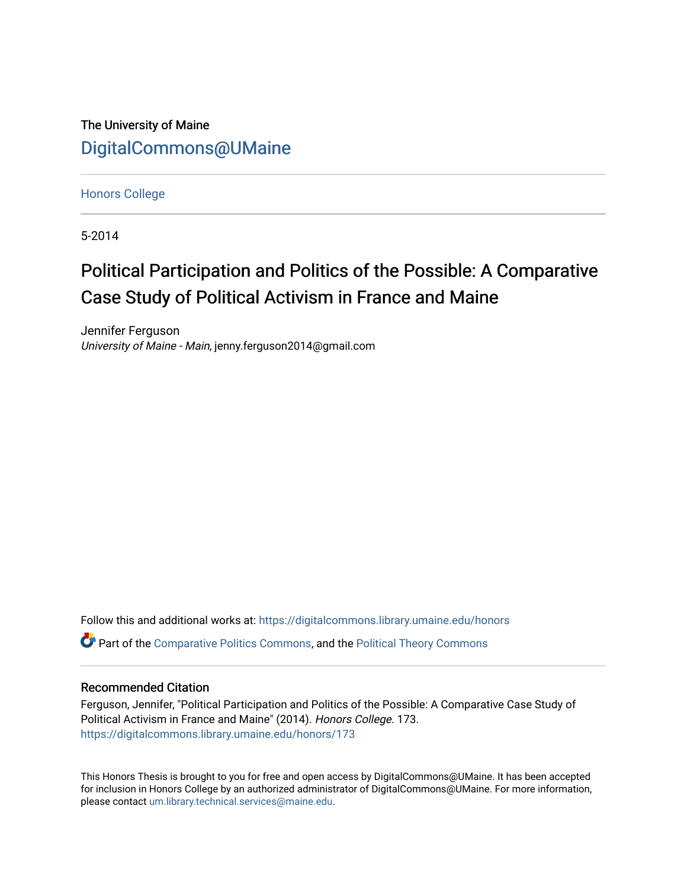The University of Maine

DigitalCommons@UMaine

Honors College

5-2014

# Political Participation and Politics of the Possible: A Comparative Case Study of Political Activism in France and Maine

Jennifer Ferguson
*University of Maine - Main*, jenny.ferguson2014@gmail.com

Follow this and additional works at: https://digitalcommons.library.umaine.edu/honors

Part of the Comparative Politics Commons, and the Political Theory Commons

## Recommended Citation

Ferguson, Jennifer, "Political Participation and Politics of the Possible: A Comparative Case Study of Political Activism in France and Maine" (2014). *Honors College*. 173.
https://digitalcommons.library.umaine.edu/honors/173

This Honors Thesis is brought to you for free and open access by DigitalCommons@UMaine. It has been accepted for inclusion in Honors College by an authorized administrator of DigitalCommons@UMaine. For more information, please contact um.library.technical.services@maine.edu.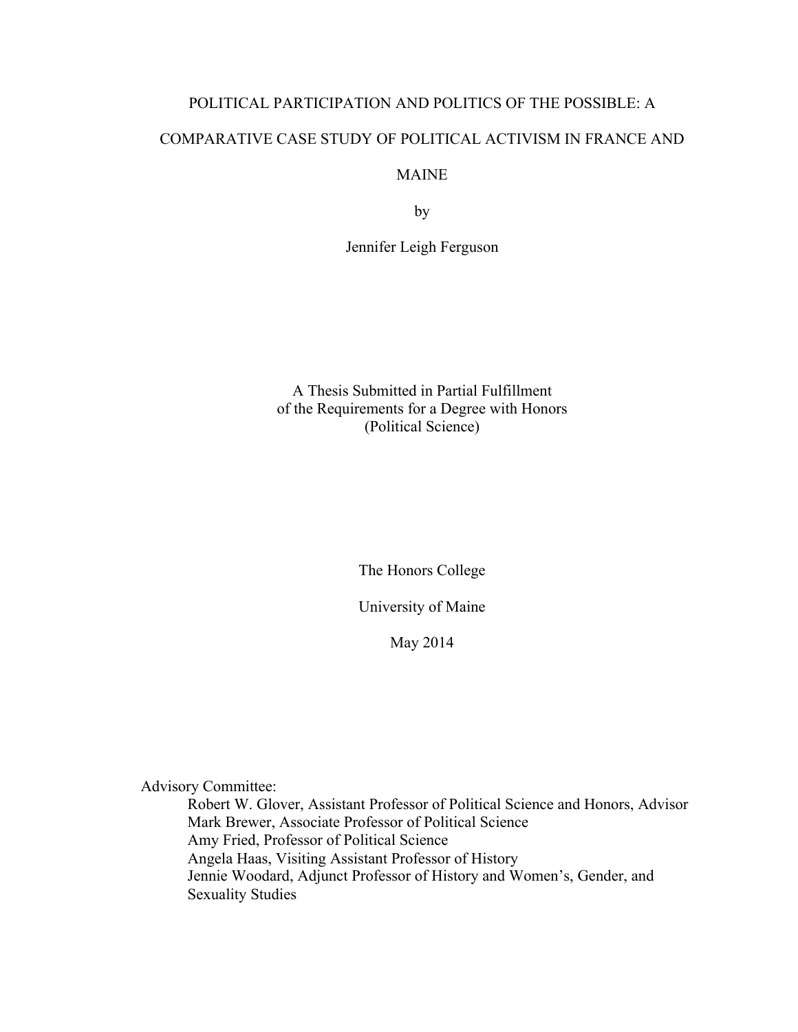# POLITICAL PARTICIPATION AND POLITICS OF THE POSSIBLE: A COMPARATIVE CASE STUDY OF POLITICAL ACTIVISM IN FRANCE AND MAINE

by

Jennifer Leigh Ferguson

A Thesis Submitted in Partial Fulfillment
of the Requirements for a Degree with Honors
(Political Science)

The Honors College

University of Maine

May 2014

Advisory Committee:

Robert W. Glover, Assistant Professor of Political Science and Honors, Advisor
Mark Brewer, Associate Professor of Political Science
Amy Fried, Professor of Political Science
Angela Haas, Visiting Assistant Professor of History
Jennie Woodard, Adjunct Professor of History and Women's, Gender, and Sexuality Studies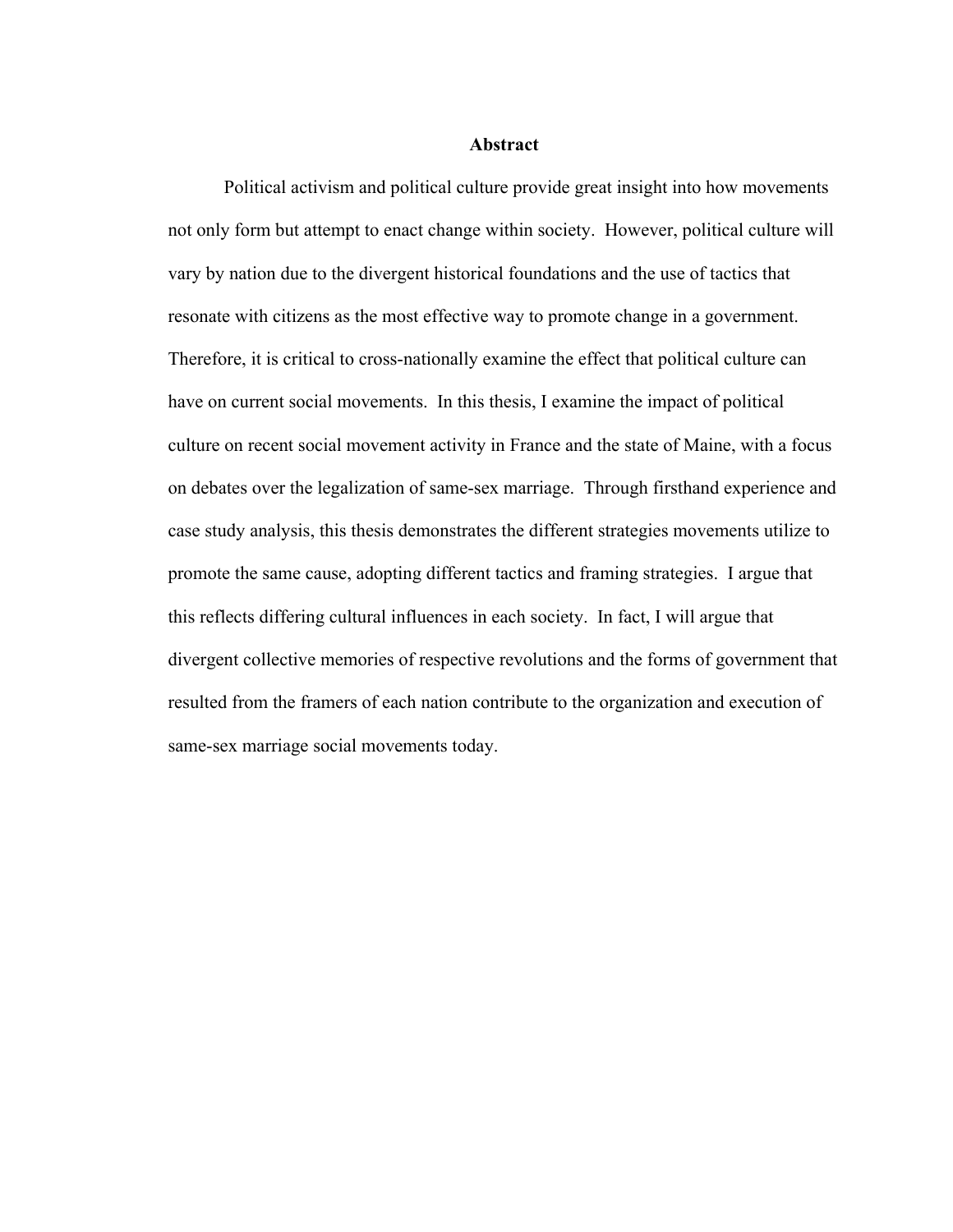# Abstract

Political activism and political culture provide great insight into how movements not only form but attempt to enact change within society. However, political culture will vary by nation due to the divergent historical foundations and the use of tactics that resonate with citizens as the most effective way to promote change in a government. Therefore, it is critical to cross-nationally examine the effect that political culture can have on current social movements. In this thesis, I examine the impact of political culture on recent social movement activity in France and the state of Maine, with a focus on debates over the legalization of same-sex marriage. Through firsthand experience and case study analysis, this thesis demonstrates the different strategies movements utilize to promote the same cause, adopting different tactics and framing strategies. I argue that this reflects differing cultural influences in each society. In fact, I will argue that divergent collective memories of respective revolutions and the forms of government that resulted from the framers of each nation contribute to the organization and execution of same-sex marriage social movements today.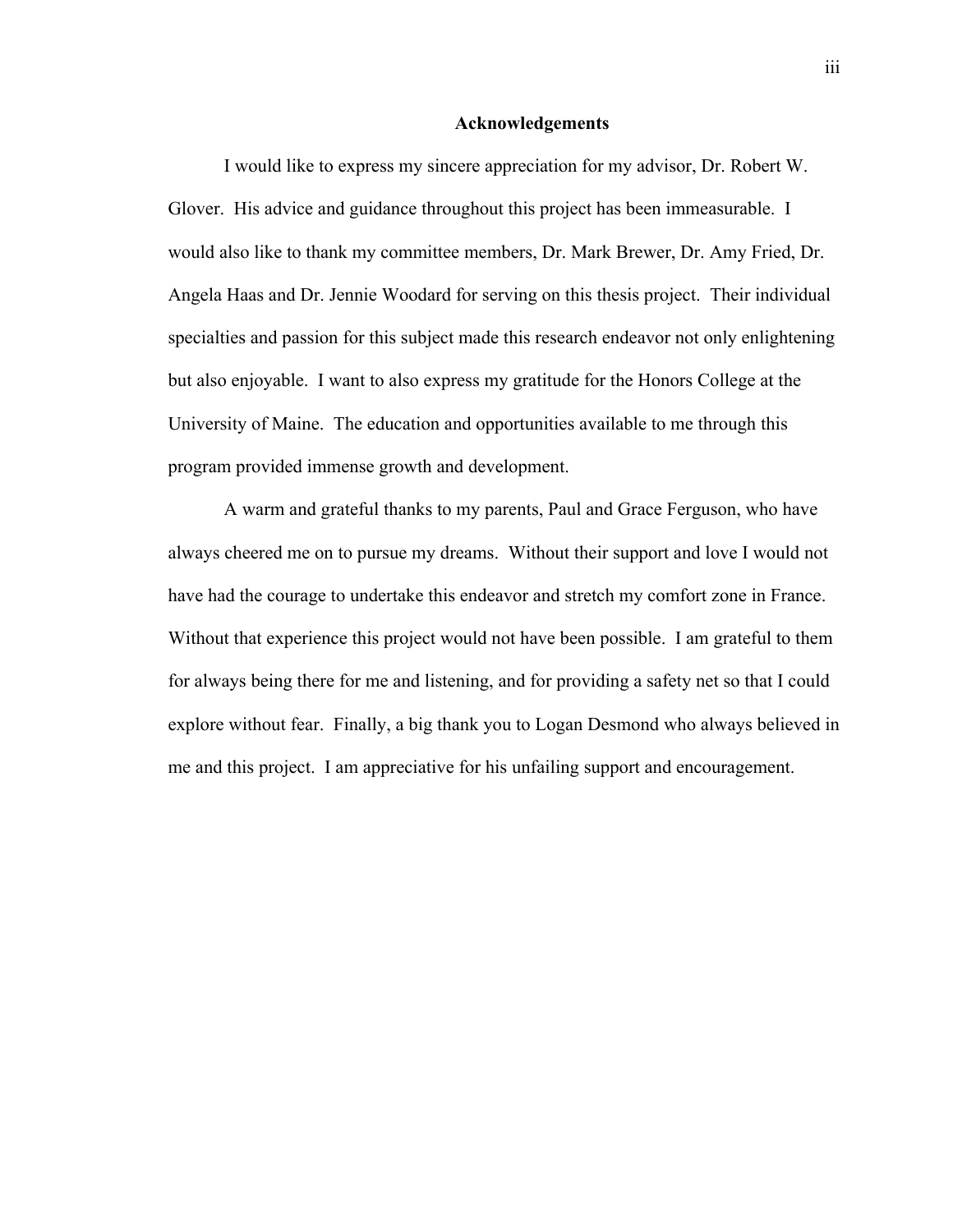## Acknowledgements

I would like to express my sincere appreciation for my advisor, Dr. Robert W. Glover. His advice and guidance throughout this project has been immeasurable. I would also like to thank my committee members, Dr. Mark Brewer, Dr. Amy Fried, Dr. Angela Haas and Dr. Jennie Woodard for serving on this thesis project. Their individual specialties and passion for this subject made this research endeavor not only enlightening but also enjoyable. I want to also express my gratitude for the Honors College at the University of Maine. The education and opportunities available to me through this program provided immense growth and development.

A warm and grateful thanks to my parents, Paul and Grace Ferguson, who have always cheered me on to pursue my dreams. Without their support and love I would not have had the courage to undertake this endeavor and stretch my comfort zone in France. Without that experience this project would not have been possible. I am grateful to them for always being there for me and listening, and for providing a safety net so that I could explore without fear. Finally, a big thank you to Logan Desmond who always believed in me and this project. I am appreciative for his unfailing support and encouragement.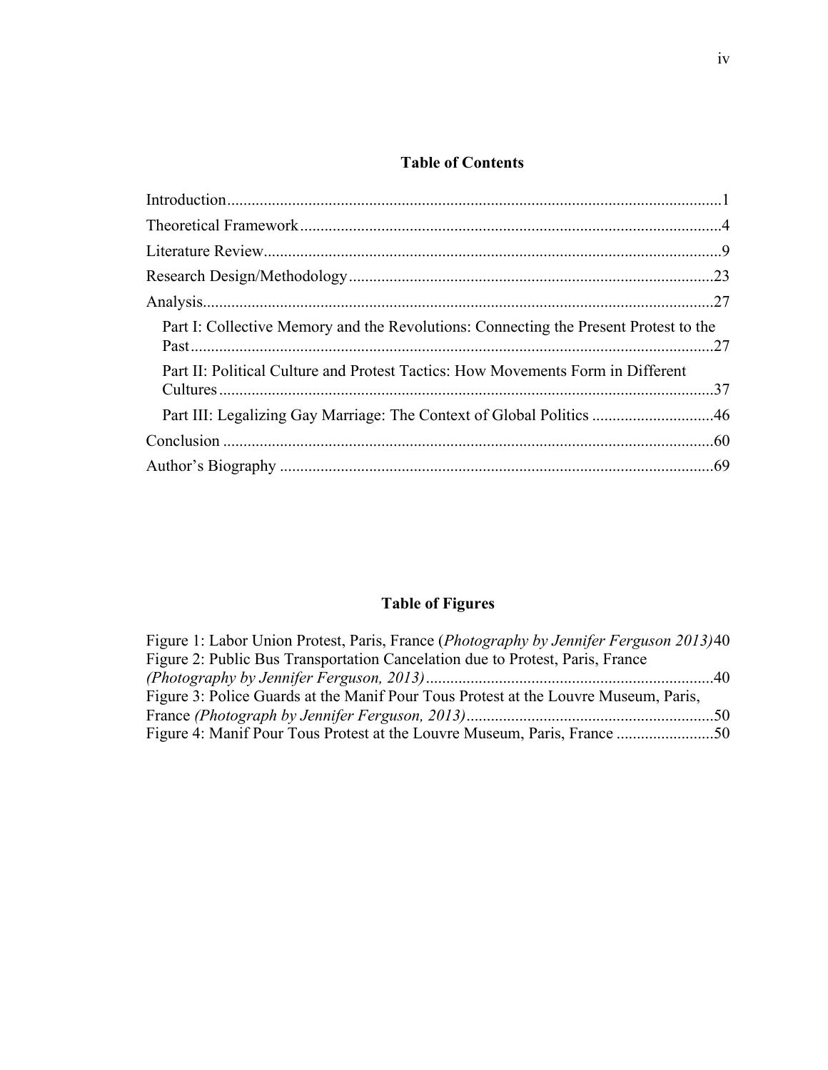## Table of Contents

Introduction........................................................................................................................1

Theoretical Framework.......................................................................................................4

Literature Review................................................................................................................9

Research Design/Methodology.........................................................................................23

Analysis............................................................................................................................27

Part I: Collective Memory and the Revolutions: Connecting the Present Protest to the Past................................................................................................................................27

Part II: Political Culture and Protest Tactics: How Movements Form in Different Cultures.........................................................................................................................37

Part III: Legalizing Gay Marriage: The Context of Global Politics ..............................46

Conclusion ........................................................................................................................60

Author's Biography ..........................................................................................................69

## Table of Figures

Figure 1: Labor Union Protest, Paris, France (*Photography by Jennifer Ferguson 2013)*40
Figure 2: Public Bus Transportation Cancelation due to Protest, Paris, France *(Photography by Jennifer Ferguson, 2013)*......................................................................40
Figure 3: Police Guards at the Manif Pour Tous Protest at the Louvre Museum, Paris, France *(Photograph by Jennifer Ferguson, 2013)*............................................................50
Figure 4: Manif Pour Tous Protest at the Louvre Museum, Paris, France ........................50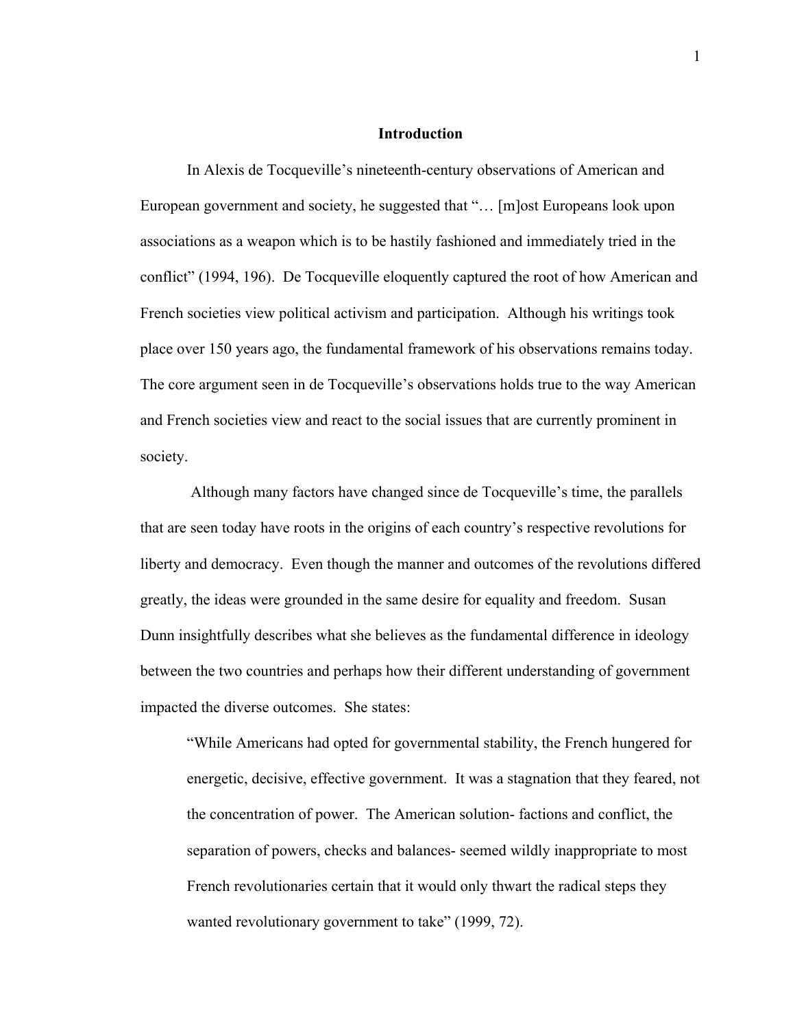## Introduction

In Alexis de Tocqueville's nineteenth-century observations of American and European government and society, he suggested that "… [m]ost Europeans look upon associations as a weapon which is to be hastily fashioned and immediately tried in the conflict" (1994, 196). De Tocqueville eloquently captured the root of how American and French societies view political activism and participation. Although his writings took place over 150 years ago, the fundamental framework of his observations remains today. The core argument seen in de Tocqueville's observations holds true to the way American and French societies view and react to the social issues that are currently prominent in society.

Although many factors have changed since de Tocqueville's time, the parallels that are seen today have roots in the origins of each country's respective revolutions for liberty and democracy. Even though the manner and outcomes of the revolutions differed greatly, the ideas were grounded in the same desire for equality and freedom. Susan Dunn insightfully describes what she believes as the fundamental difference in ideology between the two countries and perhaps how their different understanding of government impacted the diverse outcomes. She states:

> "While Americans had opted for governmental stability, the French hungered for energetic, decisive, effective government. It was a stagnation that they feared, not the concentration of power. The American solution- factions and conflict, the separation of powers, checks and balances- seemed wildly inappropriate to most French revolutionaries certain that it would only thwart the radical steps they wanted revolutionary government to take" (1999, 72).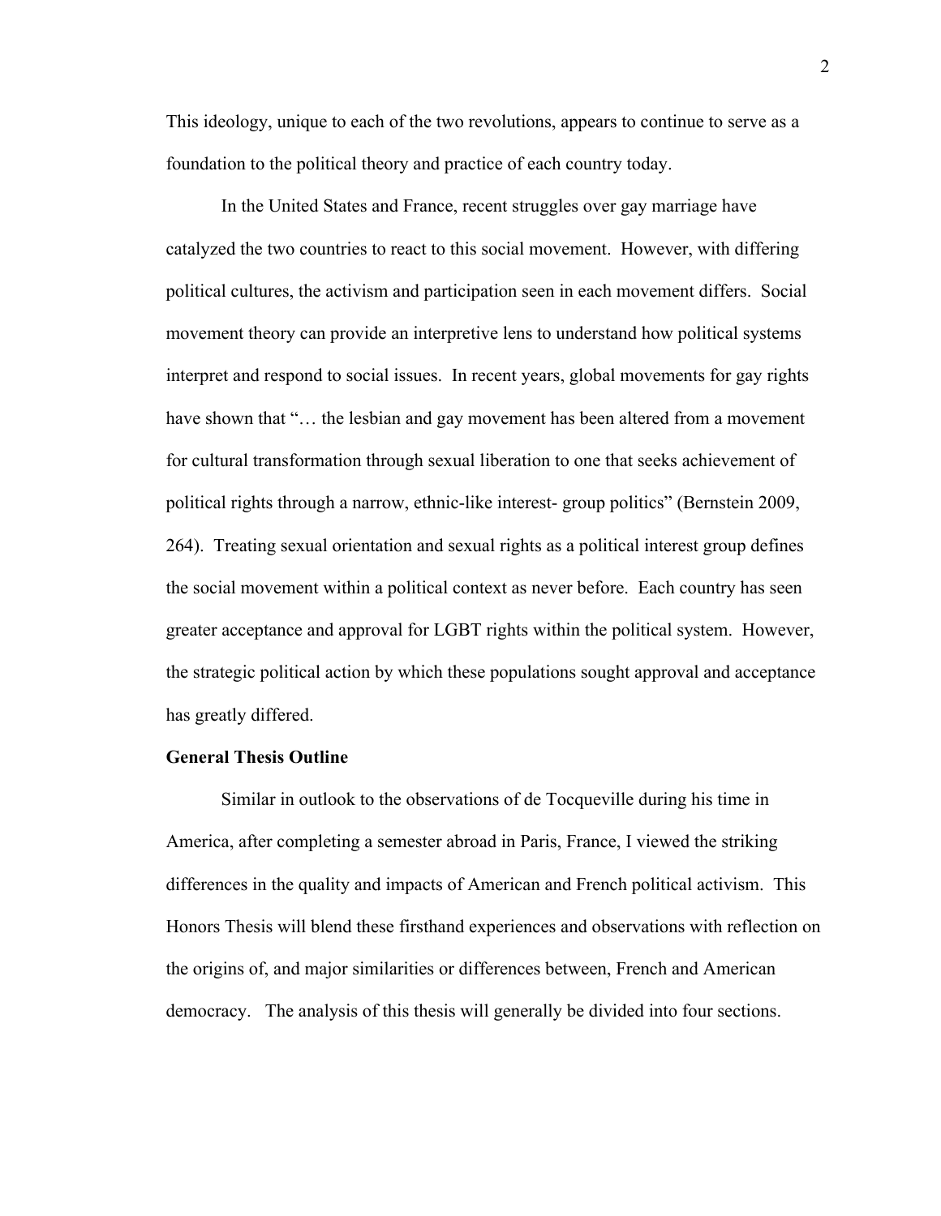This ideology, unique to each of the two revolutions, appears to continue to serve as a foundation to the political theory and practice of each country today.

In the United States and France, recent struggles over gay marriage have catalyzed the two countries to react to this social movement. However, with differing political cultures, the activism and participation seen in each movement differs. Social movement theory can provide an interpretive lens to understand how political systems interpret and respond to social issues. In recent years, global movements for gay rights have shown that "… the lesbian and gay movement has been altered from a movement for cultural transformation through sexual liberation to one that seeks achievement of political rights through a narrow, ethnic-like interest- group politics" (Bernstein 2009, 264). Treating sexual orientation and sexual rights as a political interest group defines the social movement within a political context as never before. Each country has seen greater acceptance and approval for LGBT rights within the political system. However, the strategic political action by which these populations sought approval and acceptance has greatly differed.

**General Thesis Outline**

Similar in outlook to the observations of de Tocqueville during his time in America, after completing a semester abroad in Paris, France, I viewed the striking differences in the quality and impacts of American and French political activism. This Honors Thesis will blend these firsthand experiences and observations with reflection on the origins of, and major similarities or differences between, French and American democracy. The analysis of this thesis will generally be divided into four sections.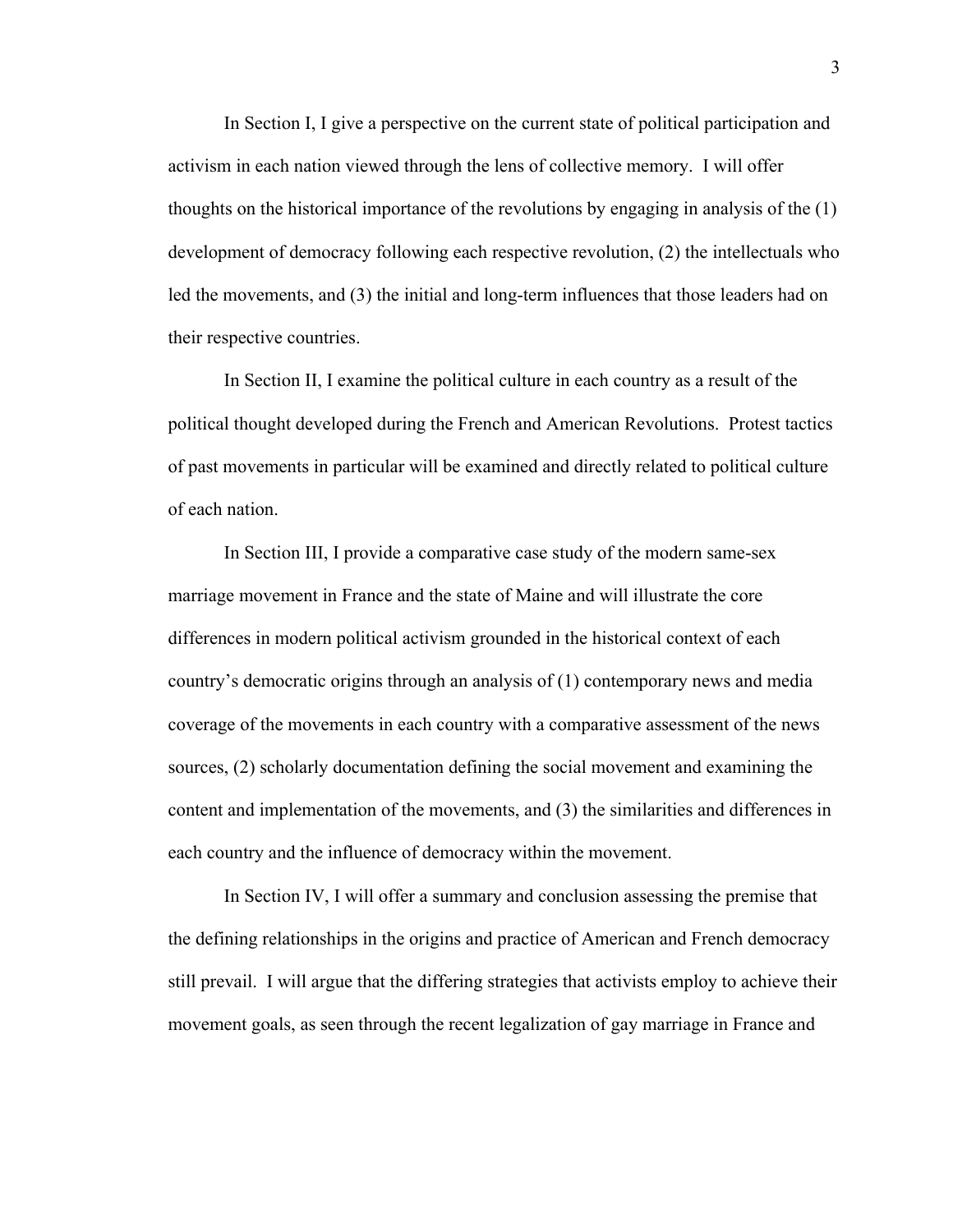In Section I, I give a perspective on the current state of political participation and activism in each nation viewed through the lens of collective memory. I will offer thoughts on the historical importance of the revolutions by engaging in analysis of the (1) development of democracy following each respective revolution, (2) the intellectuals who led the movements, and (3) the initial and long-term influences that those leaders had on their respective countries.

In Section II, I examine the political culture in each country as a result of the political thought developed during the French and American Revolutions. Protest tactics of past movements in particular will be examined and directly related to political culture of each nation.

In Section III, I provide a comparative case study of the modern same-sex marriage movement in France and the state of Maine and will illustrate the core differences in modern political activism grounded in the historical context of each country's democratic origins through an analysis of (1) contemporary news and media coverage of the movements in each country with a comparative assessment of the news sources, (2) scholarly documentation defining the social movement and examining the content and implementation of the movements, and (3) the similarities and differences in each country and the influence of democracy within the movement.

In Section IV, I will offer a summary and conclusion assessing the premise that the defining relationships in the origins and practice of American and French democracy still prevail. I will argue that the differing strategies that activists employ to achieve their movement goals, as seen through the recent legalization of gay marriage in France and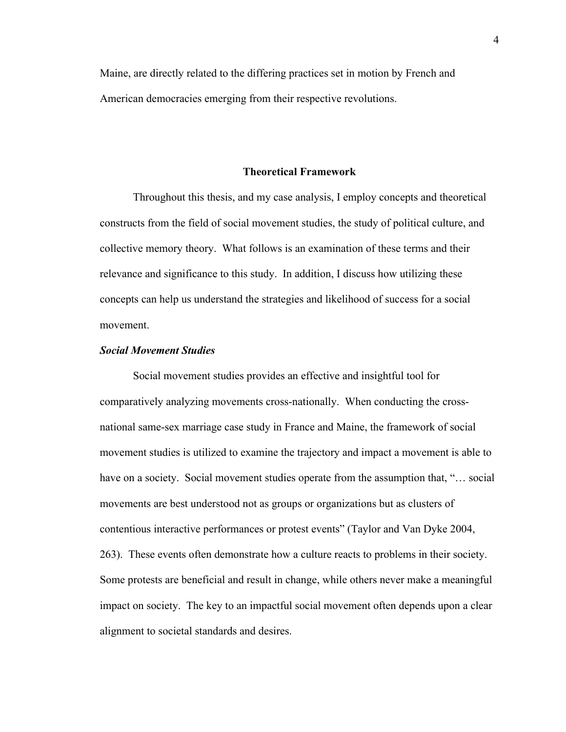Maine, are directly related to the differing practices set in motion by French and American democracies emerging from their respective revolutions.

## Theoretical Framework

Throughout this thesis, and my case analysis, I employ concepts and theoretical constructs from the field of social movement studies, the study of political culture, and collective memory theory. What follows is an examination of these terms and their relevance and significance to this study. In addition, I discuss how utilizing these concepts can help us understand the strategies and likelihood of success for a social movement.

### ***Social Movement Studies***

Social movement studies provides an effective and insightful tool for comparatively analyzing movements cross-nationally. When conducting the cross-national same-sex marriage case study in France and Maine, the framework of social movement studies is utilized to examine the trajectory and impact a movement is able to have on a society. Social movement studies operate from the assumption that, "… social movements are best understood not as groups or organizations but as clusters of contentious interactive performances or protest events" (Taylor and Van Dyke 2004, 263). These events often demonstrate how a culture reacts to problems in their society. Some protests are beneficial and result in change, while others never make a meaningful impact on society. The key to an impactful social movement often depends upon a clear alignment to societal standards and desires.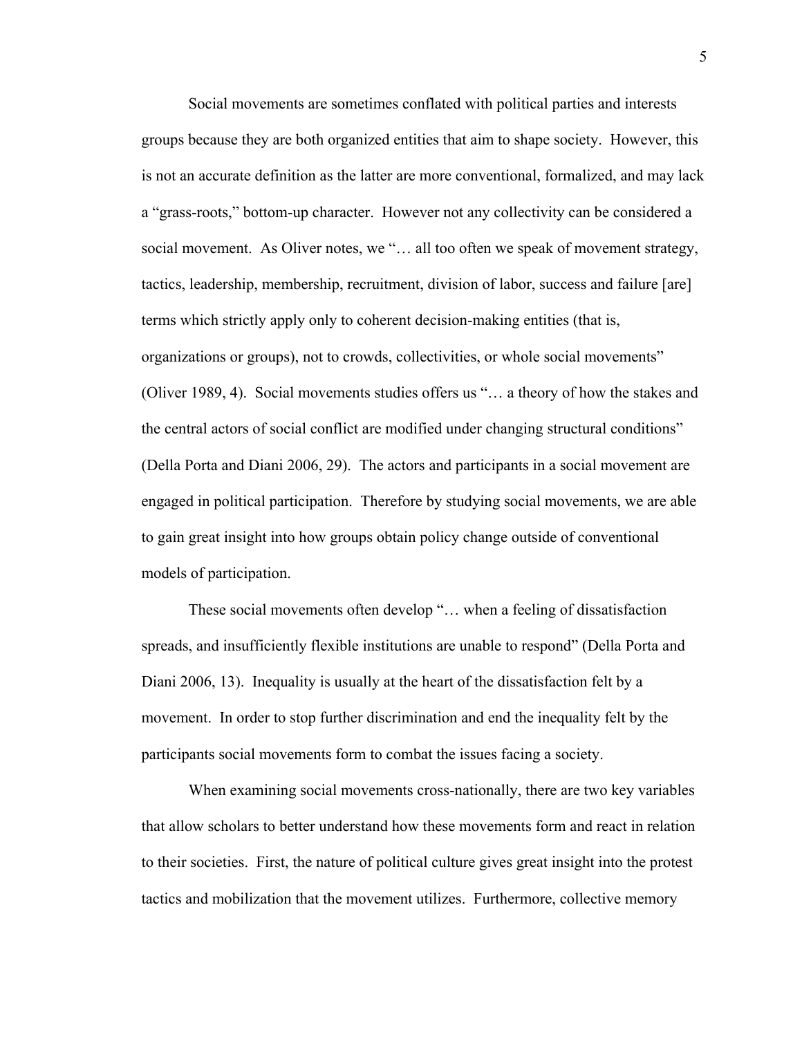Social movements are sometimes conflated with political parties and interests groups because they are both organized entities that aim to shape society. However, this is not an accurate definition as the latter are more conventional, formalized, and may lack a "grass-roots," bottom-up character. However not any collectivity can be considered a social movement. As Oliver notes, we "… all too often we speak of movement strategy, tactics, leadership, membership, recruitment, division of labor, success and failure [are] terms which strictly apply only to coherent decision-making entities (that is, organizations or groups), not to crowds, collectivities, or whole social movements" (Oliver 1989, 4). Social movements studies offers us "… a theory of how the stakes and the central actors of social conflict are modified under changing structural conditions" (Della Porta and Diani 2006, 29). The actors and participants in a social movement are engaged in political participation. Therefore by studying social movements, we are able to gain great insight into how groups obtain policy change outside of conventional models of participation.

These social movements often develop "… when a feeling of dissatisfaction spreads, and insufficiently flexible institutions are unable to respond" (Della Porta and Diani 2006, 13). Inequality is usually at the heart of the dissatisfaction felt by a movement. In order to stop further discrimination and end the inequality felt by the participants social movements form to combat the issues facing a society.

When examining social movements cross-nationally, there are two key variables that allow scholars to better understand how these movements form and react in relation to their societies. First, the nature of political culture gives great insight into the protest tactics and mobilization that the movement utilizes. Furthermore, collective memory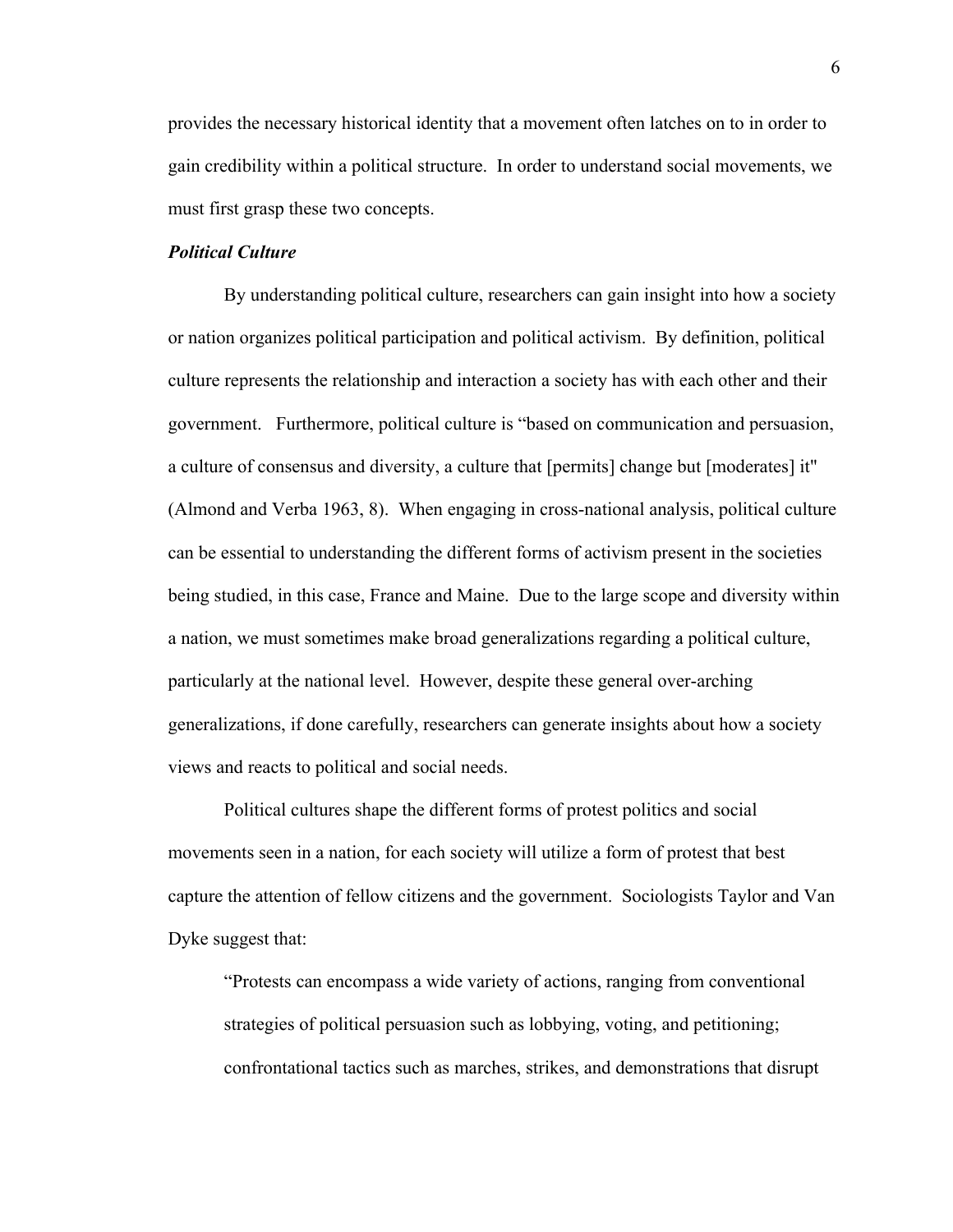provides the necessary historical identity that a movement often latches on to in order to gain credibility within a political structure. In order to understand social movements, we must first grasp these two concepts.

### ***Political Culture***

By understanding political culture, researchers can gain insight into how a society or nation organizes political participation and political activism. By definition, political culture represents the relationship and interaction a society has with each other and their government. Furthermore, political culture is "based on communication and persuasion, a culture of consensus and diversity, a culture that [permits] change but [moderates] it" (Almond and Verba 1963, 8). When engaging in cross-national analysis, political culture can be essential to understanding the different forms of activism present in the societies being studied, in this case, France and Maine. Due to the large scope and diversity within a nation, we must sometimes make broad generalizations regarding a political culture, particularly at the national level. However, despite these general over-arching generalizations, if done carefully, researchers can generate insights about how a society views and reacts to political and social needs.

Political cultures shape the different forms of protest politics and social movements seen in a nation, for each society will utilize a form of protest that best capture the attention of fellow citizens and the government. Sociologists Taylor and Van Dyke suggest that:

> "Protests can encompass a wide variety of actions, ranging from conventional strategies of political persuasion such as lobbying, voting, and petitioning; confrontational tactics such as marches, strikes, and demonstrations that disrupt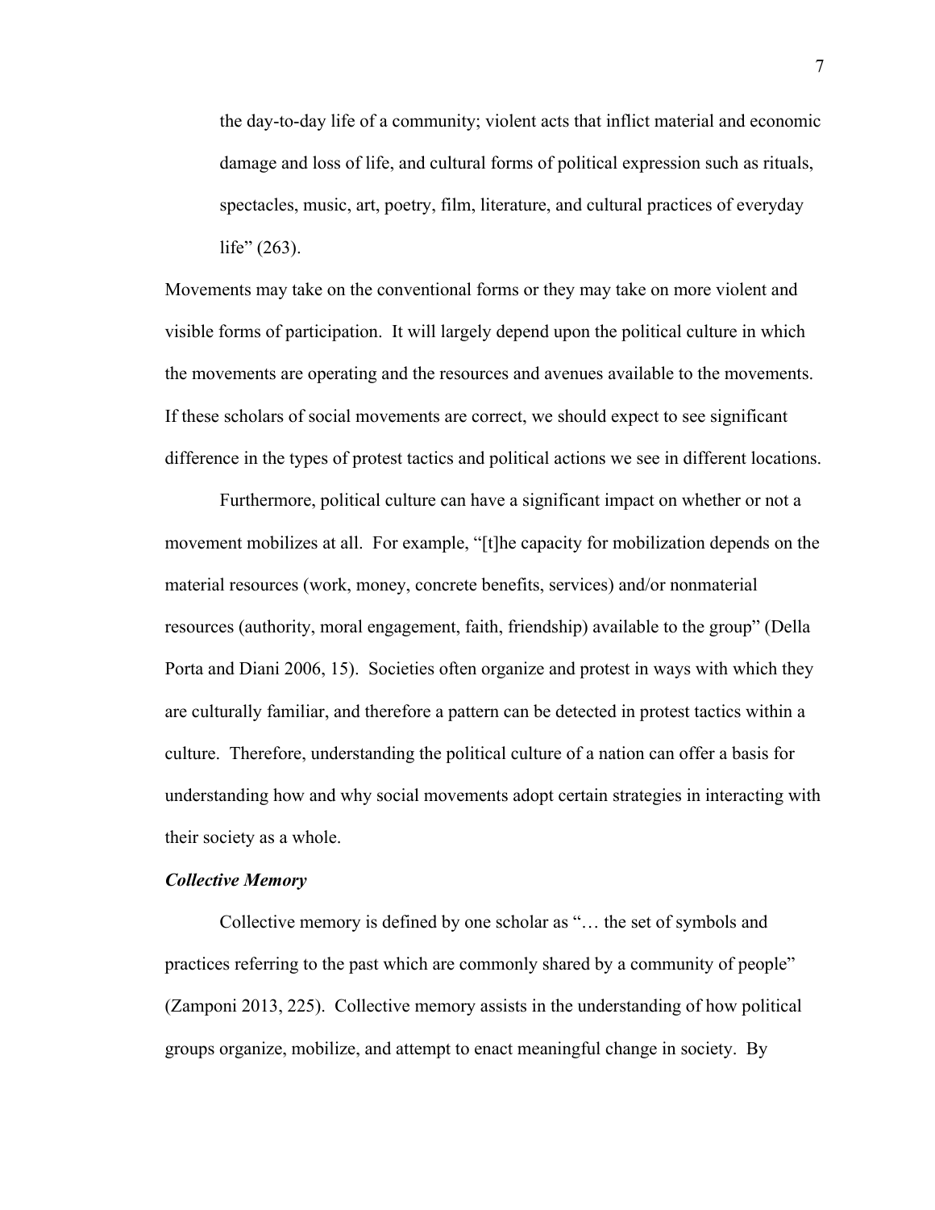> the day-to-day life of a community; violent acts that inflict material and economic damage and loss of life, and cultural forms of political expression such as rituals, spectacles, music, art, poetry, film, literature, and cultural practices of everyday life" (263).

Movements may take on the conventional forms or they may take on more violent and visible forms of participation. It will largely depend upon the political culture in which the movements are operating and the resources and avenues available to the movements. If these scholars of social movements are correct, we should expect to see significant difference in the types of protest tactics and political actions we see in different locations.

Furthermore, political culture can have a significant impact on whether or not a movement mobilizes at all. For example, "[t]he capacity for mobilization depends on the material resources (work, money, concrete benefits, services) and/or nonmaterial resources (authority, moral engagement, faith, friendship) available to the group" (Della Porta and Diani 2006, 15). Societies often organize and protest in ways with which they are culturally familiar, and therefore a pattern can be detected in protest tactics within a culture. Therefore, understanding the political culture of a nation can offer a basis for understanding how and why social movements adopt certain strategies in interacting with their society as a whole.

***Collective Memory***

Collective memory is defined by one scholar as "… the set of symbols and practices referring to the past which are commonly shared by a community of people" (Zamponi 2013, 225). Collective memory assists in the understanding of how political groups organize, mobilize, and attempt to enact meaningful change in society. By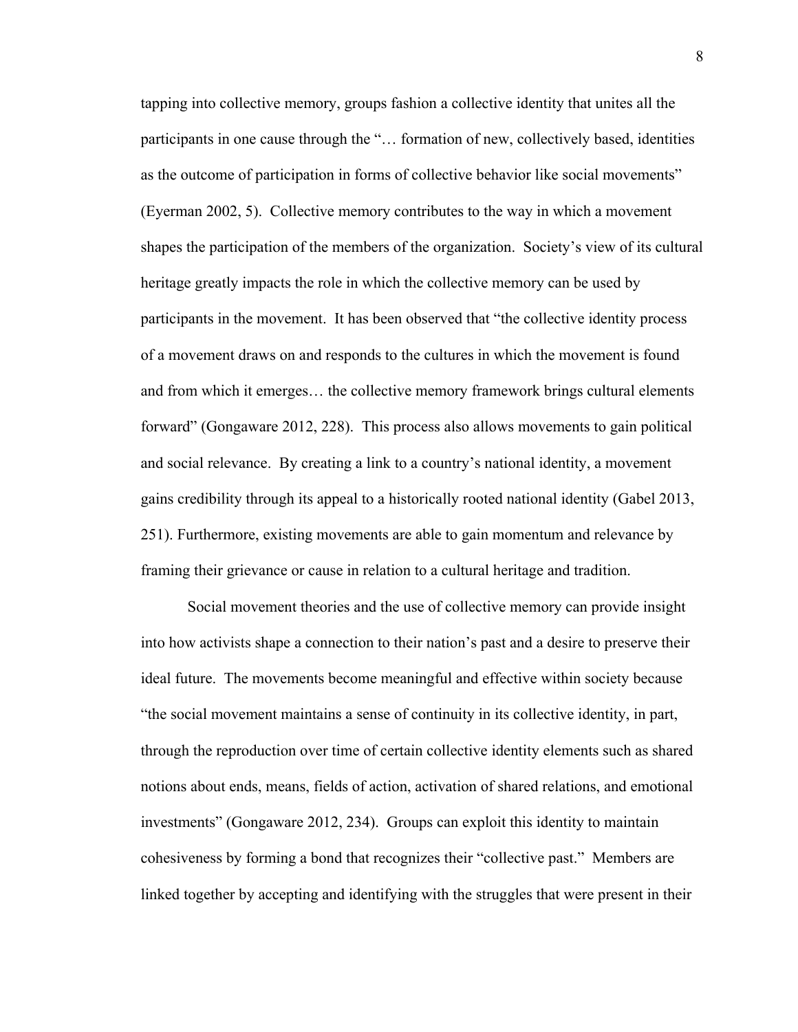tapping into collective memory, groups fashion a collective identity that unites all the participants in one cause through the "… formation of new, collectively based, identities as the outcome of participation in forms of collective behavior like social movements" (Eyerman 2002, 5). Collective memory contributes to the way in which a movement shapes the participation of the members of the organization. Society's view of its cultural heritage greatly impacts the role in which the collective memory can be used by participants in the movement. It has been observed that "the collective identity process of a movement draws on and responds to the cultures in which the movement is found and from which it emerges… the collective memory framework brings cultural elements forward" (Gongaware 2012, 228). This process also allows movements to gain political and social relevance. By creating a link to a country's national identity, a movement gains credibility through its appeal to a historically rooted national identity (Gabel 2013, 251). Furthermore, existing movements are able to gain momentum and relevance by framing their grievance or cause in relation to a cultural heritage and tradition.

Social movement theories and the use of collective memory can provide insight into how activists shape a connection to their nation's past and a desire to preserve their ideal future. The movements become meaningful and effective within society because "the social movement maintains a sense of continuity in its collective identity, in part, through the reproduction over time of certain collective identity elements such as shared notions about ends, means, fields of action, activation of shared relations, and emotional investments" (Gongaware 2012, 234). Groups can exploit this identity to maintain cohesiveness by forming a bond that recognizes their "collective past." Members are linked together by accepting and identifying with the struggles that were present in their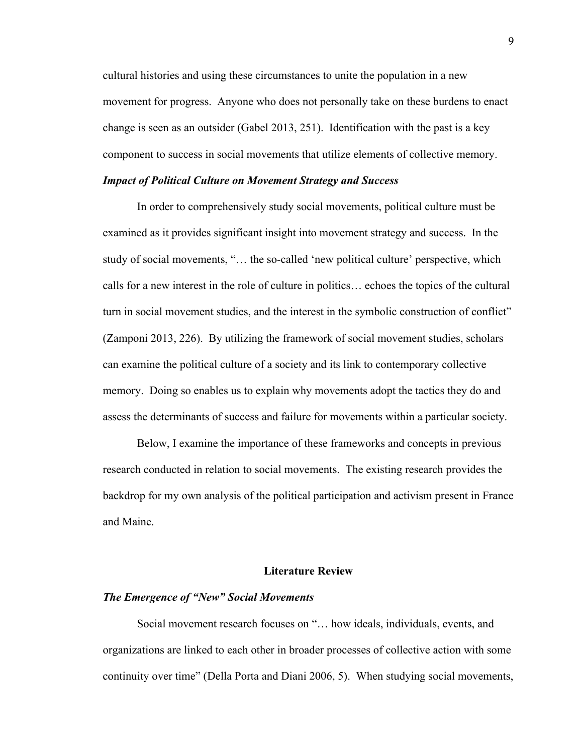cultural histories and using these circumstances to unite the population in a new movement for progress. Anyone who does not personally take on these burdens to enact change is seen as an outsider (Gabel 2013, 251). Identification with the past is a key component to success in social movements that utilize elements of collective memory.

### *Impact of Political Culture on Movement Strategy and Success*

In order to comprehensively study social movements, political culture must be examined as it provides significant insight into movement strategy and success. In the study of social movements, "… the so-called 'new political culture' perspective, which calls for a new interest in the role of culture in politics… echoes the topics of the cultural turn in social movement studies, and the interest in the symbolic construction of conflict" (Zamponi 2013, 226). By utilizing the framework of social movement studies, scholars can examine the political culture of a society and its link to contemporary collective memory. Doing so enables us to explain why movements adopt the tactics they do and assess the determinants of success and failure for movements within a particular society.

Below, I examine the importance of these frameworks and concepts in previous research conducted in relation to social movements. The existing research provides the backdrop for my own analysis of the political participation and activism present in France and Maine.

## Literature Review

### *The Emergence of "New" Social Movements*

Social movement research focuses on "… how ideals, individuals, events, and organizations are linked to each other in broader processes of collective action with some continuity over time" (Della Porta and Diani 2006, 5). When studying social movements,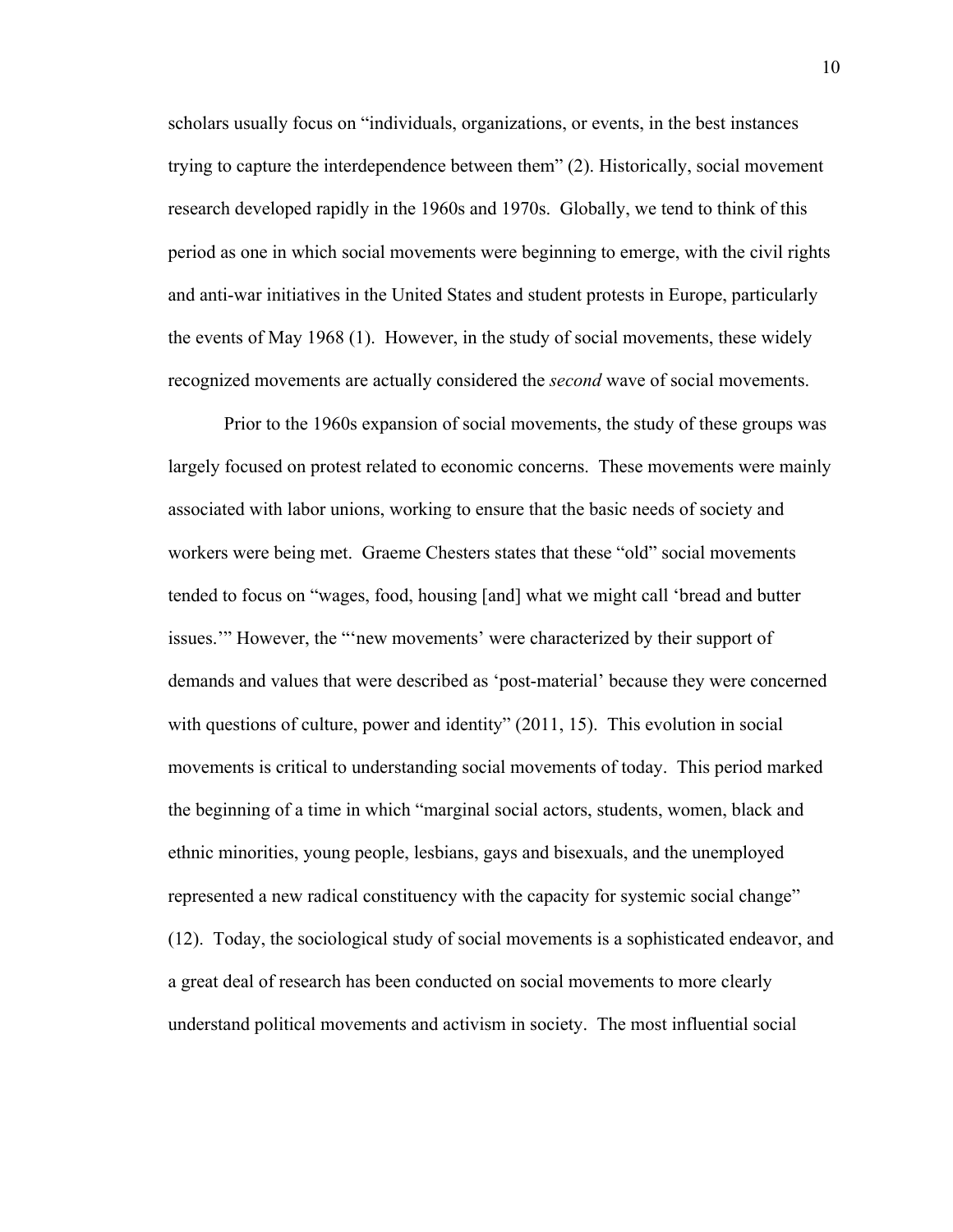scholars usually focus on "individuals, organizations, or events, in the best instances trying to capture the interdependence between them" (2). Historically, social movement research developed rapidly in the 1960s and 1970s. Globally, we tend to think of this period as one in which social movements were beginning to emerge, with the civil rights and anti-war initiatives in the United States and student protests in Europe, particularly the events of May 1968 (1). However, in the study of social movements, these widely recognized movements are actually considered the *second* wave of social movements.

Prior to the 1960s expansion of social movements, the study of these groups was largely focused on protest related to economic concerns. These movements were mainly associated with labor unions, working to ensure that the basic needs of society and workers were being met. Graeme Chesters states that these "old" social movements tended to focus on "wages, food, housing [and] what we might call 'bread and butter issues.'" However, the "'new movements' were characterized by their support of demands and values that were described as 'post-material' because they were concerned with questions of culture, power and identity" (2011, 15). This evolution in social movements is critical to understanding social movements of today. This period marked the beginning of a time in which "marginal social actors, students, women, black and ethnic minorities, young people, lesbians, gays and bisexuals, and the unemployed represented a new radical constituency with the capacity for systemic social change" (12). Today, the sociological study of social movements is a sophisticated endeavor, and a great deal of research has been conducted on social movements to more clearly understand political movements and activism in society. The most influential social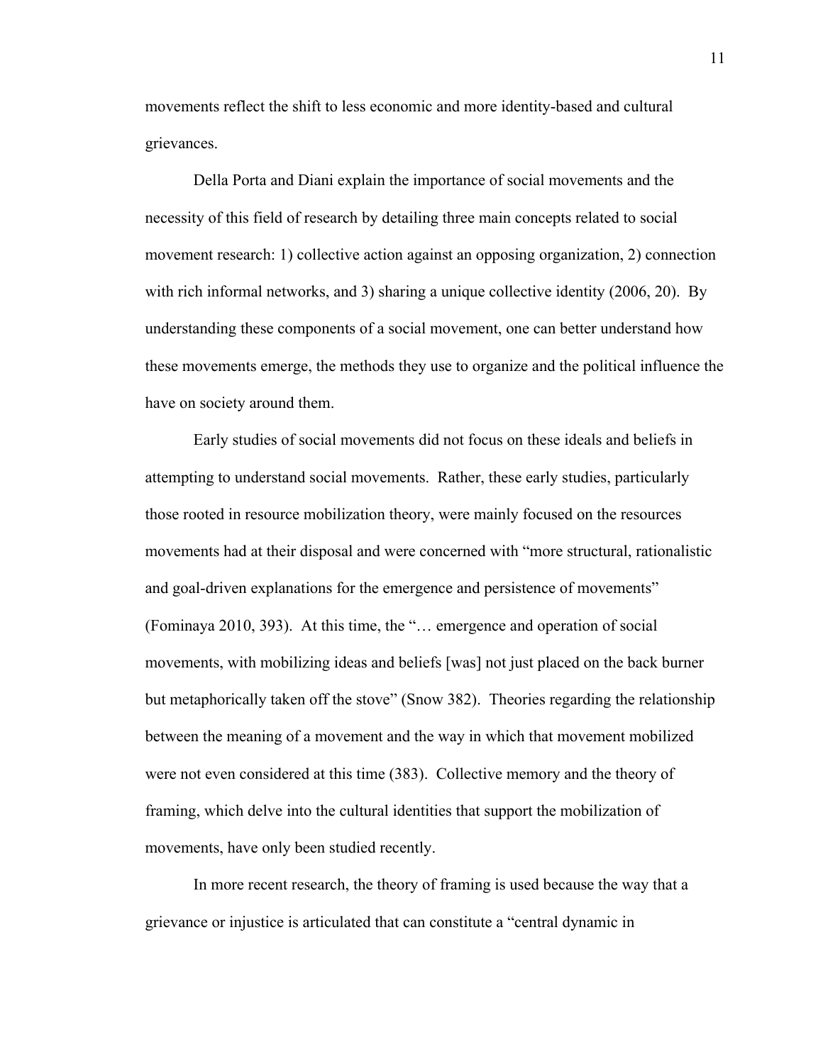movements reflect the shift to less economic and more identity-based and cultural grievances.

Della Porta and Diani explain the importance of social movements and the necessity of this field of research by detailing three main concepts related to social movement research: 1) collective action against an opposing organization, 2) connection with rich informal networks, and 3) sharing a unique collective identity (2006, 20). By understanding these components of a social movement, one can better understand how these movements emerge, the methods they use to organize and the political influence the have on society around them.

Early studies of social movements did not focus on these ideals and beliefs in attempting to understand social movements. Rather, these early studies, particularly those rooted in resource mobilization theory, were mainly focused on the resources movements had at their disposal and were concerned with "more structural, rationalistic and goal-driven explanations for the emergence and persistence of movements" (Fominaya 2010, 393). At this time, the "… emergence and operation of social movements, with mobilizing ideas and beliefs [was] not just placed on the back burner but metaphorically taken off the stove" (Snow 382). Theories regarding the relationship between the meaning of a movement and the way in which that movement mobilized were not even considered at this time (383). Collective memory and the theory of framing, which delve into the cultural identities that support the mobilization of movements, have only been studied recently.

In more recent research, the theory of framing is used because the way that a grievance or injustice is articulated that can constitute a "central dynamic in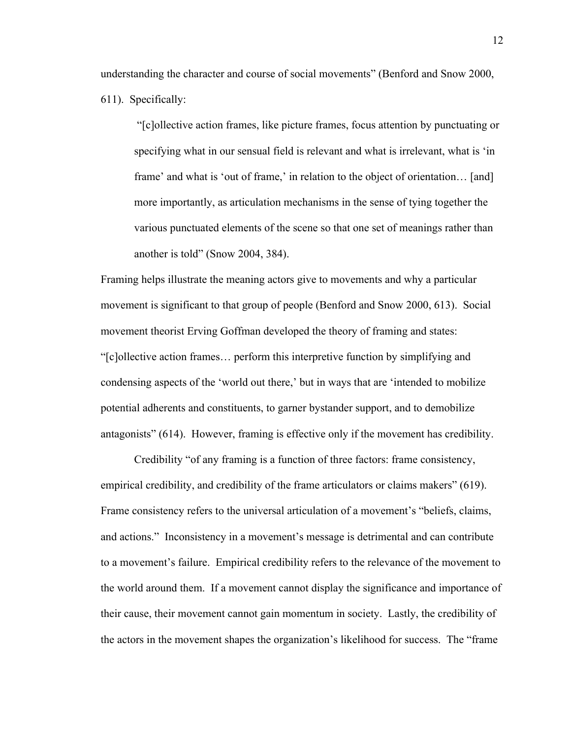understanding the character and course of social movements" (Benford and Snow 2000, 611). Specifically:

> "[c]ollective action frames, like picture frames, focus attention by punctuating or specifying what in our sensual field is relevant and what is irrelevant, what is 'in frame' and what is 'out of frame,' in relation to the object of orientation… [and] more importantly, as articulation mechanisms in the sense of tying together the various punctuated elements of the scene so that one set of meanings rather than another is told" (Snow 2004, 384).

Framing helps illustrate the meaning actors give to movements and why a particular movement is significant to that group of people (Benford and Snow 2000, 613). Social movement theorist Erving Goffman developed the theory of framing and states: "[c]ollective action frames… perform this interpretive function by simplifying and condensing aspects of the 'world out there,' but in ways that are 'intended to mobilize potential adherents and constituents, to garner bystander support, and to demobilize antagonists" (614). However, framing is effective only if the movement has credibility.

Credibility "of any framing is a function of three factors: frame consistency, empirical credibility, and credibility of the frame articulators or claims makers" (619). Frame consistency refers to the universal articulation of a movement's "beliefs, claims, and actions." Inconsistency in a movement's message is detrimental and can contribute to a movement's failure. Empirical credibility refers to the relevance of the movement to the world around them. If a movement cannot display the significance and importance of their cause, their movement cannot gain momentum in society. Lastly, the credibility of the actors in the movement shapes the organization's likelihood for success. The "frame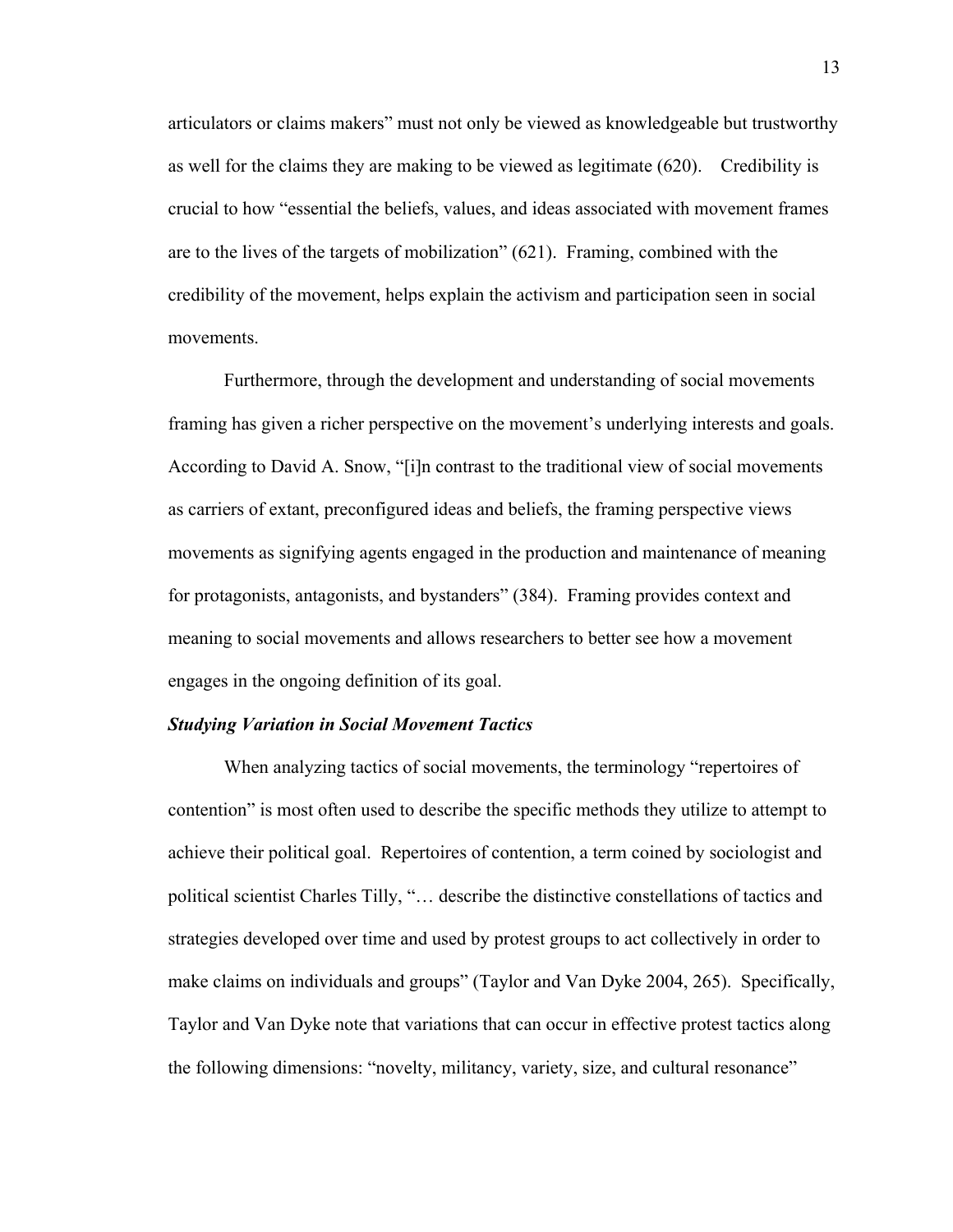articulators or claims makers" must not only be viewed as knowledgeable but trustworthy as well for the claims they are making to be viewed as legitimate (620). Credibility is crucial to how "essential the beliefs, values, and ideas associated with movement frames are to the lives of the targets of mobilization" (621). Framing, combined with the credibility of the movement, helps explain the activism and participation seen in social movements.

Furthermore, through the development and understanding of social movements framing has given a richer perspective on the movement's underlying interests and goals. According to David A. Snow, "[i]n contrast to the traditional view of social movements as carriers of extant, preconfigured ideas and beliefs, the framing perspective views movements as signifying agents engaged in the production and maintenance of meaning for protagonists, antagonists, and bystanders" (384). Framing provides context and meaning to social movements and allows researchers to better see how a movement engages in the ongoing definition of its goal.

### ***Studying Variation in Social Movement Tactics***

When analyzing tactics of social movements, the terminology "repertoires of contention" is most often used to describe the specific methods they utilize to attempt to achieve their political goal. Repertoires of contention, a term coined by sociologist and political scientist Charles Tilly, "… describe the distinctive constellations of tactics and strategies developed over time and used by protest groups to act collectively in order to make claims on individuals and groups" (Taylor and Van Dyke 2004, 265). Specifically, Taylor and Van Dyke note that variations that can occur in effective protest tactics along the following dimensions: "novelty, militancy, variety, size, and cultural resonance"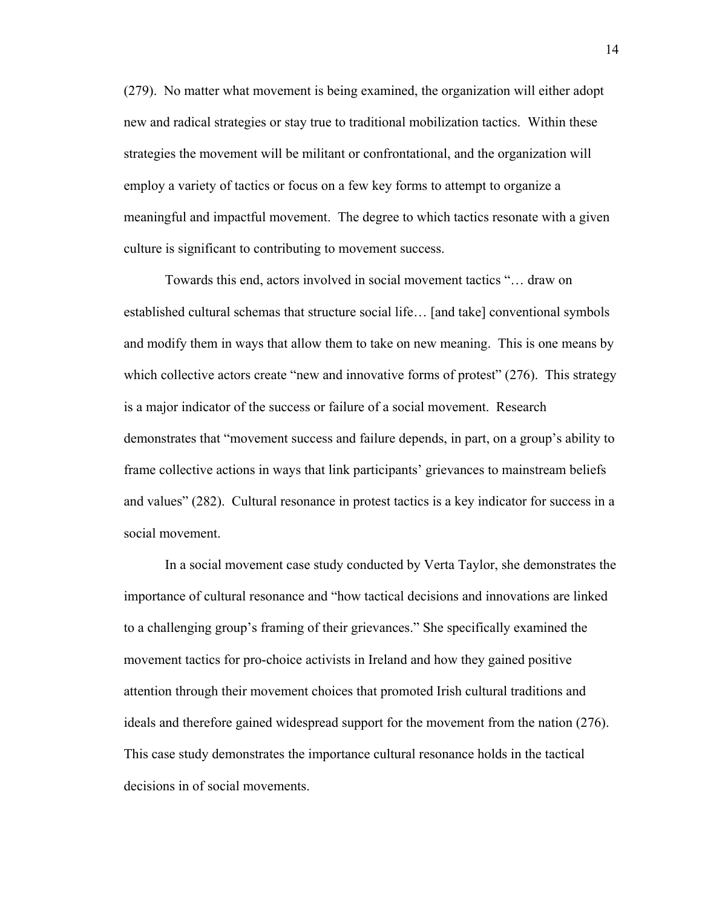(279). No matter what movement is being examined, the organization will either adopt new and radical strategies or stay true to traditional mobilization tactics. Within these strategies the movement will be militant or confrontational, and the organization will employ a variety of tactics or focus on a few key forms to attempt to organize a meaningful and impactful movement. The degree to which tactics resonate with a given culture is significant to contributing to movement success.

Towards this end, actors involved in social movement tactics "… draw on established cultural schemas that structure social life… [and take] conventional symbols and modify them in ways that allow them to take on new meaning. This is one means by which collective actors create "new and innovative forms of protest" (276). This strategy is a major indicator of the success or failure of a social movement. Research demonstrates that "movement success and failure depends, in part, on a group's ability to frame collective actions in ways that link participants' grievances to mainstream beliefs and values" (282). Cultural resonance in protest tactics is a key indicator for success in a social movement.

In a social movement case study conducted by Verta Taylor, she demonstrates the importance of cultural resonance and "how tactical decisions and innovations are linked to a challenging group's framing of their grievances." She specifically examined the movement tactics for pro-choice activists in Ireland and how they gained positive attention through their movement choices that promoted Irish cultural traditions and ideals and therefore gained widespread support for the movement from the nation (276). This case study demonstrates the importance cultural resonance holds in the tactical decisions in of social movements.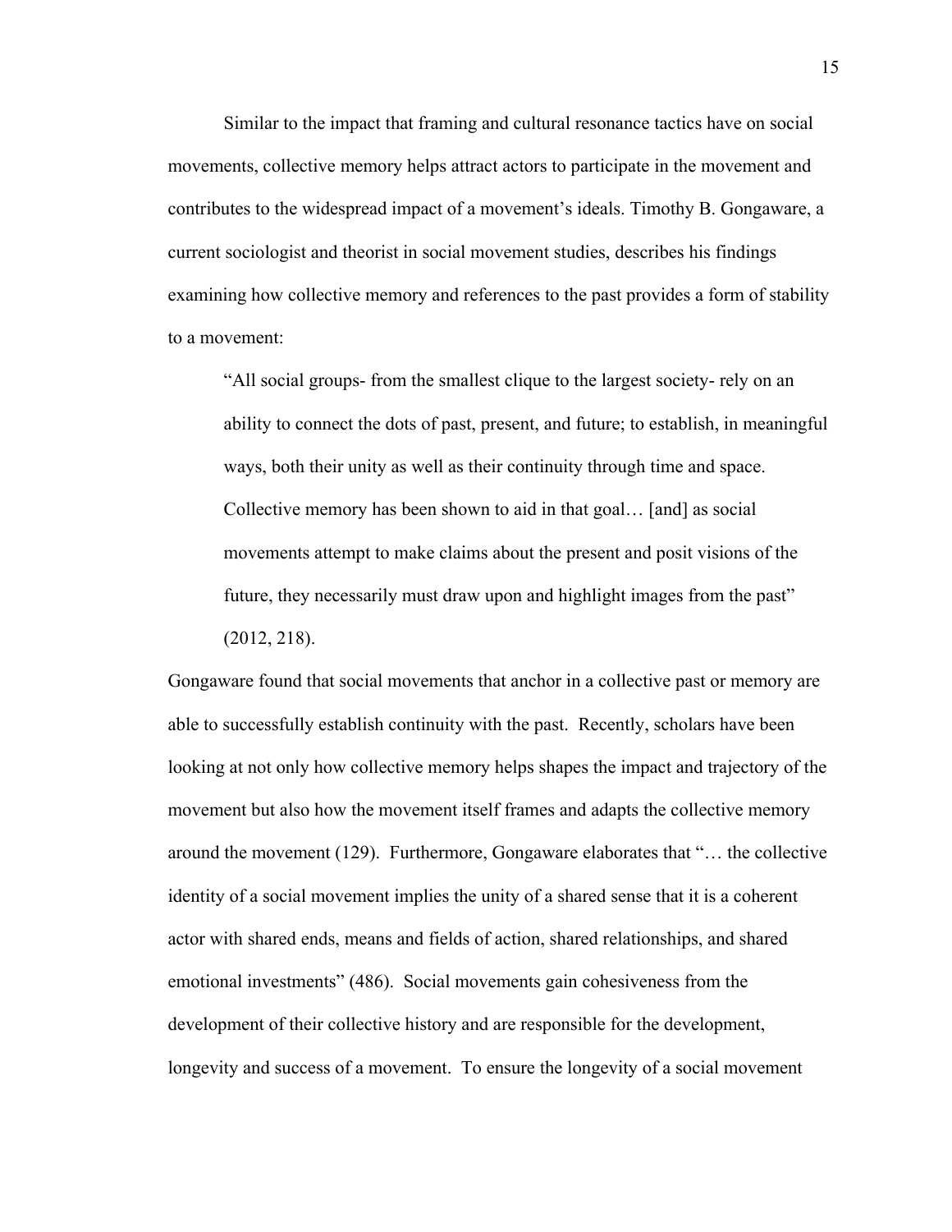Similar to the impact that framing and cultural resonance tactics have on social movements, collective memory helps attract actors to participate in the movement and contributes to the widespread impact of a movement's ideals. Timothy B. Gongaware, a current sociologist and theorist in social movement studies, describes his findings examining how collective memory and references to the past provides a form of stability to a movement:

> "All social groups- from the smallest clique to the largest society- rely on an ability to connect the dots of past, present, and future; to establish, in meaningful ways, both their unity as well as their continuity through time and space. Collective memory has been shown to aid in that goal… [and] as social movements attempt to make claims about the present and posit visions of the future, they necessarily must draw upon and highlight images from the past" (2012, 218).

Gongaware found that social movements that anchor in a collective past or memory are able to successfully establish continuity with the past. Recently, scholars have been looking at not only how collective memory helps shapes the impact and trajectory of the movement but also how the movement itself frames and adapts the collective memory around the movement (129). Furthermore, Gongaware elaborates that "… the collective identity of a social movement implies the unity of a shared sense that it is a coherent actor with shared ends, means and fields of action, shared relationships, and shared emotional investments" (486). Social movements gain cohesiveness from the development of their collective history and are responsible for the development, longevity and success of a movement. To ensure the longevity of a social movement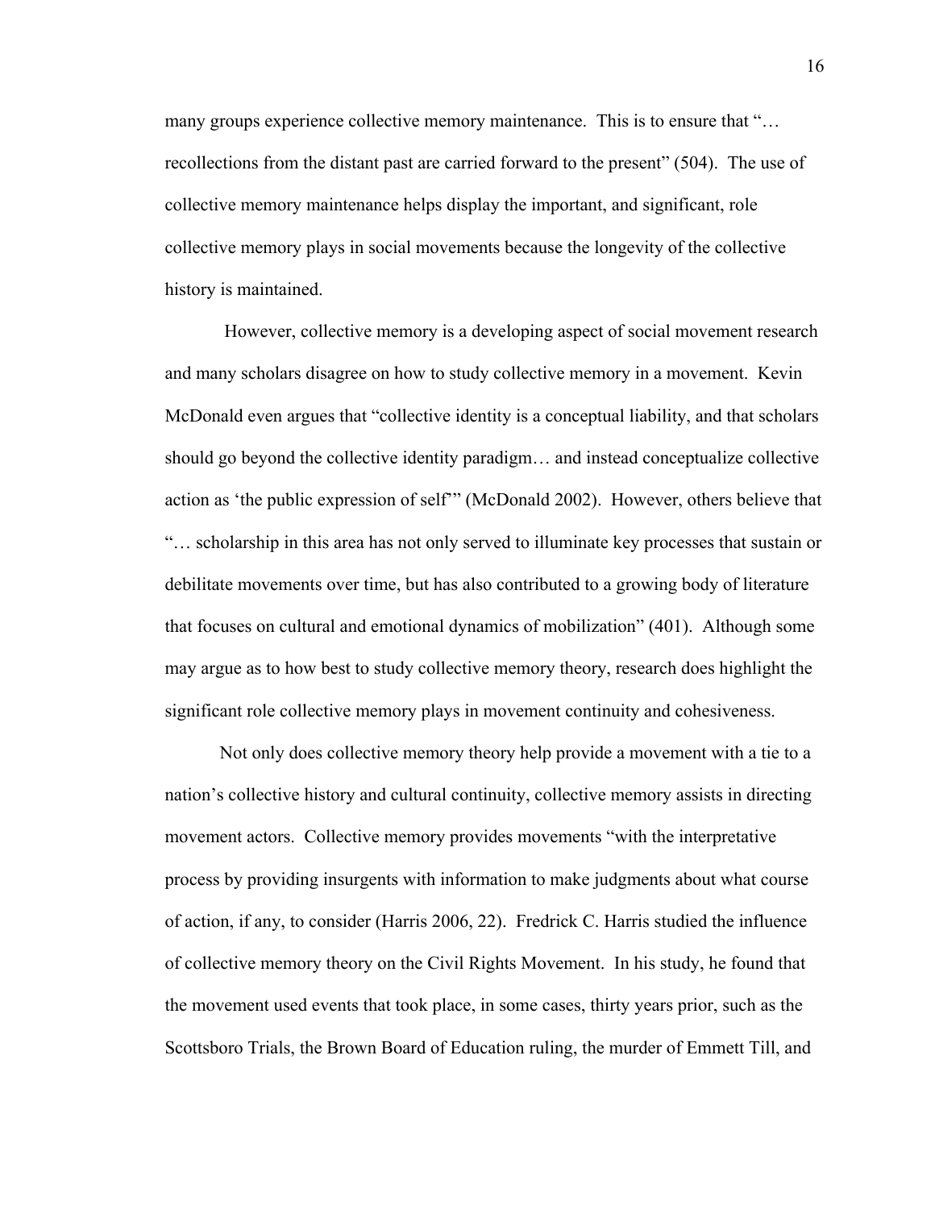many groups experience collective memory maintenance. This is to ensure that "… recollections from the distant past are carried forward to the present" (504). The use of collective memory maintenance helps display the important, and significant, role collective memory plays in social movements because the longevity of the collective history is maintained.

However, collective memory is a developing aspect of social movement research and many scholars disagree on how to study collective memory in a movement. Kevin McDonald even argues that "collective identity is a conceptual liability, and that scholars should go beyond the collective identity paradigm… and instead conceptualize collective action as 'the public expression of self'" (McDonald 2002). However, others believe that "… scholarship in this area has not only served to illuminate key processes that sustain or debilitate movements over time, but has also contributed to a growing body of literature that focuses on cultural and emotional dynamics of mobilization" (401). Although some may argue as to how best to study collective memory theory, research does highlight the significant role collective memory plays in movement continuity and cohesiveness.

Not only does collective memory theory help provide a movement with a tie to a nation's collective history and cultural continuity, collective memory assists in directing movement actors. Collective memory provides movements "with the interpretative process by providing insurgents with information to make judgments about what course of action, if any, to consider (Harris 2006, 22). Fredrick C. Harris studied the influence of collective memory theory on the Civil Rights Movement. In his study, he found that the movement used events that took place, in some cases, thirty years prior, such as the Scottsboro Trials, the Brown Board of Education ruling, the murder of Emmett Till, and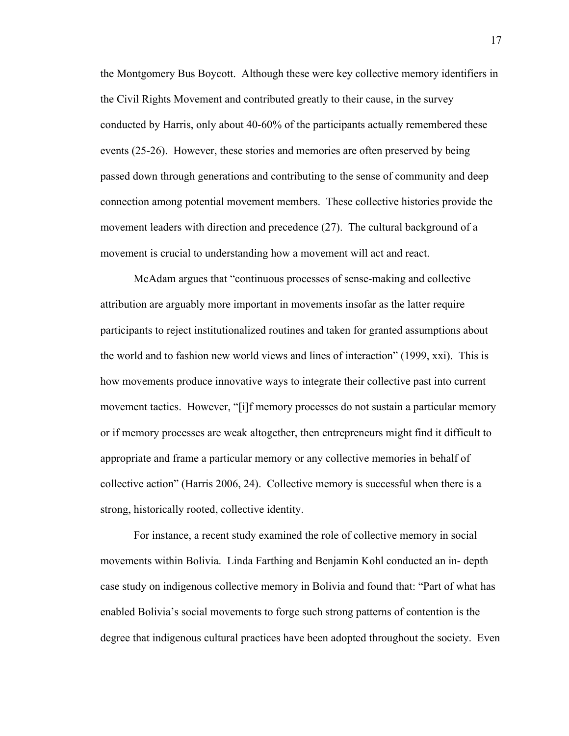the Montgomery Bus Boycott. Although these were key collective memory identifiers in the Civil Rights Movement and contributed greatly to their cause, in the survey conducted by Harris, only about 40-60% of the participants actually remembered these events (25-26). However, these stories and memories are often preserved by being passed down through generations and contributing to the sense of community and deep connection among potential movement members. These collective histories provide the movement leaders with direction and precedence (27). The cultural background of a movement is crucial to understanding how a movement will act and react.

McAdam argues that "continuous processes of sense-making and collective attribution are arguably more important in movements insofar as the latter require participants to reject institutionalized routines and taken for granted assumptions about the world and to fashion new world views and lines of interaction" (1999, xxi). This is how movements produce innovative ways to integrate their collective past into current movement tactics. However, "[i]f memory processes do not sustain a particular memory or if memory processes are weak altogether, then entrepreneurs might find it difficult to appropriate and frame a particular memory or any collective memories in behalf of collective action" (Harris 2006, 24). Collective memory is successful when there is a strong, historically rooted, collective identity.

For instance, a recent study examined the role of collective memory in social movements within Bolivia. Linda Farthing and Benjamin Kohl conducted an in- depth case study on indigenous collective memory in Bolivia and found that: "Part of what has enabled Bolivia's social movements to forge such strong patterns of contention is the degree that indigenous cultural practices have been adopted throughout the society. Even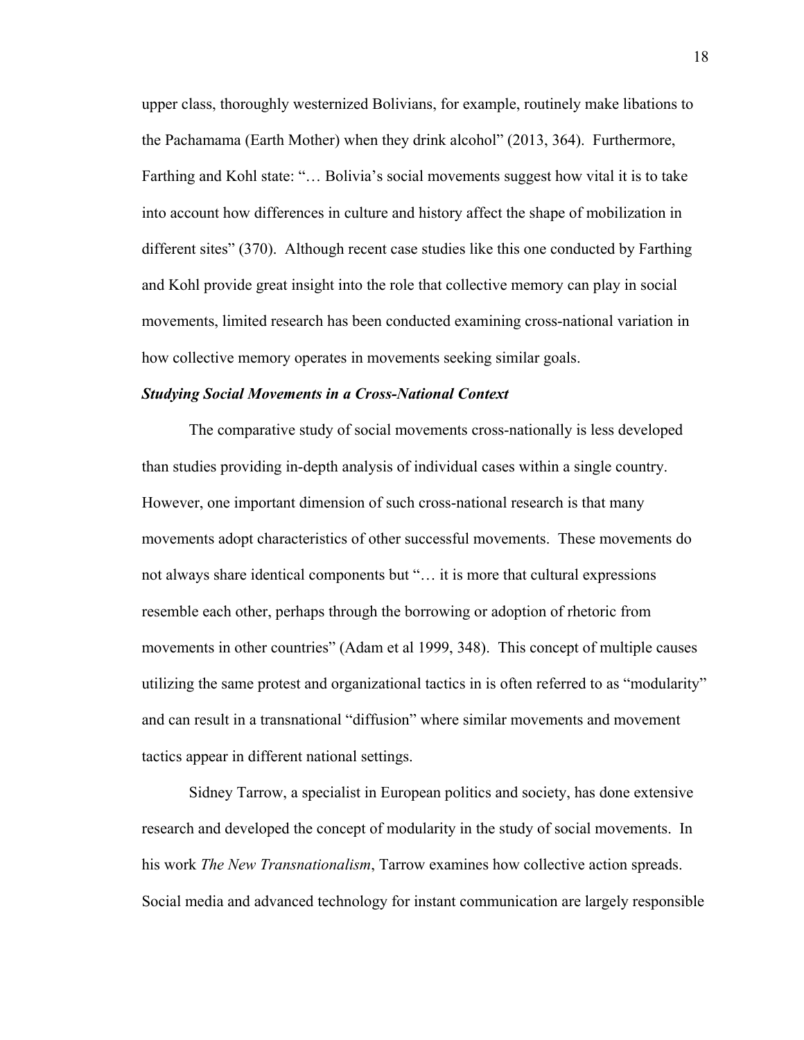upper class, thoroughly westernized Bolivians, for example, routinely make libations to the Pachamama (Earth Mother) when they drink alcohol" (2013, 364). Furthermore, Farthing and Kohl state: "… Bolivia's social movements suggest how vital it is to take into account how differences in culture and history affect the shape of mobilization in different sites" (370). Although recent case studies like this one conducted by Farthing and Kohl provide great insight into the role that collective memory can play in social movements, limited research has been conducted examining cross-national variation in how collective memory operates in movements seeking similar goals.

***Studying Social Movements in a Cross-National Context***

The comparative study of social movements cross-nationally is less developed than studies providing in-depth analysis of individual cases within a single country. However, one important dimension of such cross-national research is that many movements adopt characteristics of other successful movements. These movements do not always share identical components but "… it is more that cultural expressions resemble each other, perhaps through the borrowing or adoption of rhetoric from movements in other countries" (Adam et al 1999, 348). This concept of multiple causes utilizing the same protest and organizational tactics in is often referred to as "modularity" and can result in a transnational "diffusion" where similar movements and movement tactics appear in different national settings.

Sidney Tarrow, a specialist in European politics and society, has done extensive research and developed the concept of modularity in the study of social movements. In his work *The New Transnationalism*, Tarrow examines how collective action spreads. Social media and advanced technology for instant communication are largely responsible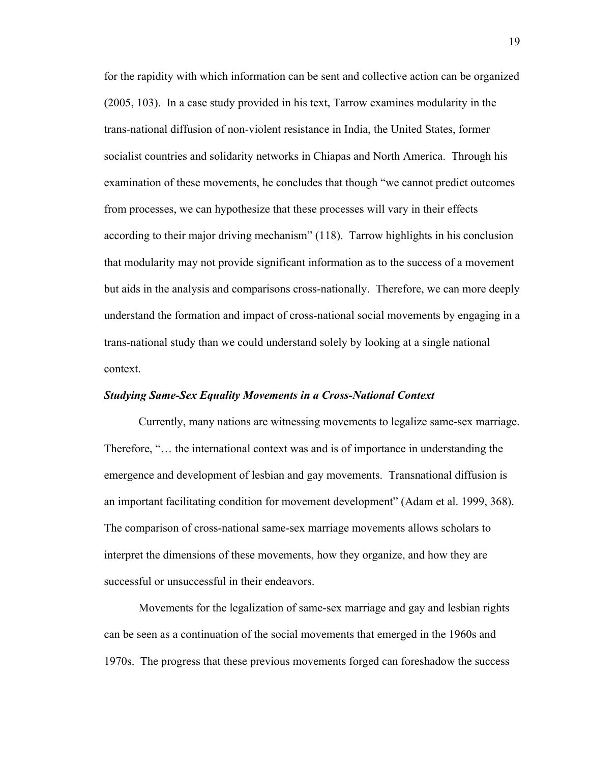for the rapidity with which information can be sent and collective action can be organized (2005, 103). In a case study provided in his text, Tarrow examines modularity in the trans-national diffusion of non-violent resistance in India, the United States, former socialist countries and solidarity networks in Chiapas and North America. Through his examination of these movements, he concludes that though "we cannot predict outcomes from processes, we can hypothesize that these processes will vary in their effects according to their major driving mechanism" (118). Tarrow highlights in his conclusion that modularity may not provide significant information as to the success of a movement but aids in the analysis and comparisons cross-nationally. Therefore, we can more deeply understand the formation and impact of cross-national social movements by engaging in a trans-national study than we could understand solely by looking at a single national context.

***Studying Same-Sex Equality Movements in a Cross-National Context***

Currently, many nations are witnessing movements to legalize same-sex marriage. Therefore, "… the international context was and is of importance in understanding the emergence and development of lesbian and gay movements. Transnational diffusion is an important facilitating condition for movement development" (Adam et al. 1999, 368). The comparison of cross-national same-sex marriage movements allows scholars to interpret the dimensions of these movements, how they organize, and how they are successful or unsuccessful in their endeavors.

Movements for the legalization of same-sex marriage and gay and lesbian rights can be seen as a continuation of the social movements that emerged in the 1960s and 1970s. The progress that these previous movements forged can foreshadow the success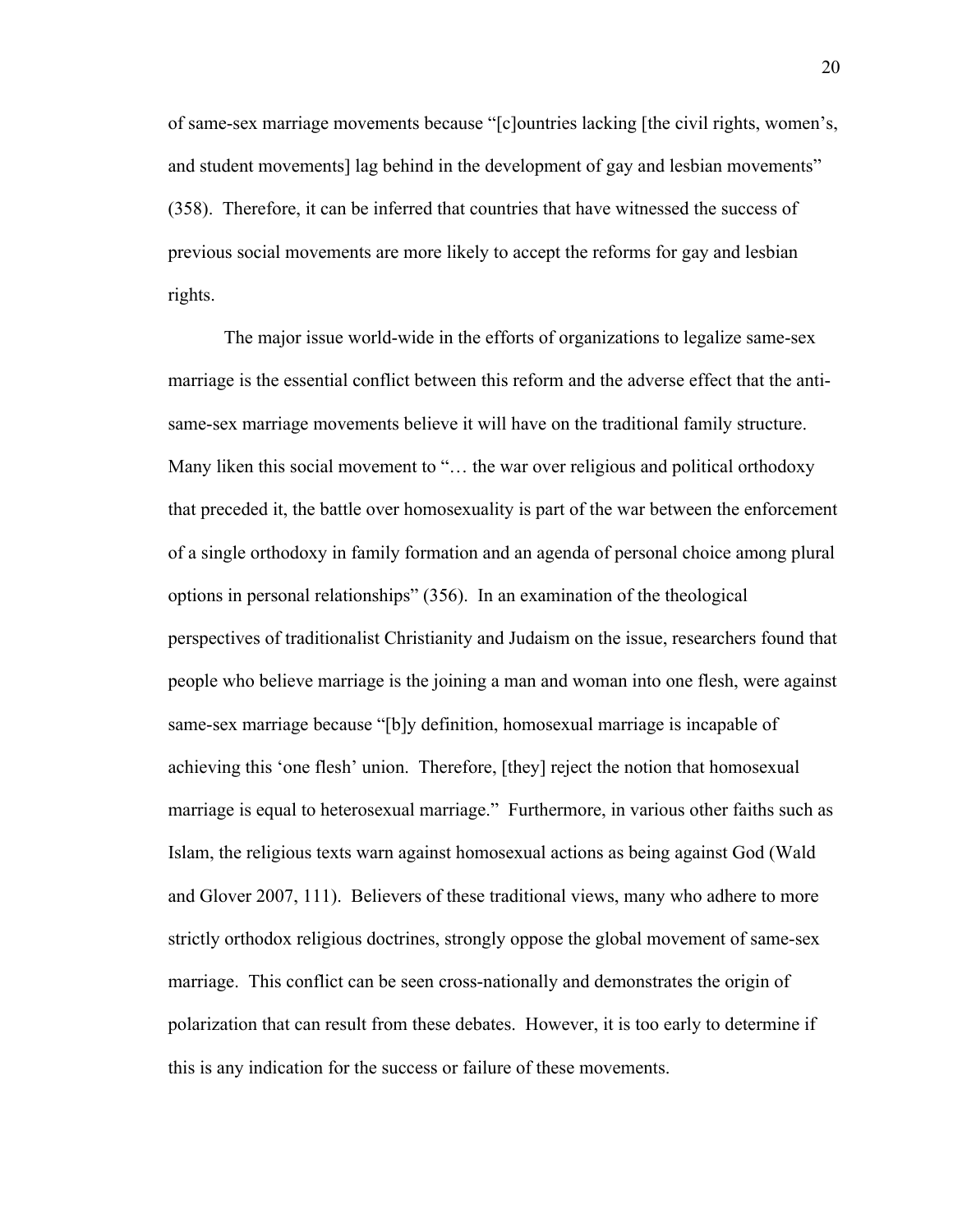of same-sex marriage movements because "[c]ountries lacking [the civil rights, women's, and student movements] lag behind in the development of gay and lesbian movements" (358). Therefore, it can be inferred that countries that have witnessed the success of previous social movements are more likely to accept the reforms for gay and lesbian rights.

The major issue world-wide in the efforts of organizations to legalize same-sex marriage is the essential conflict between this reform and the adverse effect that the anti-same-sex marriage movements believe it will have on the traditional family structure. Many liken this social movement to "… the war over religious and political orthodoxy that preceded it, the battle over homosexuality is part of the war between the enforcement of a single orthodoxy in family formation and an agenda of personal choice among plural options in personal relationships" (356). In an examination of the theological perspectives of traditionalist Christianity and Judaism on the issue, researchers found that people who believe marriage is the joining a man and woman into one flesh, were against same-sex marriage because "[b]y definition, homosexual marriage is incapable of achieving this 'one flesh' union. Therefore, [they] reject the notion that homosexual marriage is equal to heterosexual marriage." Furthermore, in various other faiths such as Islam, the religious texts warn against homosexual actions as being against God (Wald and Glover 2007, 111). Believers of these traditional views, many who adhere to more strictly orthodox religious doctrines, strongly oppose the global movement of same-sex marriage. This conflict can be seen cross-nationally and demonstrates the origin of polarization that can result from these debates. However, it is too early to determine if this is any indication for the success or failure of these movements.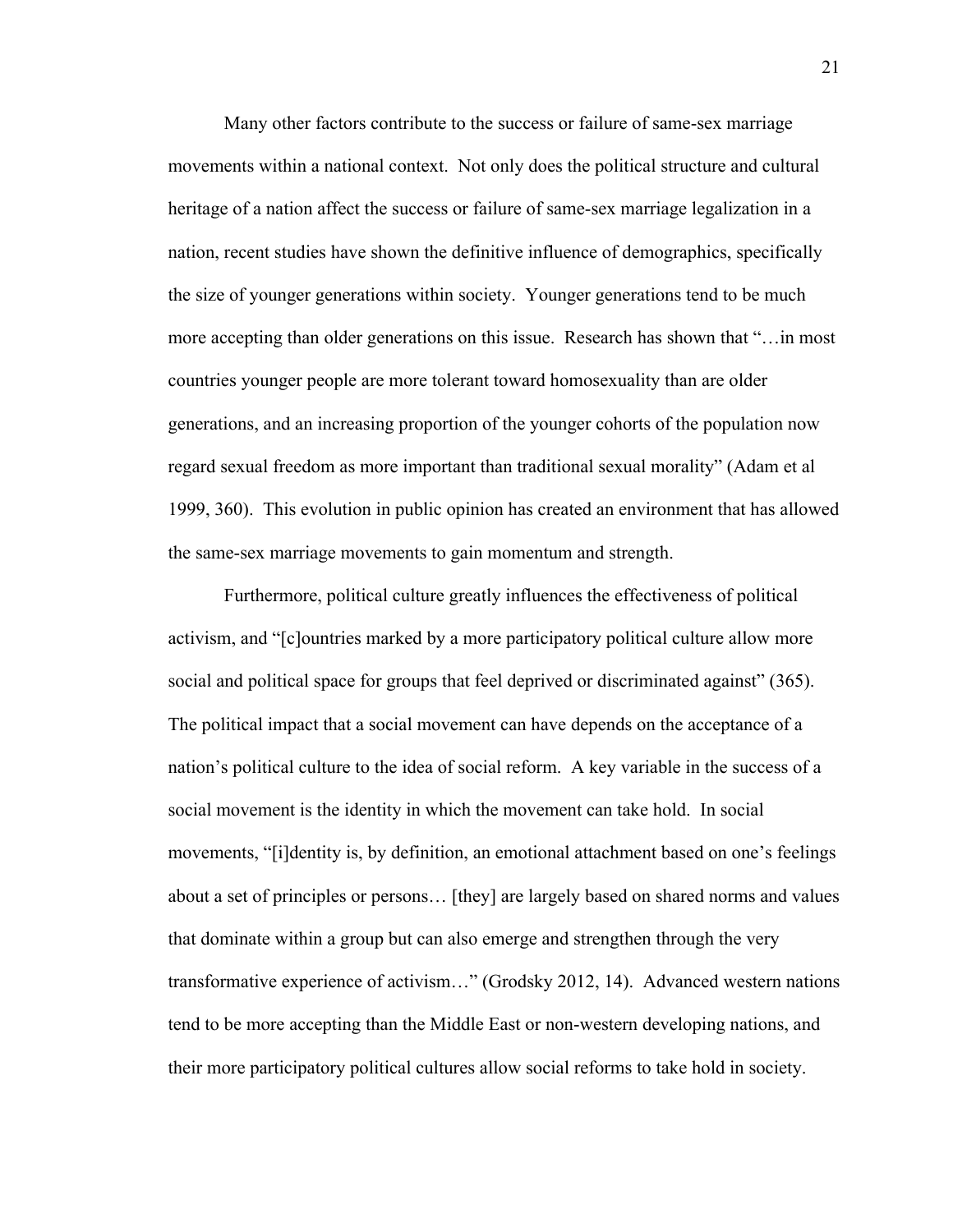Many other factors contribute to the success or failure of same-sex marriage movements within a national context. Not only does the political structure and cultural heritage of a nation affect the success or failure of same-sex marriage legalization in a nation, recent studies have shown the definitive influence of demographics, specifically the size of younger generations within society. Younger generations tend to be much more accepting than older generations on this issue. Research has shown that "…in most countries younger people are more tolerant toward homosexuality than are older generations, and an increasing proportion of the younger cohorts of the population now regard sexual freedom as more important than traditional sexual morality" (Adam et al 1999, 360). This evolution in public opinion has created an environment that has allowed the same-sex marriage movements to gain momentum and strength.

Furthermore, political culture greatly influences the effectiveness of political activism, and "[c]ountries marked by a more participatory political culture allow more social and political space for groups that feel deprived or discriminated against" (365). The political impact that a social movement can have depends on the acceptance of a nation's political culture to the idea of social reform. A key variable in the success of a social movement is the identity in which the movement can take hold. In social movements, "[i]dentity is, by definition, an emotional attachment based on one's feelings about a set of principles or persons… [they] are largely based on shared norms and values that dominate within a group but can also emerge and strengthen through the very transformative experience of activism…" (Grodsky 2012, 14). Advanced western nations tend to be more accepting than the Middle East or non-western developing nations, and their more participatory political cultures allow social reforms to take hold in society.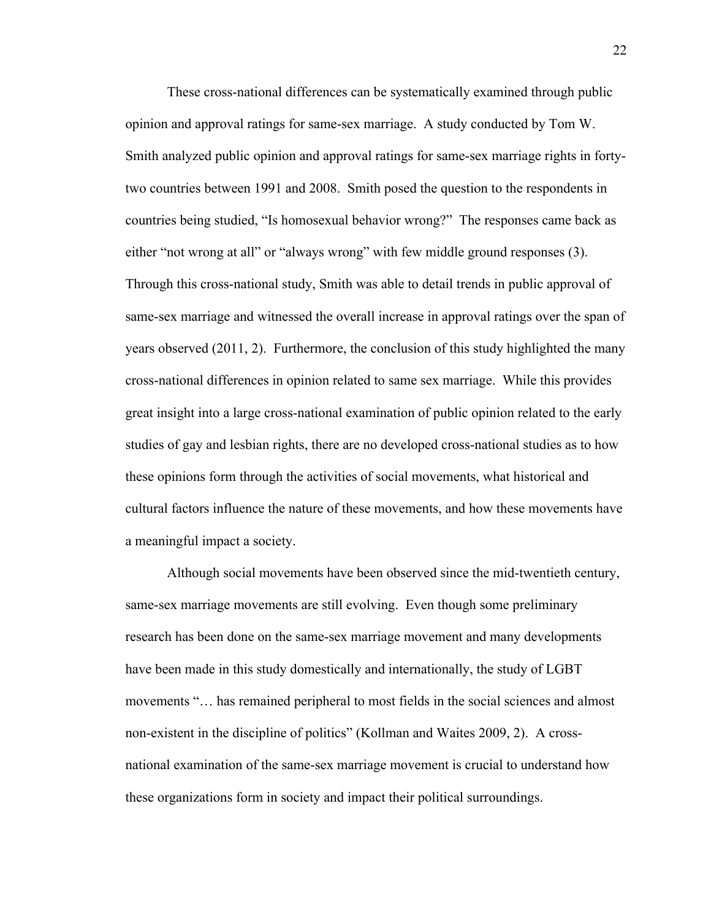These cross-national differences can be systematically examined through public opinion and approval ratings for same-sex marriage. A study conducted by Tom W. Smith analyzed public opinion and approval ratings for same-sex marriage rights in forty-two countries between 1991 and 2008. Smith posed the question to the respondents in countries being studied, "Is homosexual behavior wrong?" The responses came back as either "not wrong at all" or "always wrong" with few middle ground responses (3). Through this cross-national study, Smith was able to detail trends in public approval of same-sex marriage and witnessed the overall increase in approval ratings over the span of years observed (2011, 2). Furthermore, the conclusion of this study highlighted the many cross-national differences in opinion related to same sex marriage. While this provides great insight into a large cross-national examination of public opinion related to the early studies of gay and lesbian rights, there are no developed cross-national studies as to how these opinions form through the activities of social movements, what historical and cultural factors influence the nature of these movements, and how these movements have a meaningful impact a society.

Although social movements have been observed since the mid-twentieth century, same-sex marriage movements are still evolving. Even though some preliminary research has been done on the same-sex marriage movement and many developments have been made in this study domestically and internationally, the study of LGBT movements "… has remained peripheral to most fields in the social sciences and almost non-existent in the discipline of politics" (Kollman and Waites 2009, 2). A cross-national examination of the same-sex marriage movement is crucial to understand how these organizations form in society and impact their political surroundings.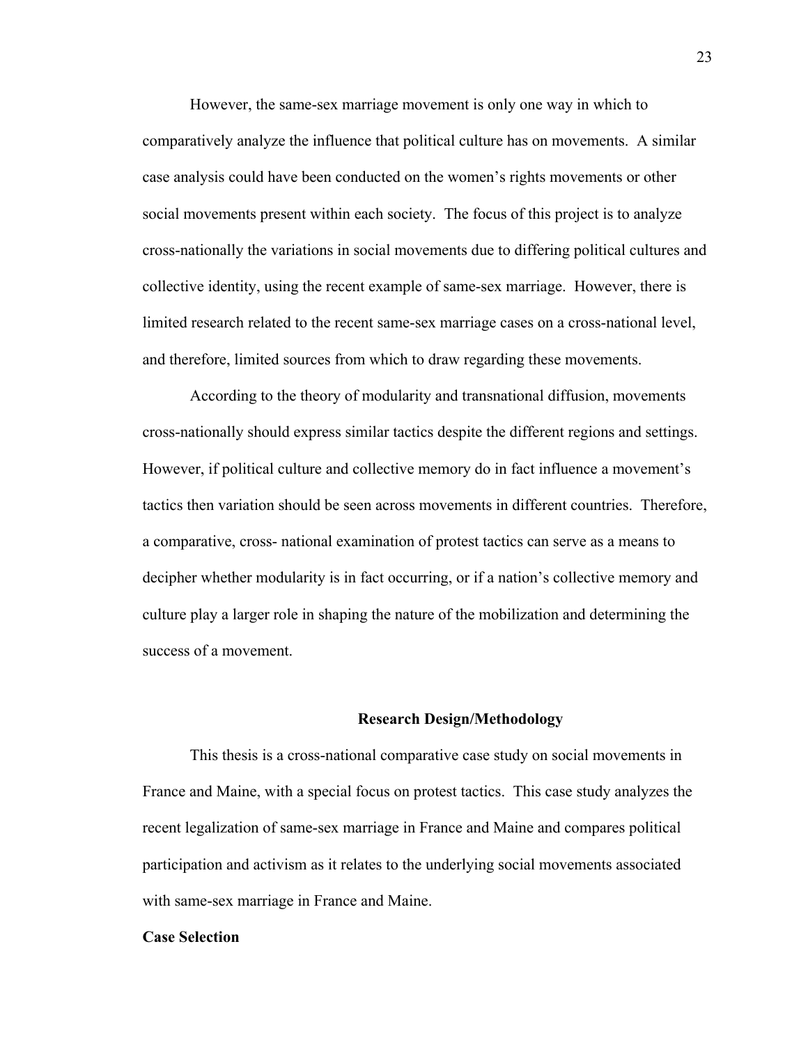However, the same-sex marriage movement is only one way in which to comparatively analyze the influence that political culture has on movements. A similar case analysis could have been conducted on the women's rights movements or other social movements present within each society. The focus of this project is to analyze cross-nationally the variations in social movements due to differing political cultures and collective identity, using the recent example of same-sex marriage. However, there is limited research related to the recent same-sex marriage cases on a cross-national level, and therefore, limited sources from which to draw regarding these movements.

According to the theory of modularity and transnational diffusion, movements cross-nationally should express similar tactics despite the different regions and settings. However, if political culture and collective memory do in fact influence a movement's tactics then variation should be seen across movements in different countries. Therefore, a comparative, cross- national examination of protest tactics can serve as a means to decipher whether modularity is in fact occurring, or if a nation's collective memory and culture play a larger role in shaping the nature of the mobilization and determining the success of a movement.

## Research Design/Methodology

This thesis is a cross-national comparative case study on social movements in France and Maine, with a special focus on protest tactics. This case study analyzes the recent legalization of same-sex marriage in France and Maine and compares political participation and activism as it relates to the underlying social movements associated with same-sex marriage in France and Maine.

### Case Selection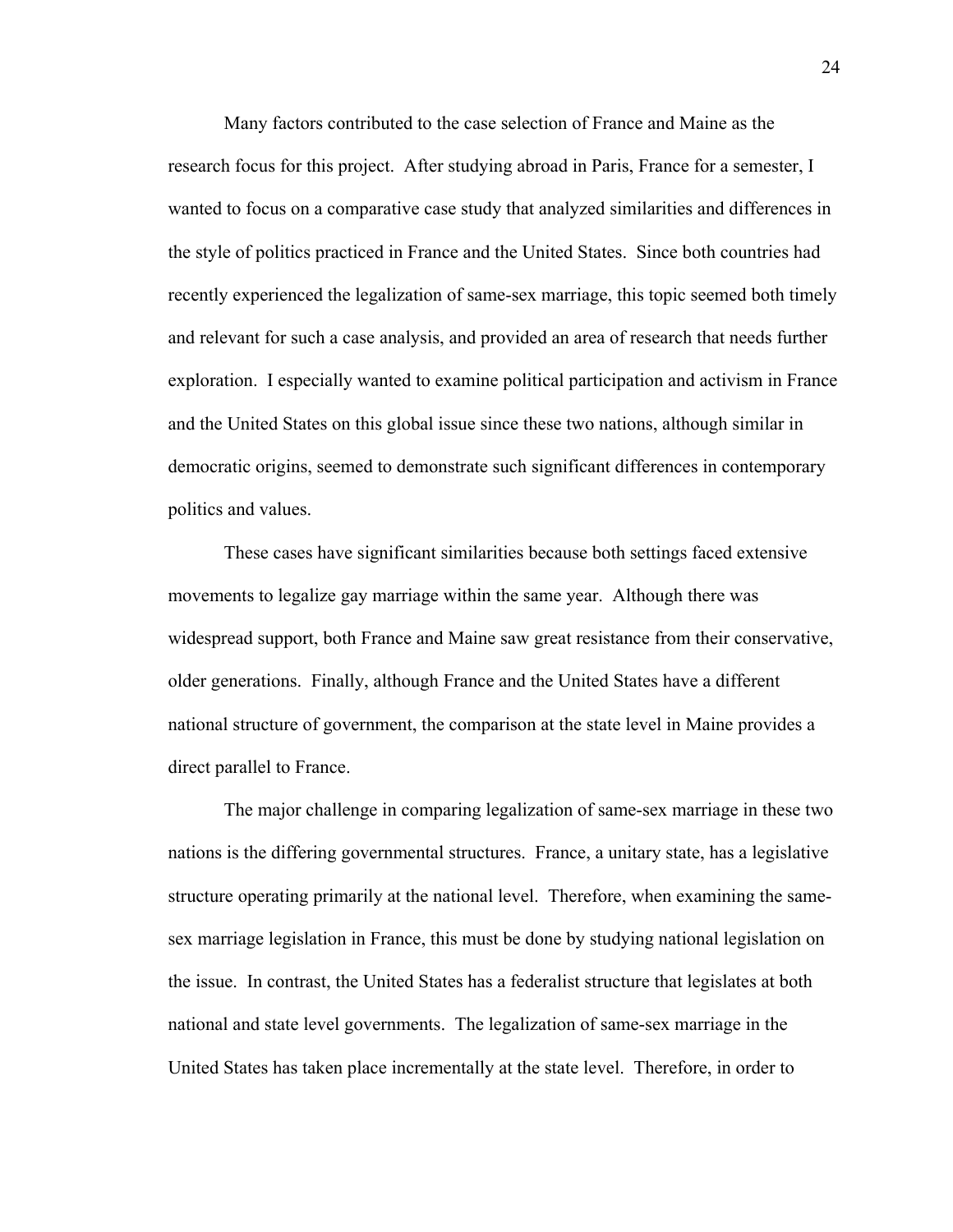Many factors contributed to the case selection of France and Maine as the research focus for this project. After studying abroad in Paris, France for a semester, I wanted to focus on a comparative case study that analyzed similarities and differences in the style of politics practiced in France and the United States. Since both countries had recently experienced the legalization of same-sex marriage, this topic seemed both timely and relevant for such a case analysis, and provided an area of research that needs further exploration. I especially wanted to examine political participation and activism in France and the United States on this global issue since these two nations, although similar in democratic origins, seemed to demonstrate such significant differences in contemporary politics and values.

These cases have significant similarities because both settings faced extensive movements to legalize gay marriage within the same year. Although there was widespread support, both France and Maine saw great resistance from their conservative, older generations. Finally, although France and the United States have a different national structure of government, the comparison at the state level in Maine provides a direct parallel to France.

The major challenge in comparing legalization of same-sex marriage in these two nations is the differing governmental structures. France, a unitary state, has a legislative structure operating primarily at the national level. Therefore, when examining the same-sex marriage legislation in France, this must be done by studying national legislation on the issue. In contrast, the United States has a federalist structure that legislates at both national and state level governments. The legalization of same-sex marriage in the United States has taken place incrementally at the state level. Therefore, in order to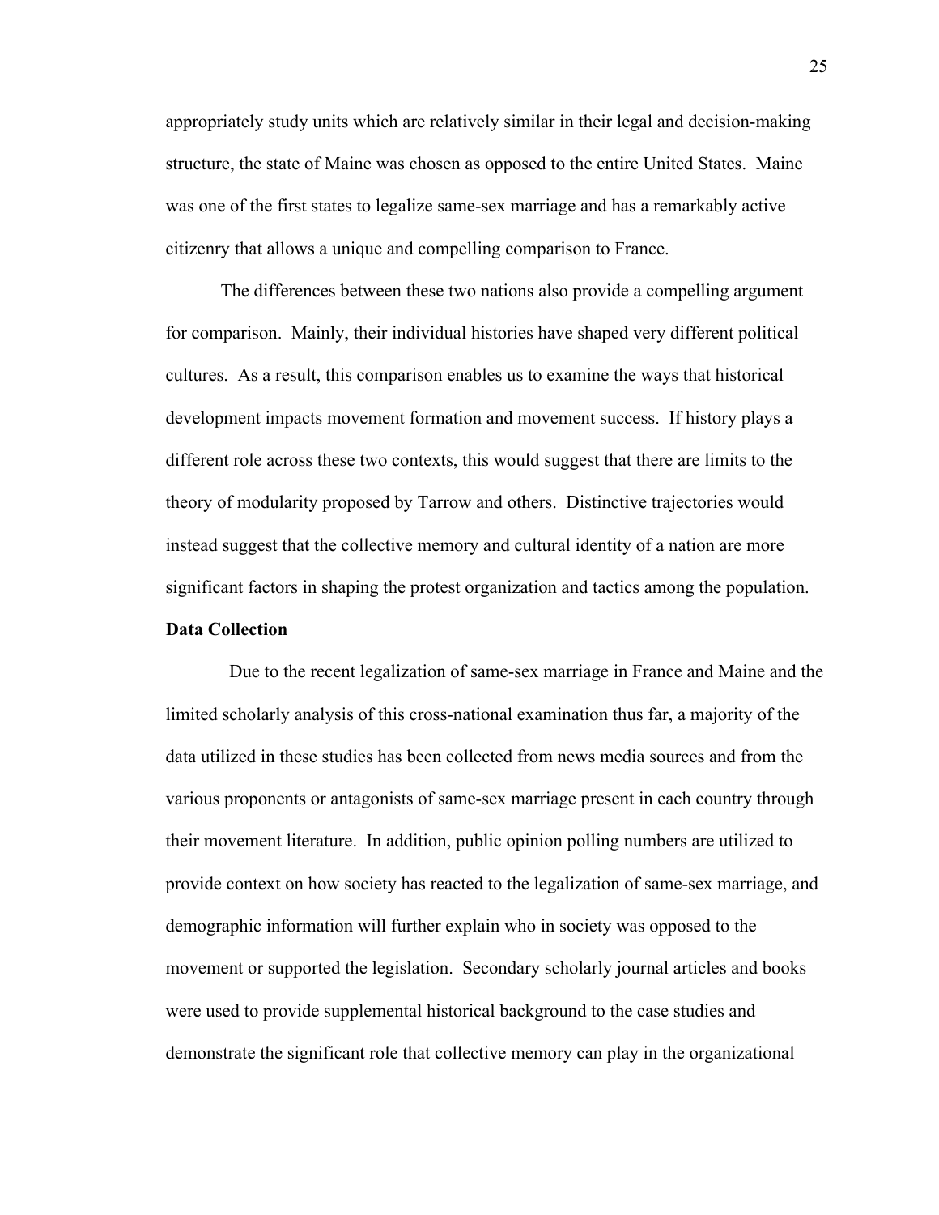appropriately study units which are relatively similar in their legal and decision-making structure, the state of Maine was chosen as opposed to the entire United States. Maine was one of the first states to legalize same-sex marriage and has a remarkably active citizenry that allows a unique and compelling comparison to France.

The differences between these two nations also provide a compelling argument for comparison. Mainly, their individual histories have shaped very different political cultures. As a result, this comparison enables us to examine the ways that historical development impacts movement formation and movement success. If history plays a different role across these two contexts, this would suggest that there are limits to the theory of modularity proposed by Tarrow and others. Distinctive trajectories would instead suggest that the collective memory and cultural identity of a nation are more significant factors in shaping the protest organization and tactics among the population.

**Data Collection**

Due to the recent legalization of same-sex marriage in France and Maine and the limited scholarly analysis of this cross-national examination thus far, a majority of the data utilized in these studies has been collected from news media sources and from the various proponents or antagonists of same-sex marriage present in each country through their movement literature. In addition, public opinion polling numbers are utilized to provide context on how society has reacted to the legalization of same-sex marriage, and demographic information will further explain who in society was opposed to the movement or supported the legislation. Secondary scholarly journal articles and books were used to provide supplemental historical background to the case studies and demonstrate the significant role that collective memory can play in the organizational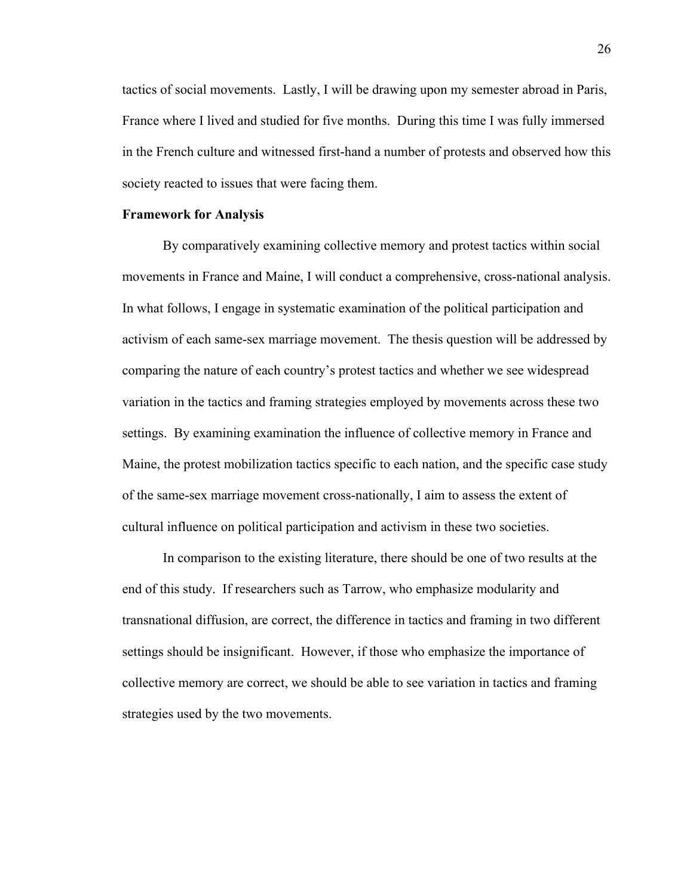tactics of social movements. Lastly, I will be drawing upon my semester abroad in Paris, France where I lived and studied for five months. During this time I was fully immersed in the French culture and witnessed first-hand a number of protests and observed how this society reacted to issues that were facing them.

**Framework for Analysis**

By comparatively examining collective memory and protest tactics within social movements in France and Maine, I will conduct a comprehensive, cross-national analysis. In what follows, I engage in systematic examination of the political participation and activism of each same-sex marriage movement. The thesis question will be addressed by comparing the nature of each country's protest tactics and whether we see widespread variation in the tactics and framing strategies employed by movements across these two settings. By examining examination the influence of collective memory in France and Maine, the protest mobilization tactics specific to each nation, and the specific case study of the same-sex marriage movement cross-nationally, I aim to assess the extent of cultural influence on political participation and activism in these two societies.

In comparison to the existing literature, there should be one of two results at the end of this study. If researchers such as Tarrow, who emphasize modularity and transnational diffusion, are correct, the difference in tactics and framing in two different settings should be insignificant. However, if those who emphasize the importance of collective memory are correct, we should be able to see variation in tactics and framing strategies used by the two movements.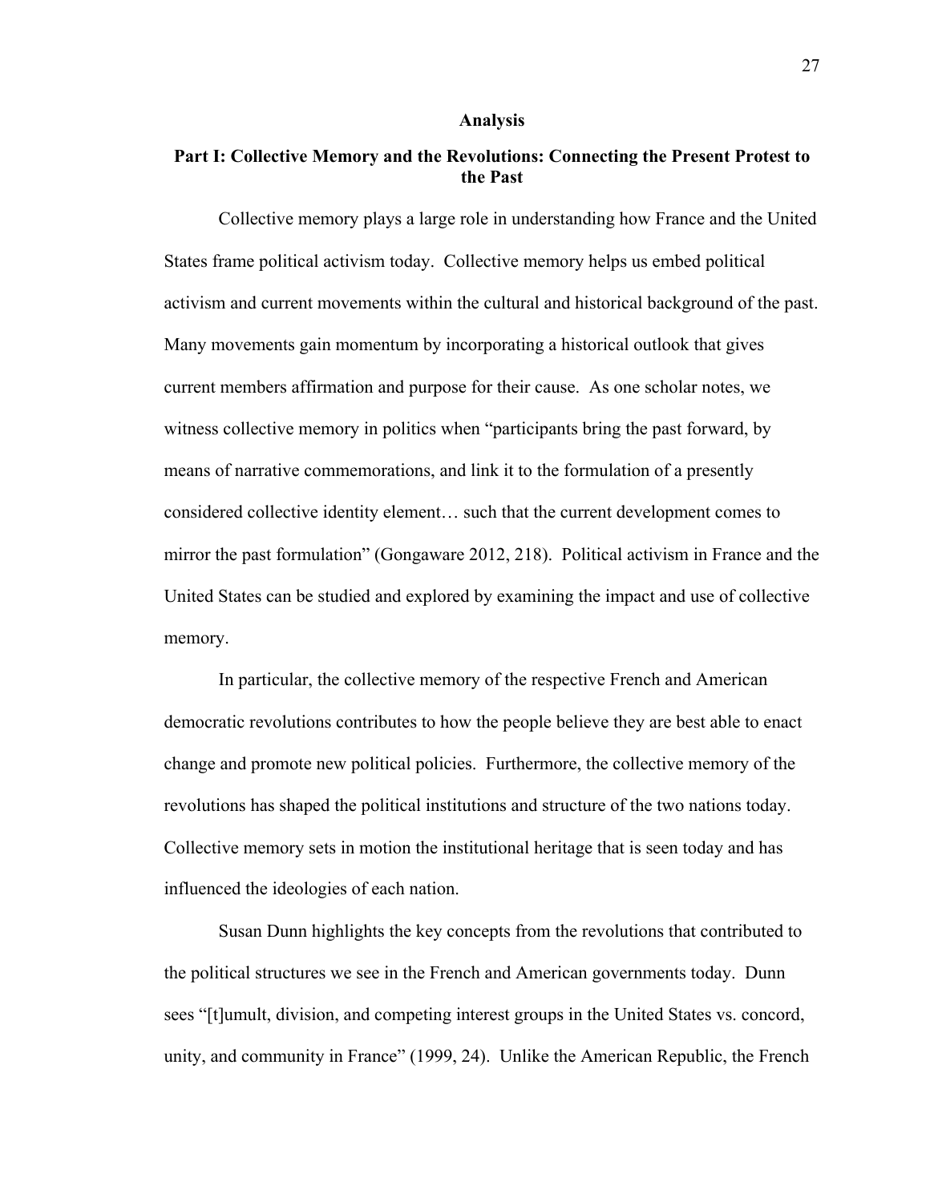## Analysis

### Part I: Collective Memory and the Revolutions: Connecting the Present Protest to the Past

Collective memory plays a large role in understanding how France and the United States frame political activism today. Collective memory helps us embed political activism and current movements within the cultural and historical background of the past. Many movements gain momentum by incorporating a historical outlook that gives current members affirmation and purpose for their cause. As one scholar notes, we witness collective memory in politics when "participants bring the past forward, by means of narrative commemorations, and link it to the formulation of a presently considered collective identity element… such that the current development comes to mirror the past formulation" (Gongaware 2012, 218). Political activism in France and the United States can be studied and explored by examining the impact and use of collective memory.

In particular, the collective memory of the respective French and American democratic revolutions contributes to how the people believe they are best able to enact change and promote new political policies. Furthermore, the collective memory of the revolutions has shaped the political institutions and structure of the two nations today. Collective memory sets in motion the institutional heritage that is seen today and has influenced the ideologies of each nation.

Susan Dunn highlights the key concepts from the revolutions that contributed to the political structures we see in the French and American governments today. Dunn sees "[t]umult, division, and competing interest groups in the United States vs. concord, unity, and community in France" (1999, 24). Unlike the American Republic, the French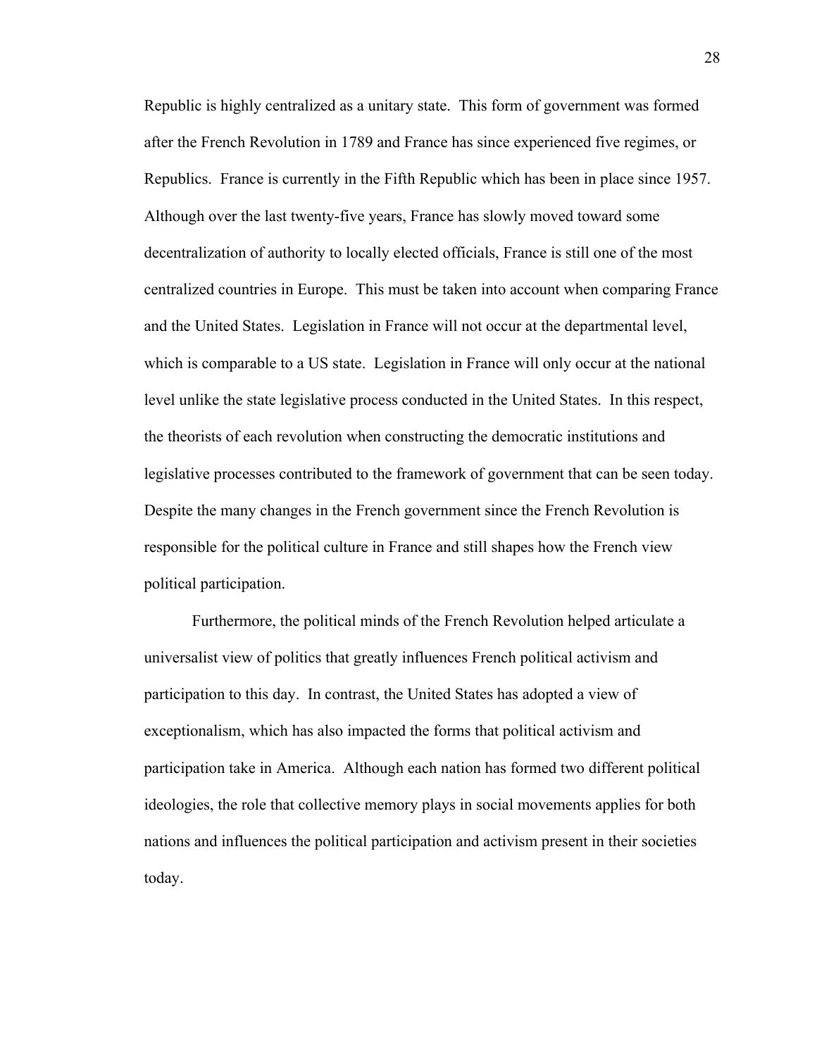Republic is highly centralized as a unitary state. This form of government was formed after the French Revolution in 1789 and France has since experienced five regimes, or Republics. France is currently in the Fifth Republic which has been in place since 1957. Although over the last twenty-five years, France has slowly moved toward some decentralization of authority to locally elected officials, France is still one of the most centralized countries in Europe. This must be taken into account when comparing France and the United States. Legislation in France will not occur at the departmental level, which is comparable to a US state. Legislation in France will only occur at the national level unlike the state legislative process conducted in the United States. In this respect, the theorists of each revolution when constructing the democratic institutions and legislative processes contributed to the framework of government that can be seen today. Despite the many changes in the French government since the French Revolution is responsible for the political culture in France and still shapes how the French view political participation.

Furthermore, the political minds of the French Revolution helped articulate a universalist view of politics that greatly influences French political activism and participation to this day. In contrast, the United States has adopted a view of exceptionalism, which has also impacted the forms that political activism and participation take in America. Although each nation has formed two different political ideologies, the role that collective memory plays in social movements applies for both nations and influences the political participation and activism present in their societies today.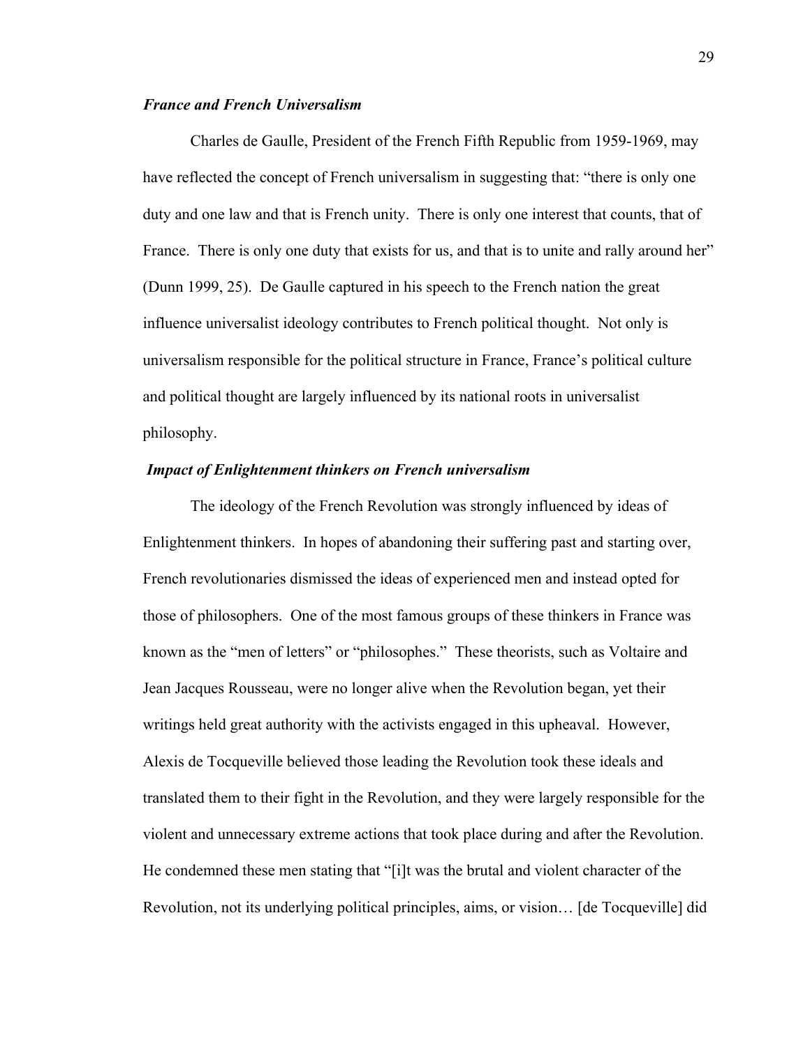### *France and French Universalism*

Charles de Gaulle, President of the French Fifth Republic from 1959-1969, may have reflected the concept of French universalism in suggesting that: "there is only one duty and one law and that is French unity. There is only one interest that counts, that of France. There is only one duty that exists for us, and that is to unite and rally around her" (Dunn 1999, 25). De Gaulle captured in his speech to the French nation the great influence universalist ideology contributes to French political thought. Not only is universalism responsible for the political structure in France, France's political culture and political thought are largely influenced by its national roots in universalist philosophy.

### *Impact of Enlightenment thinkers on French universalism*

The ideology of the French Revolution was strongly influenced by ideas of Enlightenment thinkers. In hopes of abandoning their suffering past and starting over, French revolutionaries dismissed the ideas of experienced men and instead opted for those of philosophers. One of the most famous groups of these thinkers in France was known as the "men of letters" or "philosophes." These theorists, such as Voltaire and Jean Jacques Rousseau, were no longer alive when the Revolution began, yet their writings held great authority with the activists engaged in this upheaval. However, Alexis de Tocqueville believed those leading the Revolution took these ideals and translated them to their fight in the Revolution, and they were largely responsible for the violent and unnecessary extreme actions that took place during and after the Revolution. He condemned these men stating that "[i]t was the brutal and violent character of the Revolution, not its underlying political principles, aims, or vision… [de Tocqueville] did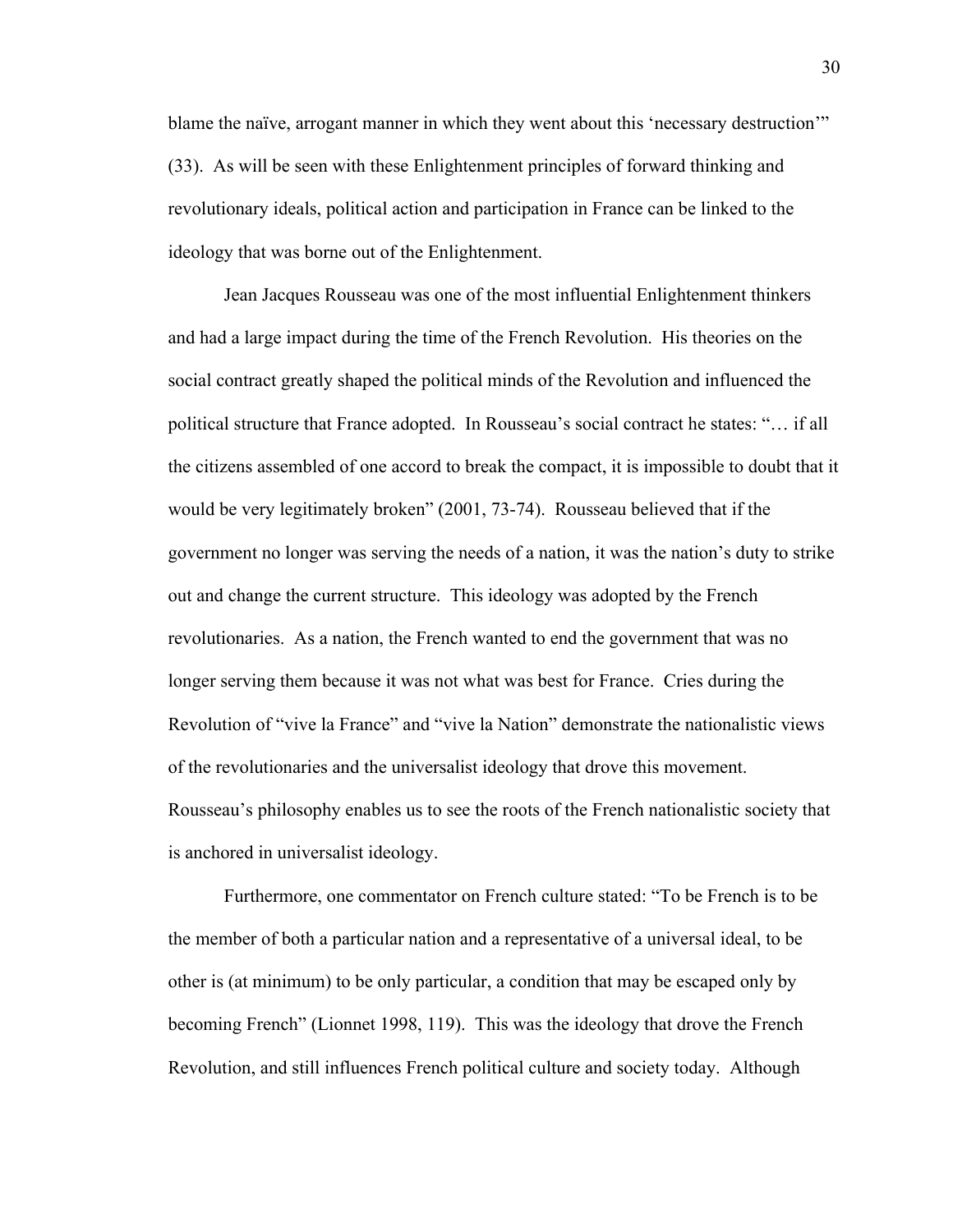blame the naïve, arrogant manner in which they went about this 'necessary destruction'" (33). As will be seen with these Enlightenment principles of forward thinking and revolutionary ideals, political action and participation in France can be linked to the ideology that was borne out of the Enlightenment.

Jean Jacques Rousseau was one of the most influential Enlightenment thinkers and had a large impact during the time of the French Revolution. His theories on the social contract greatly shaped the political minds of the Revolution and influenced the political structure that France adopted. In Rousseau's social contract he states: "… if all the citizens assembled of one accord to break the compact, it is impossible to doubt that it would be very legitimately broken" (2001, 73-74). Rousseau believed that if the government no longer was serving the needs of a nation, it was the nation's duty to strike out and change the current structure. This ideology was adopted by the French revolutionaries. As a nation, the French wanted to end the government that was no longer serving them because it was not what was best for France. Cries during the Revolution of "vive la France" and "vive la Nation" demonstrate the nationalistic views of the revolutionaries and the universalist ideology that drove this movement. Rousseau's philosophy enables us to see the roots of the French nationalistic society that is anchored in universalist ideology.

Furthermore, one commentator on French culture stated: "To be French is to be the member of both a particular nation and a representative of a universal ideal, to be other is (at minimum) to be only particular, a condition that may be escaped only by becoming French" (Lionnet 1998, 119). This was the ideology that drove the French Revolution, and still influences French political culture and society today. Although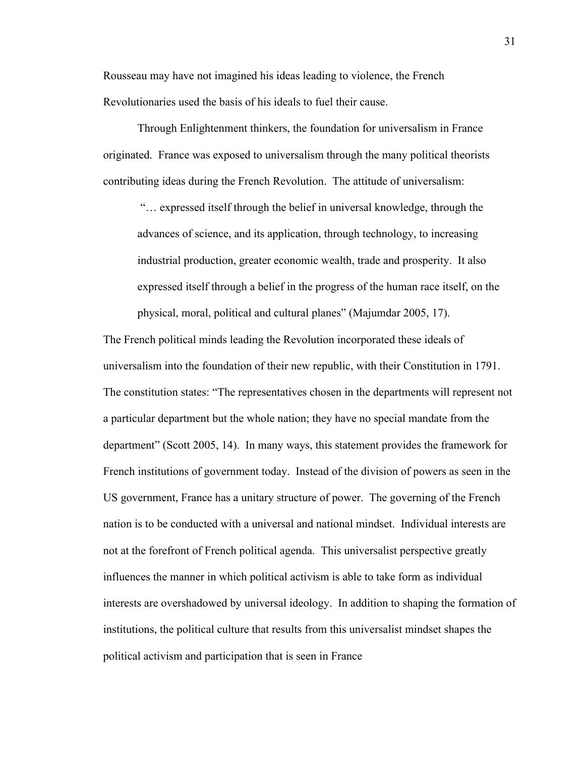Rousseau may have not imagined his ideas leading to violence, the French Revolutionaries used the basis of his ideals to fuel their cause.

Through Enlightenment thinkers, the foundation for universalism in France originated. France was exposed to universalism through the many political theorists contributing ideas during the French Revolution. The attitude of universalism:

> "… expressed itself through the belief in universal knowledge, through the advances of science, and its application, through technology, to increasing industrial production, greater economic wealth, trade and prosperity. It also expressed itself through a belief in the progress of the human race itself, on the physical, moral, political and cultural planes" (Majumdar 2005, 17).

The French political minds leading the Revolution incorporated these ideals of universalism into the foundation of their new republic, with their Constitution in 1791. The constitution states: "The representatives chosen in the departments will represent not a particular department but the whole nation; they have no special mandate from the department" (Scott 2005, 14). In many ways, this statement provides the framework for French institutions of government today. Instead of the division of powers as seen in the US government, France has a unitary structure of power. The governing of the French nation is to be conducted with a universal and national mindset. Individual interests are not at the forefront of French political agenda. This universalist perspective greatly influences the manner in which political activism is able to take form as individual interests are overshadowed by universal ideology. In addition to shaping the formation of institutions, the political culture that results from this universalist mindset shapes the political activism and participation that is seen in France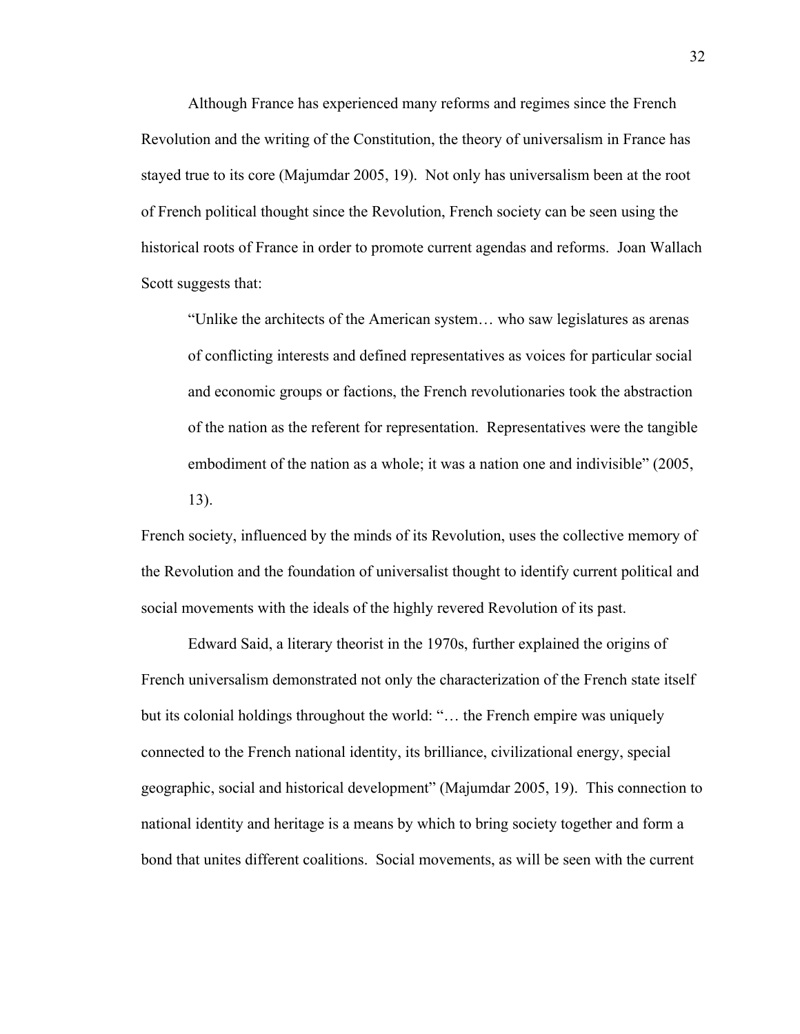Although France has experienced many reforms and regimes since the French Revolution and the writing of the Constitution, the theory of universalism in France has stayed true to its core (Majumdar 2005, 19). Not only has universalism been at the root of French political thought since the Revolution, French society can be seen using the historical roots of France in order to promote current agendas and reforms. Joan Wallach Scott suggests that:

> "Unlike the architects of the American system… who saw legislatures as arenas of conflicting interests and defined representatives as voices for particular social and economic groups or factions, the French revolutionaries took the abstraction of the nation as the referent for representation. Representatives were the tangible embodiment of the nation as a whole; it was a nation one and indivisible" (2005, 13).

French society, influenced by the minds of its Revolution, uses the collective memory of the Revolution and the foundation of universalist thought to identify current political and social movements with the ideals of the highly revered Revolution of its past.

Edward Said, a literary theorist in the 1970s, further explained the origins of French universalism demonstrated not only the characterization of the French state itself but its colonial holdings throughout the world: "… the French empire was uniquely connected to the French national identity, its brilliance, civilizational energy, special geographic, social and historical development" (Majumdar 2005, 19). This connection to national identity and heritage is a means by which to bring society together and form a bond that unites different coalitions. Social movements, as will be seen with the current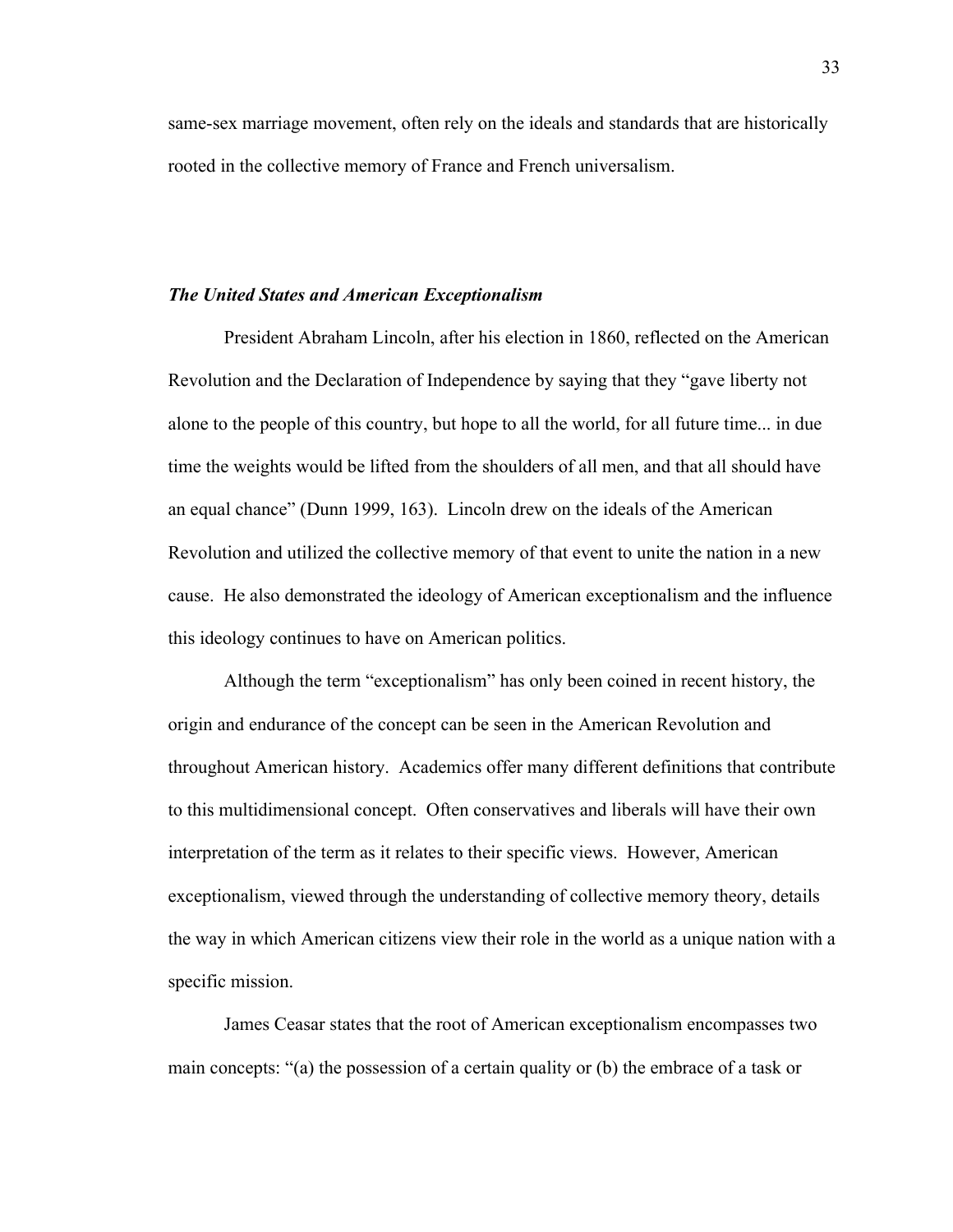same-sex marriage movement, often rely on the ideals and standards that are historically rooted in the collective memory of France and French universalism.

### *The United States and American Exceptionalism*

President Abraham Lincoln, after his election in 1860, reflected on the American Revolution and the Declaration of Independence by saying that they "gave liberty not alone to the people of this country, but hope to all the world, for all future time... in due time the weights would be lifted from the shoulders of all men, and that all should have an equal chance" (Dunn 1999, 163). Lincoln drew on the ideals of the American Revolution and utilized the collective memory of that event to unite the nation in a new cause. He also demonstrated the ideology of American exceptionalism and the influence this ideology continues to have on American politics.

Although the term "exceptionalism" has only been coined in recent history, the origin and endurance of the concept can be seen in the American Revolution and throughout American history. Academics offer many different definitions that contribute to this multidimensional concept. Often conservatives and liberals will have their own interpretation of the term as it relates to their specific views. However, American exceptionalism, viewed through the understanding of collective memory theory, details the way in which American citizens view their role in the world as a unique nation with a specific mission.

James Ceasar states that the root of American exceptionalism encompasses two main concepts: "(a) the possession of a certain quality or (b) the embrace of a task or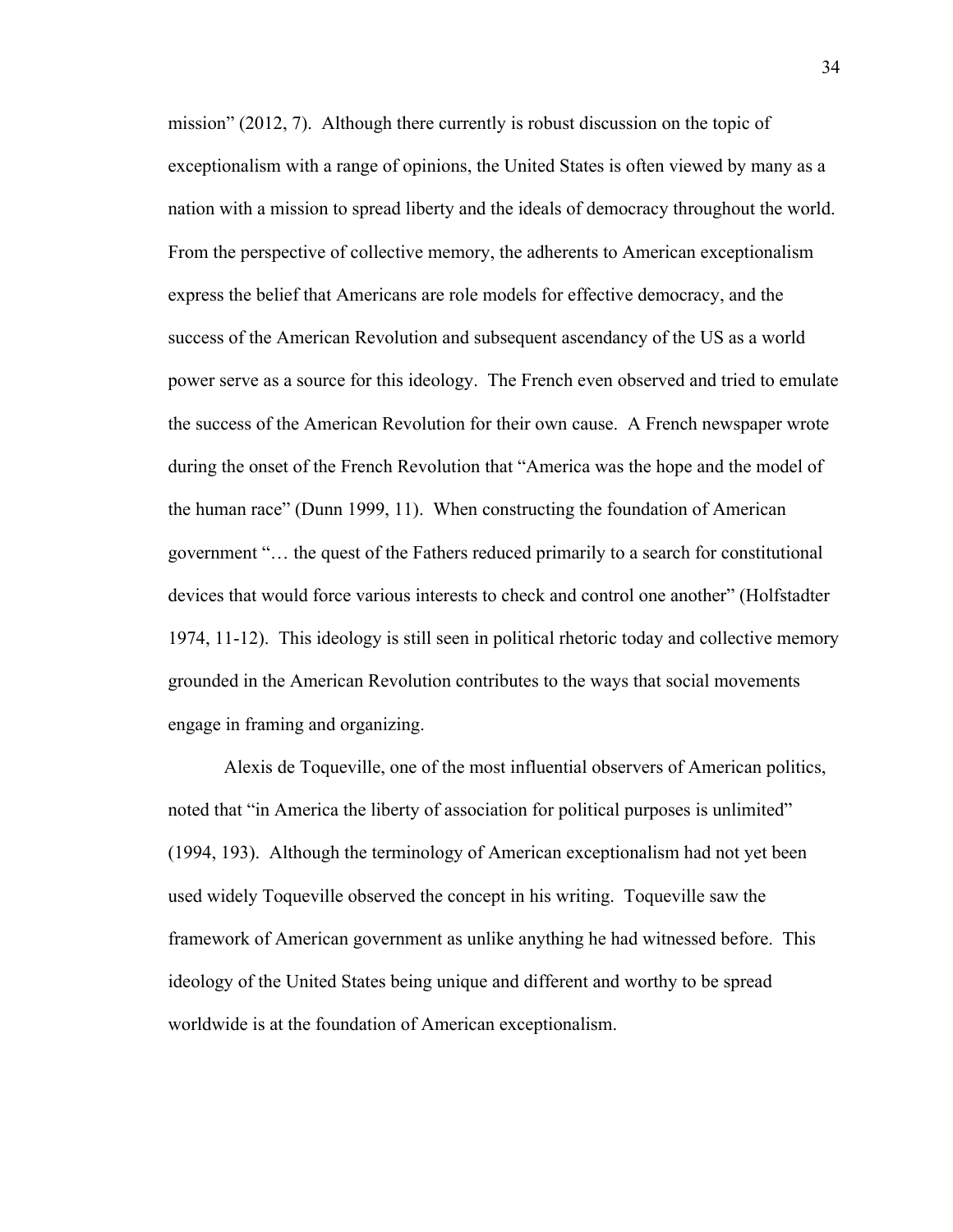mission" (2012, 7). Although there currently is robust discussion on the topic of exceptionalism with a range of opinions, the United States is often viewed by many as a nation with a mission to spread liberty and the ideals of democracy throughout the world. From the perspective of collective memory, the adherents to American exceptionalism express the belief that Americans are role models for effective democracy, and the success of the American Revolution and subsequent ascendancy of the US as a world power serve as a source for this ideology. The French even observed and tried to emulate the success of the American Revolution for their own cause. A French newspaper wrote during the onset of the French Revolution that "America was the hope and the model of the human race" (Dunn 1999, 11). When constructing the foundation of American government "… the quest of the Fathers reduced primarily to a search for constitutional devices that would force various interests to check and control one another" (Holfstadter 1974, 11-12). This ideology is still seen in political rhetoric today and collective memory grounded in the American Revolution contributes to the ways that social movements engage in framing and organizing.

Alexis de Toqueville, one of the most influential observers of American politics, noted that "in America the liberty of association for political purposes is unlimited" (1994, 193). Although the terminology of American exceptionalism had not yet been used widely Toqueville observed the concept in his writing. Toqueville saw the framework of American government as unlike anything he had witnessed before. This ideology of the United States being unique and different and worthy to be spread worldwide is at the foundation of American exceptionalism.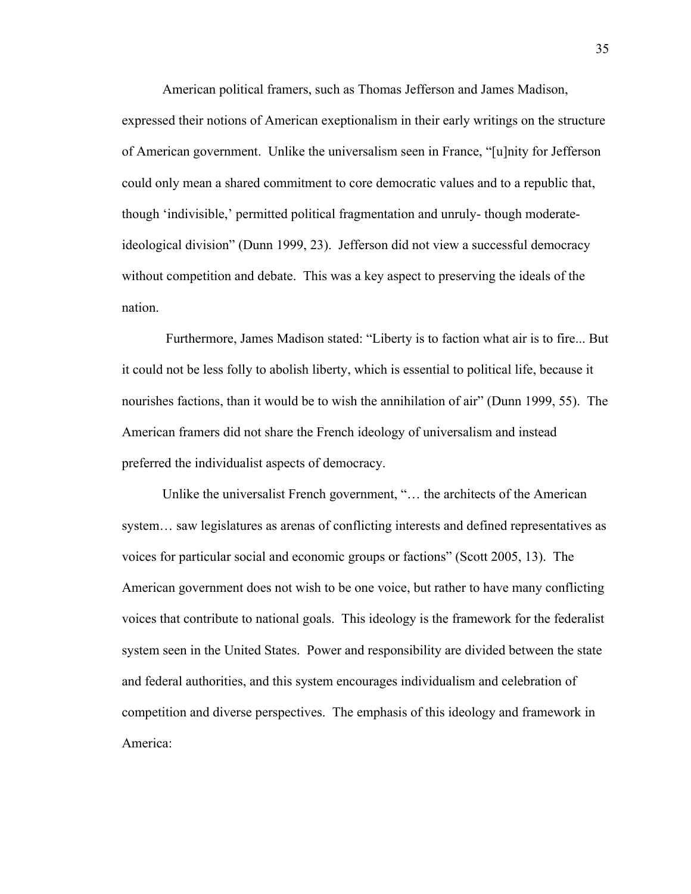American political framers, such as Thomas Jefferson and James Madison, expressed their notions of American exeptionalism in their early writings on the structure of American government. Unlike the universalism seen in France, "[u]nity for Jefferson could only mean a shared commitment to core democratic values and to a republic that, though 'indivisible,' permitted political fragmentation and unruly- though moderate- ideological division" (Dunn 1999, 23). Jefferson did not view a successful democracy without competition and debate. This was a key aspect to preserving the ideals of the nation.

Furthermore, James Madison stated: "Liberty is to faction what air is to fire... But it could not be less folly to abolish liberty, which is essential to political life, because it nourishes factions, than it would be to wish the annihilation of air" (Dunn 1999, 55). The American framers did not share the French ideology of universalism and instead preferred the individualist aspects of democracy.

Unlike the universalist French government, "… the architects of the American system… saw legislatures as arenas of conflicting interests and defined representatives as voices for particular social and economic groups or factions" (Scott 2005, 13). The American government does not wish to be one voice, but rather to have many conflicting voices that contribute to national goals. This ideology is the framework for the federalist system seen in the United States. Power and responsibility are divided between the state and federal authorities, and this system encourages individualism and celebration of competition and diverse perspectives. The emphasis of this ideology and framework in America: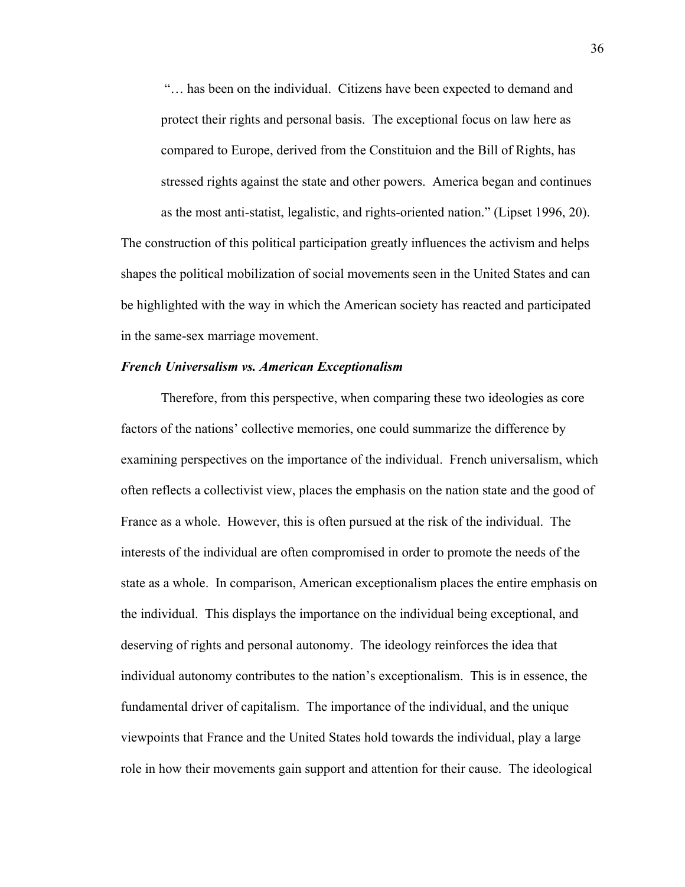> "… has been on the individual. Citizens have been expected to demand and protect their rights and personal basis. The exceptional focus on law here as compared to Europe, derived from the Constituion and the Bill of Rights, has stressed rights against the state and other powers. America began and continues as the most anti-statist, legalistic, and rights-oriented nation." (Lipset 1996, 20).

The construction of this political participation greatly influences the activism and helps shapes the political mobilization of social movements seen in the United States and can be highlighted with the way in which the American society has reacted and participated in the same-sex marriage movement.

***French Universalism vs. American Exceptionalism***

Therefore, from this perspective, when comparing these two ideologies as core factors of the nations' collective memories, one could summarize the difference by examining perspectives on the importance of the individual. French universalism, which often reflects a collectivist view, places the emphasis on the nation state and the good of France as a whole. However, this is often pursued at the risk of the individual. The interests of the individual are often compromised in order to promote the needs of the state as a whole. In comparison, American exceptionalism places the entire emphasis on the individual. This displays the importance on the individual being exceptional, and deserving of rights and personal autonomy. The ideology reinforces the idea that individual autonomy contributes to the nation's exceptionalism. This is in essence, the fundamental driver of capitalism. The importance of the individual, and the unique viewpoints that France and the United States hold towards the individual, play a large role in how their movements gain support and attention for their cause. The ideological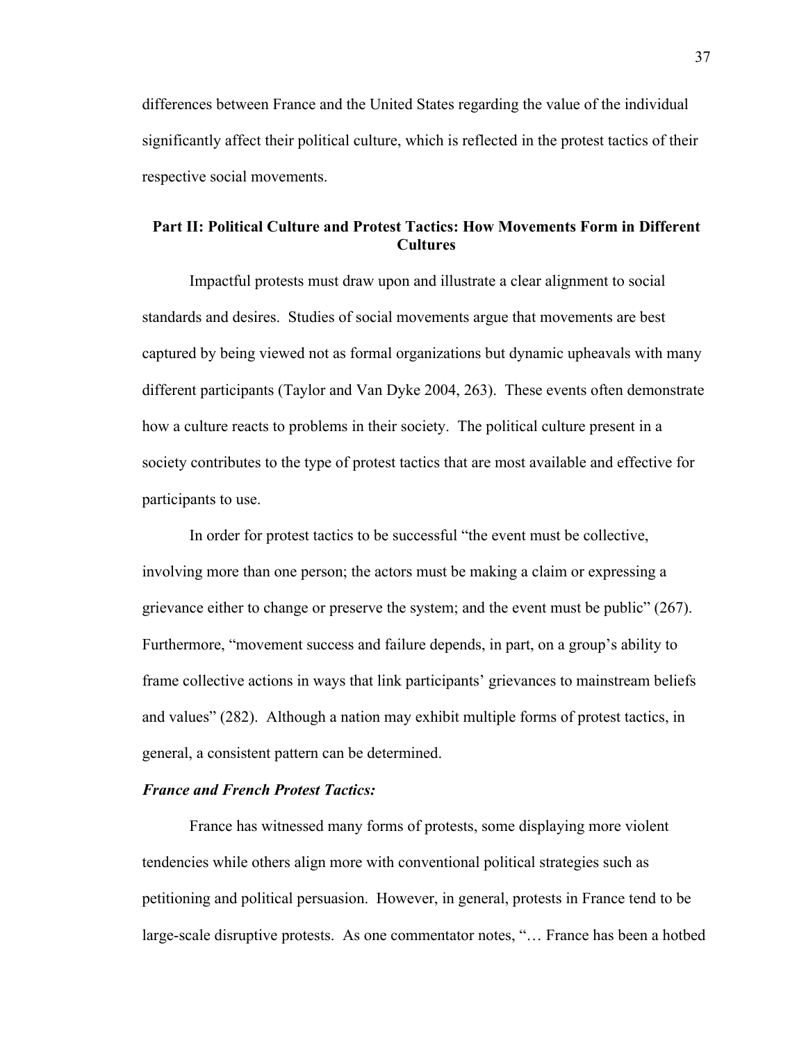differences between France and the United States regarding the value of the individual significantly affect their political culture, which is reflected in the protest tactics of their respective social movements.

## Part II: Political Culture and Protest Tactics: How Movements Form in Different Cultures

Impactful protests must draw upon and illustrate a clear alignment to social standards and desires. Studies of social movements argue that movements are best captured by being viewed not as formal organizations but dynamic upheavals with many different participants (Taylor and Van Dyke 2004, 263). These events often demonstrate how a culture reacts to problems in their society. The political culture present in a society contributes to the type of protest tactics that are most available and effective for participants to use.

In order for protest tactics to be successful "the event must be collective, involving more than one person; the actors must be making a claim or expressing a grievance either to change or preserve the system; and the event must be public" (267). Furthermore, "movement success and failure depends, in part, on a group's ability to frame collective actions in ways that link participants' grievances to mainstream beliefs and values" (282). Although a nation may exhibit multiple forms of protest tactics, in general, a consistent pattern can be determined.

### *France and French Protest Tactics:*

France has witnessed many forms of protests, some displaying more violent tendencies while others align more with conventional political strategies such as petitioning and political persuasion. However, in general, protests in France tend to be large-scale disruptive protests. As one commentator notes, "… France has been a hotbed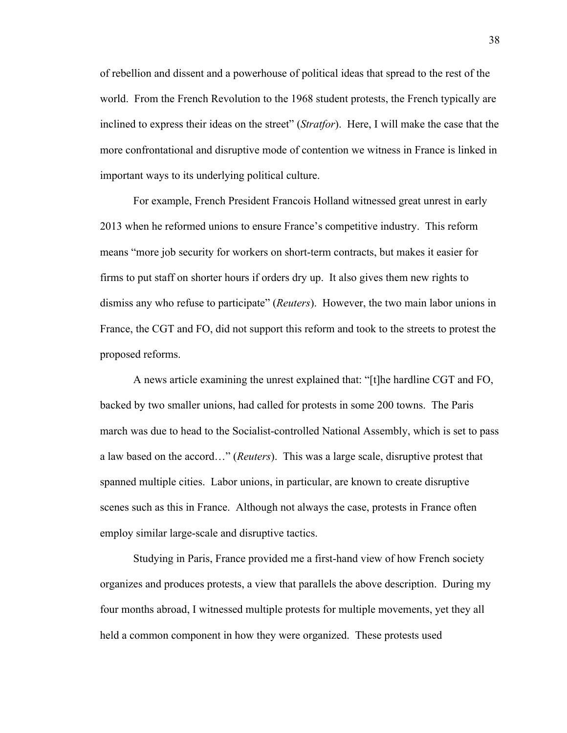of rebellion and dissent and a powerhouse of political ideas that spread to the rest of the world. From the French Revolution to the 1968 student protests, the French typically are inclined to express their ideas on the street" (*Stratfor*). Here, I will make the case that the more confrontational and disruptive mode of contention we witness in France is linked in important ways to its underlying political culture.

For example, French President Francois Holland witnessed great unrest in early 2013 when he reformed unions to ensure France's competitive industry. This reform means "more job security for workers on short-term contracts, but makes it easier for firms to put staff on shorter hours if orders dry up. It also gives them new rights to dismiss any who refuse to participate" (*Reuters*). However, the two main labor unions in France, the CGT and FO, did not support this reform and took to the streets to protest the proposed reforms.

A news article examining the unrest explained that: "[t]he hardline CGT and FO, backed by two smaller unions, had called for protests in some 200 towns. The Paris march was due to head to the Socialist-controlled National Assembly, which is set to pass a law based on the accord…" (*Reuters*). This was a large scale, disruptive protest that spanned multiple cities. Labor unions, in particular, are known to create disruptive scenes such as this in France. Although not always the case, protests in France often employ similar large-scale and disruptive tactics.

Studying in Paris, France provided me a first-hand view of how French society organizes and produces protests, a view that parallels the above description. During my four months abroad, I witnessed multiple protests for multiple movements, yet they all held a common component in how they were organized. These protests used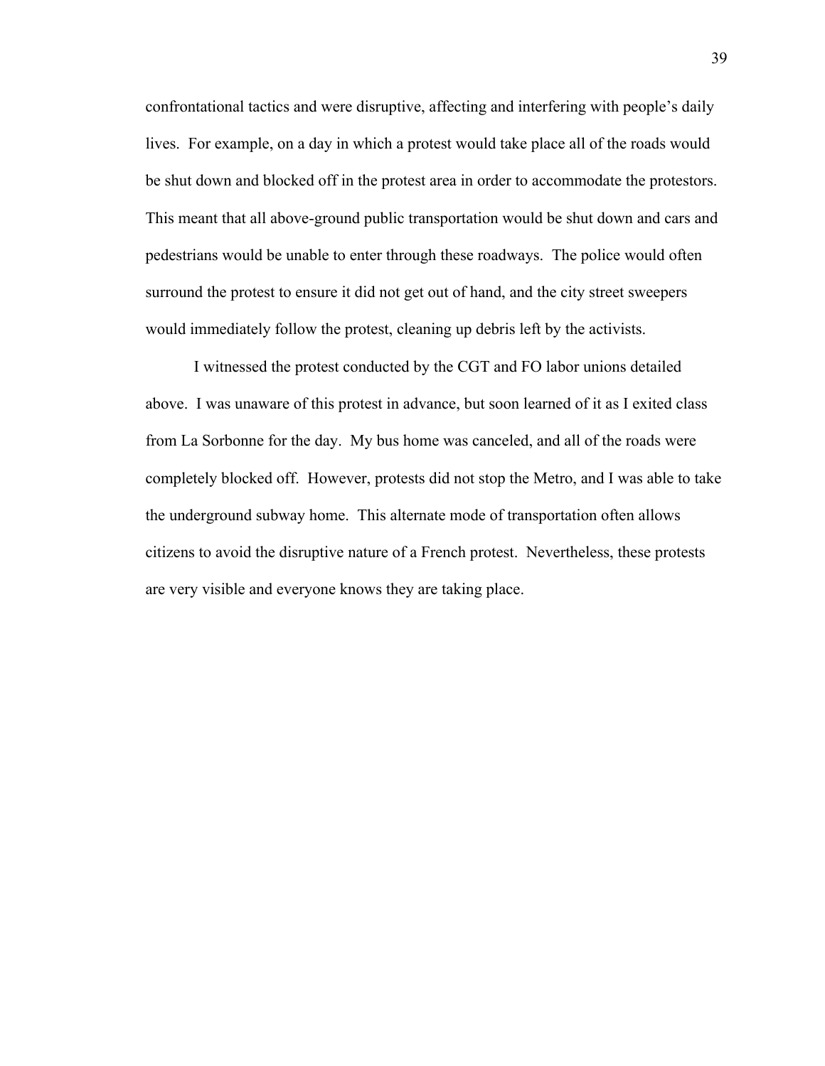confrontational tactics and were disruptive, affecting and interfering with people's daily lives. For example, on a day in which a protest would take place all of the roads would be shut down and blocked off in the protest area in order to accommodate the protestors. This meant that all above-ground public transportation would be shut down and cars and pedestrians would be unable to enter through these roadways. The police would often surround the protest to ensure it did not get out of hand, and the city street sweepers would immediately follow the protest, cleaning up debris left by the activists.

I witnessed the protest conducted by the CGT and FO labor unions detailed above. I was unaware of this protest in advance, but soon learned of it as I exited class from La Sorbonne for the day. My bus home was canceled, and all of the roads were completely blocked off. However, protests did not stop the Metro, and I was able to take the underground subway home. This alternate mode of transportation often allows citizens to avoid the disruptive nature of a French protest. Nevertheless, these protests are very visible and everyone knows they are taking place.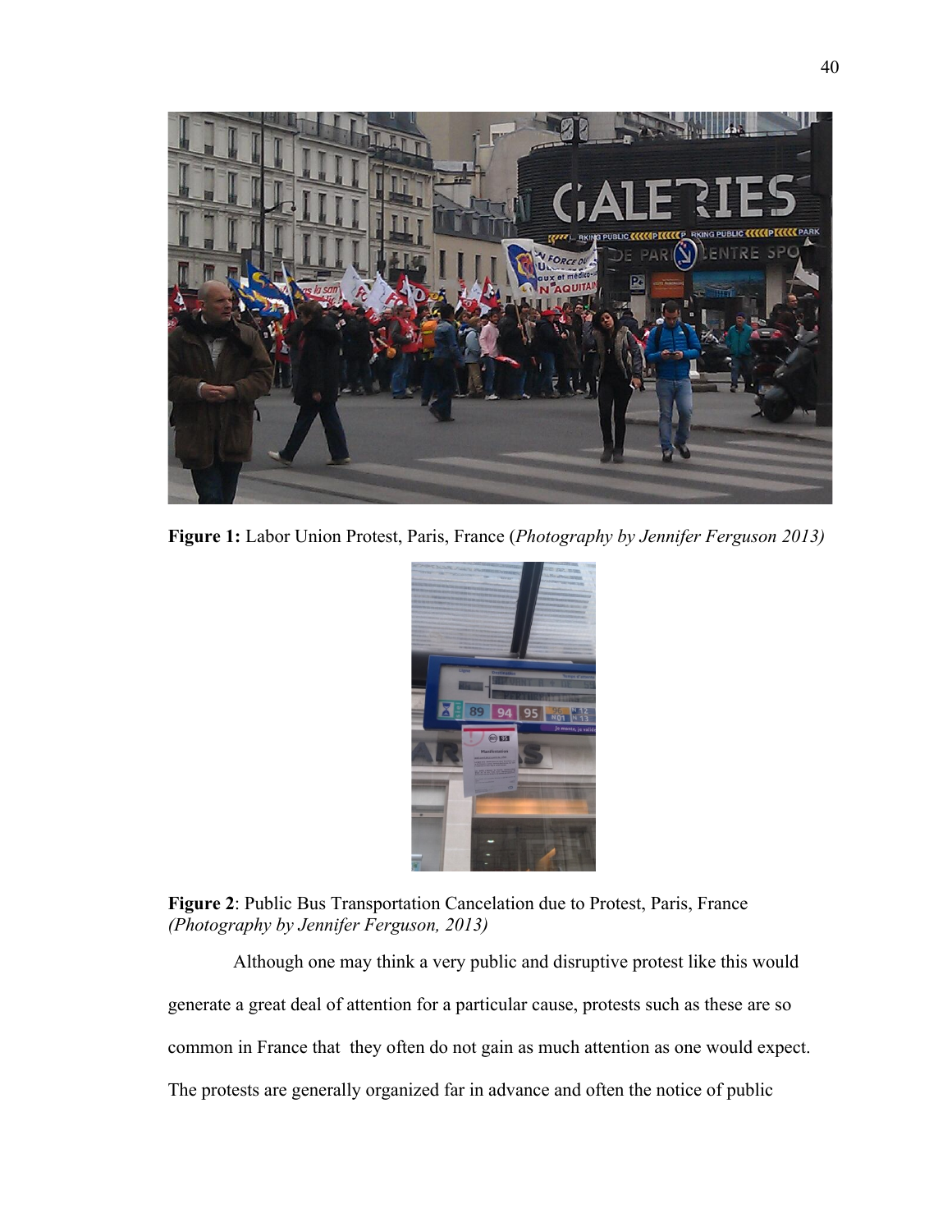**Figure 1:** Labor Union Protest, Paris, France (*Photography by Jennifer Ferguson 2013)*

**Figure 2**: Public Bus Transportation Cancelation due to Protest, Paris, France *(Photography by Jennifer Ferguson, 2013)*

Although one may think a very public and disruptive protest like this would generate a great deal of attention for a particular cause, protests such as these are so common in France that they often do not gain as much attention as one would expect. The protests are generally organized far in advance and often the notice of public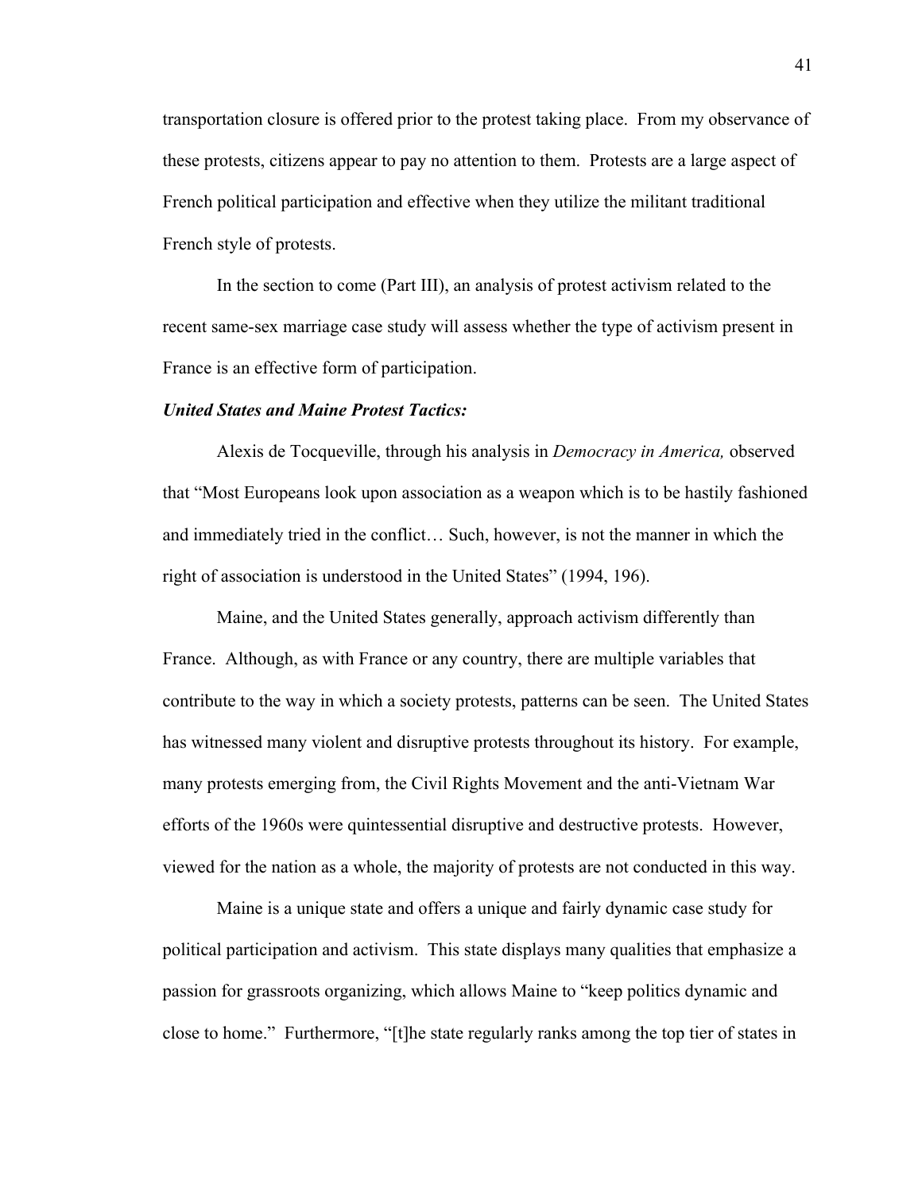transportation closure is offered prior to the protest taking place. From my observance of these protests, citizens appear to pay no attention to them. Protests are a large aspect of French political participation and effective when they utilize the militant traditional French style of protests.

In the section to come (Part III), an analysis of protest activism related to the recent same-sex marriage case study will assess whether the type of activism present in France is an effective form of participation.

***United States and Maine Protest Tactics:***

Alexis de Tocqueville, through his analysis in *Democracy in America,* observed that "Most Europeans look upon association as a weapon which is to be hastily fashioned and immediately tried in the conflict… Such, however, is not the manner in which the right of association is understood in the United States" (1994, 196).

Maine, and the United States generally, approach activism differently than France. Although, as with France or any country, there are multiple variables that contribute to the way in which a society protests, patterns can be seen. The United States has witnessed many violent and disruptive protests throughout its history. For example, many protests emerging from, the Civil Rights Movement and the anti-Vietnam War efforts of the 1960s were quintessential disruptive and destructive protests. However, viewed for the nation as a whole, the majority of protests are not conducted in this way.

Maine is a unique state and offers a unique and fairly dynamic case study for political participation and activism. This state displays many qualities that emphasize a passion for grassroots organizing, which allows Maine to "keep politics dynamic and close to home." Furthermore, "[t]he state regularly ranks among the top tier of states in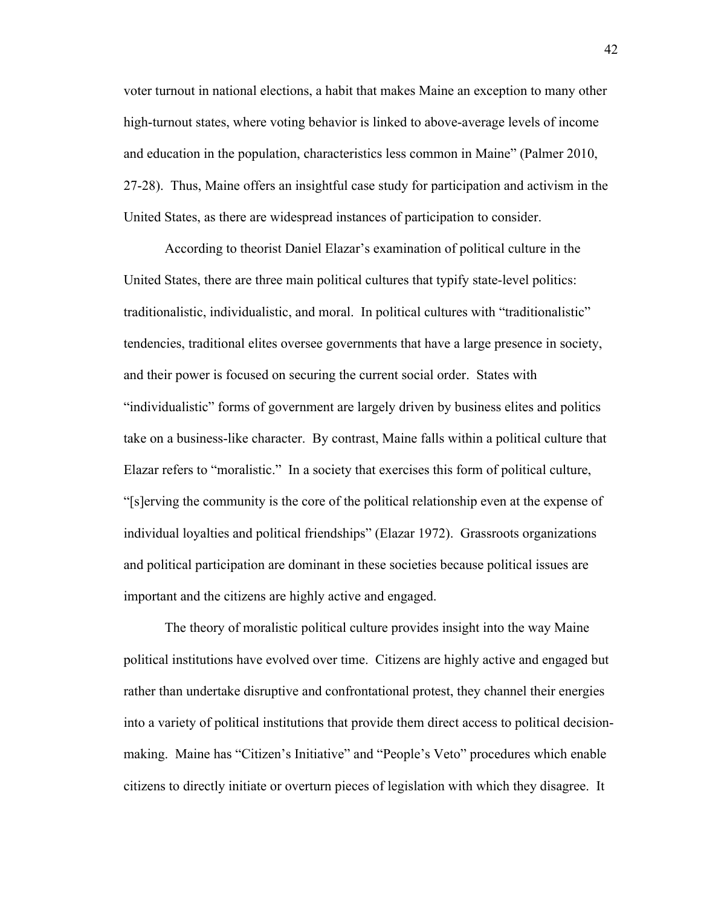voter turnout in national elections, a habit that makes Maine an exception to many other high-turnout states, where voting behavior is linked to above-average levels of income and education in the population, characteristics less common in Maine" (Palmer 2010, 27-28). Thus, Maine offers an insightful case study for participation and activism in the United States, as there are widespread instances of participation to consider.

According to theorist Daniel Elazar's examination of political culture in the United States, there are three main political cultures that typify state-level politics: traditionalistic, individualistic, and moral. In political cultures with "traditionalistic" tendencies, traditional elites oversee governments that have a large presence in society, and their power is focused on securing the current social order. States with "individualistic" forms of government are largely driven by business elites and politics take on a business-like character. By contrast, Maine falls within a political culture that Elazar refers to "moralistic." In a society that exercises this form of political culture, "[s]erving the community is the core of the political relationship even at the expense of individual loyalties and political friendships" (Elazar 1972). Grassroots organizations and political participation are dominant in these societies because political issues are important and the citizens are highly active and engaged.

The theory of moralistic political culture provides insight into the way Maine political institutions have evolved over time. Citizens are highly active and engaged but rather than undertake disruptive and confrontational protest, they channel their energies into a variety of political institutions that provide them direct access to political decision-making. Maine has "Citizen's Initiative" and "People's Veto" procedures which enable citizens to directly initiate or overturn pieces of legislation with which they disagree. It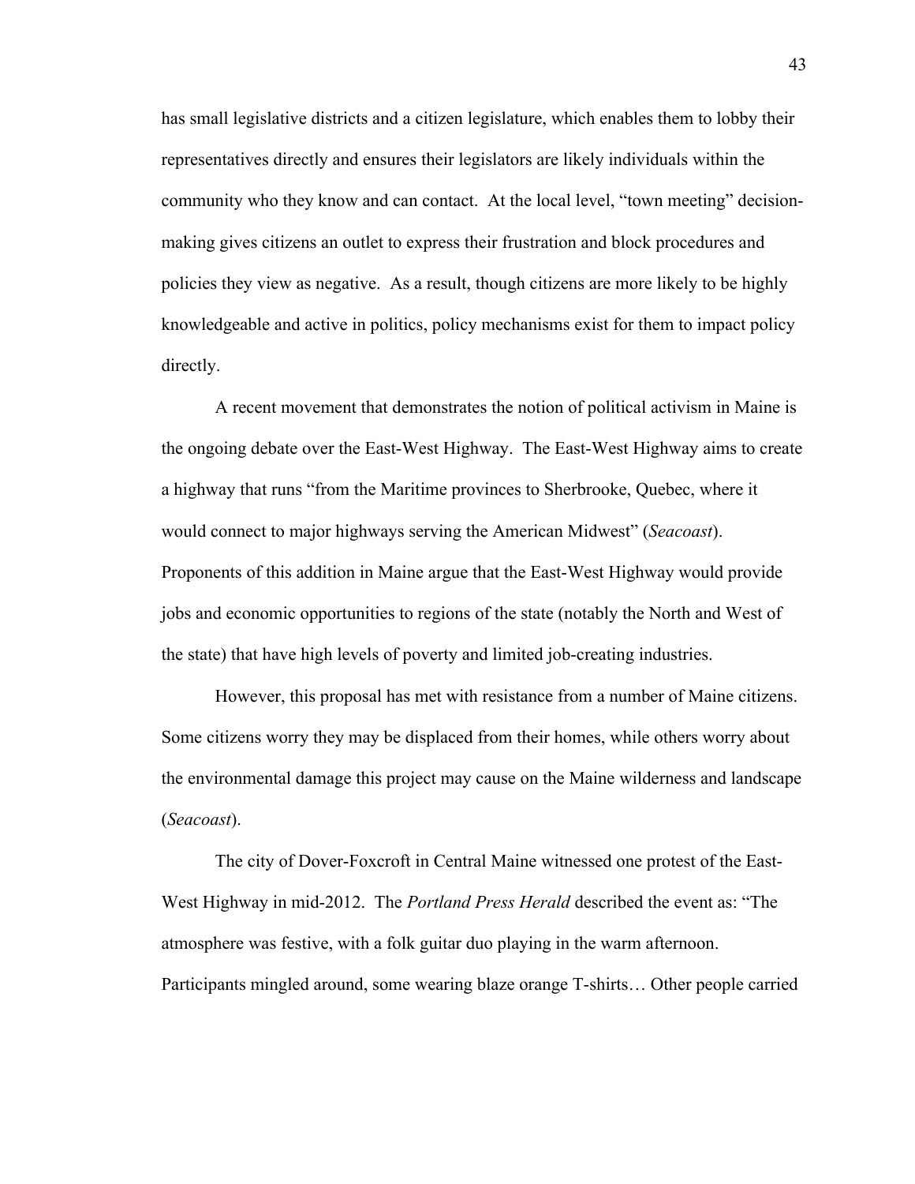has small legislative districts and a citizen legislature, which enables them to lobby their representatives directly and ensures their legislators are likely individuals within the community who they know and can contact. At the local level, "town meeting" decision-making gives citizens an outlet to express their frustration and block procedures and policies they view as negative. As a result, though citizens are more likely to be highly knowledgeable and active in politics, policy mechanisms exist for them to impact policy directly.

A recent movement that demonstrates the notion of political activism in Maine is the ongoing debate over the East-West Highway. The East-West Highway aims to create a highway that runs "from the Maritime provinces to Sherbrooke, Quebec, where it would connect to major highways serving the American Midwest" (*Seacoast*). Proponents of this addition in Maine argue that the East-West Highway would provide jobs and economic opportunities to regions of the state (notably the North and West of the state) that have high levels of poverty and limited job-creating industries.

However, this proposal has met with resistance from a number of Maine citizens. Some citizens worry they may be displaced from their homes, while others worry about the environmental damage this project may cause on the Maine wilderness and landscape (*Seacoast*).

The city of Dover-Foxcroft in Central Maine witnessed one protest of the East-West Highway in mid-2012. The *Portland Press Herald* described the event as: "The atmosphere was festive, with a folk guitar duo playing in the warm afternoon. Participants mingled around, some wearing blaze orange T-shirts… Other people carried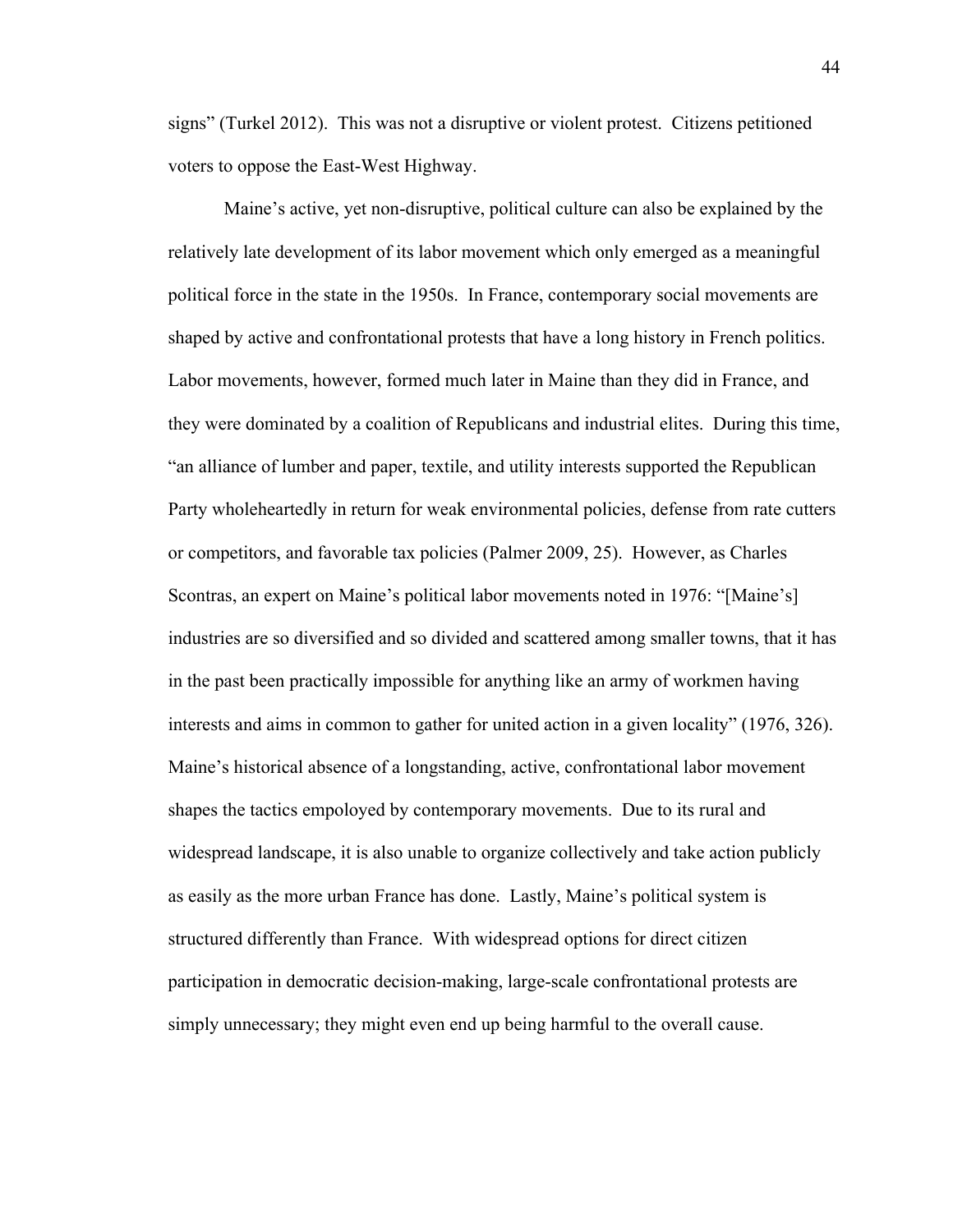signs" (Turkel 2012). This was not a disruptive or violent protest. Citizens petitioned voters to oppose the East-West Highway.

Maine's active, yet non-disruptive, political culture can also be explained by the relatively late development of its labor movement which only emerged as a meaningful political force in the state in the 1950s. In France, contemporary social movements are shaped by active and confrontational protests that have a long history in French politics. Labor movements, however, formed much later in Maine than they did in France, and they were dominated by a coalition of Republicans and industrial elites. During this time, "an alliance of lumber and paper, textile, and utility interests supported the Republican Party wholeheartedly in return for weak environmental policies, defense from rate cutters or competitors, and favorable tax policies (Palmer 2009, 25). However, as Charles Scontras, an expert on Maine's political labor movements noted in 1976: "[Maine's] industries are so diversified and so divided and scattered among smaller towns, that it has in the past been practically impossible for anything like an army of workmen having interests and aims in common to gather for united action in a given locality" (1976, 326). Maine's historical absence of a longstanding, active, confrontational labor movement shapes the tactics empoloyed by contemporary movements. Due to its rural and widespread landscape, it is also unable to organize collectively and take action publicly as easily as the more urban France has done. Lastly, Maine's political system is structured differently than France. With widespread options for direct citizen participation in democratic decision-making, large-scale confrontational protests are simply unnecessary; they might even end up being harmful to the overall cause.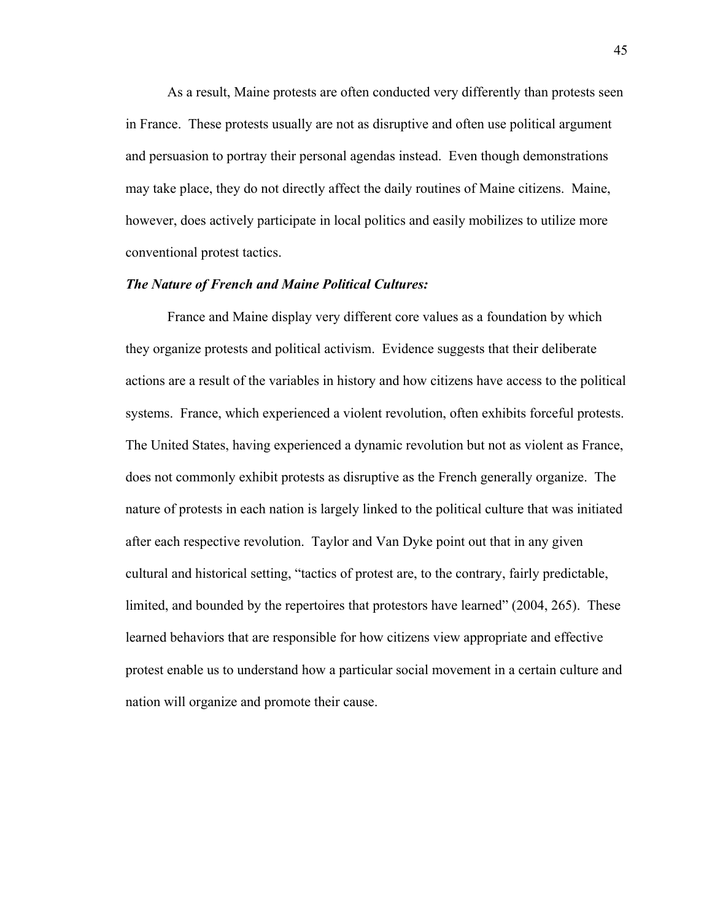As a result, Maine protests are often conducted very differently than protests seen in France. These protests usually are not as disruptive and often use political argument and persuasion to portray their personal agendas instead. Even though demonstrations may take place, they do not directly affect the daily routines of Maine citizens. Maine, however, does actively participate in local politics and easily mobilizes to utilize more conventional protest tactics.

***The Nature of French and Maine Political Cultures:***

France and Maine display very different core values as a foundation by which they organize protests and political activism. Evidence suggests that their deliberate actions are a result of the variables in history and how citizens have access to the political systems. France, which experienced a violent revolution, often exhibits forceful protests. The United States, having experienced a dynamic revolution but not as violent as France, does not commonly exhibit protests as disruptive as the French generally organize. The nature of protests in each nation is largely linked to the political culture that was initiated after each respective revolution. Taylor and Van Dyke point out that in any given cultural and historical setting, "tactics of protest are, to the contrary, fairly predictable, limited, and bounded by the repertoires that protestors have learned" (2004, 265). These learned behaviors that are responsible for how citizens view appropriate and effective protest enable us to understand how a particular social movement in a certain culture and nation will organize and promote their cause.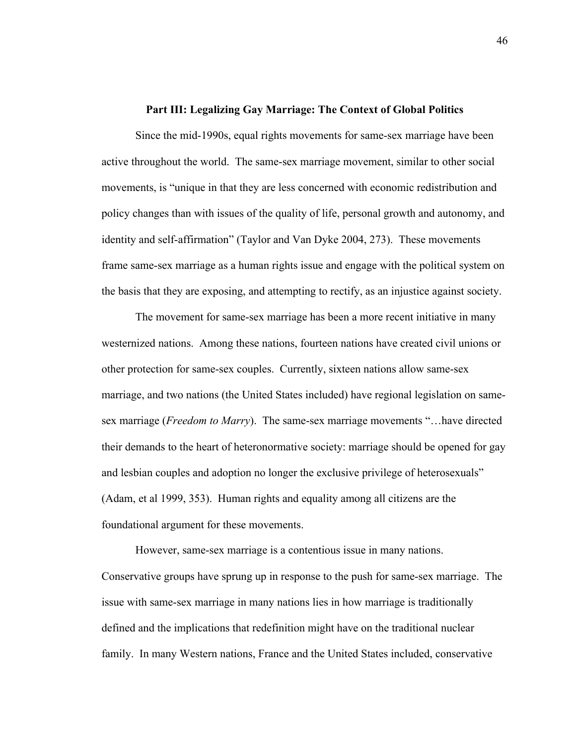## Part III: Legalizing Gay Marriage: The Context of Global Politics

Since the mid-1990s, equal rights movements for same-sex marriage have been active throughout the world. The same-sex marriage movement, similar to other social movements, is "unique in that they are less concerned with economic redistribution and policy changes than with issues of the quality of life, personal growth and autonomy, and identity and self-affirmation" (Taylor and Van Dyke 2004, 273). These movements frame same-sex marriage as a human rights issue and engage with the political system on the basis that they are exposing, and attempting to rectify, as an injustice against society.

The movement for same-sex marriage has been a more recent initiative in many westernized nations. Among these nations, fourteen nations have created civil unions or other protection for same-sex couples. Currently, sixteen nations allow same-sex marriage, and two nations (the United States included) have regional legislation on same-sex marriage (*Freedom to Marry*). The same-sex marriage movements "…have directed their demands to the heart of heteronormative society: marriage should be opened for gay and lesbian couples and adoption no longer the exclusive privilege of heterosexuals" (Adam, et al 1999, 353). Human rights and equality among all citizens are the foundational argument for these movements.

However, same-sex marriage is a contentious issue in many nations. Conservative groups have sprung up in response to the push for same-sex marriage. The issue with same-sex marriage in many nations lies in how marriage is traditionally defined and the implications that redefinition might have on the traditional nuclear family. In many Western nations, France and the United States included, conservative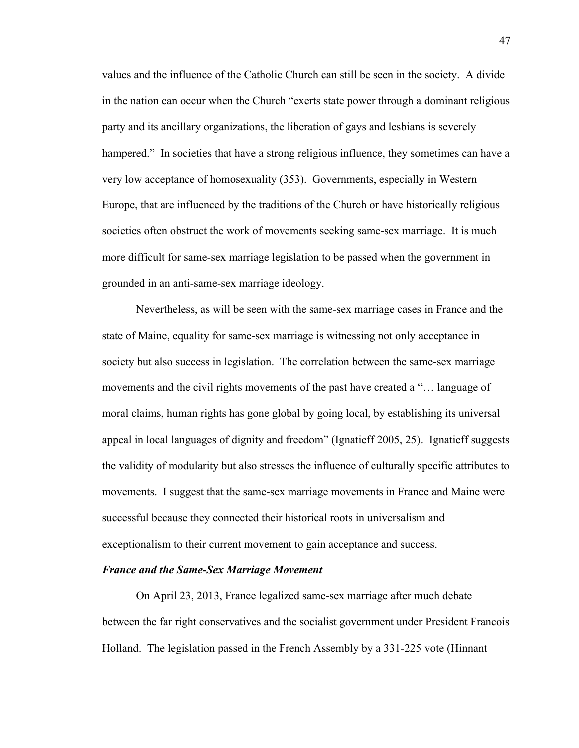values and the influence of the Catholic Church can still be seen in the society. A divide in the nation can occur when the Church "exerts state power through a dominant religious party and its ancillary organizations, the liberation of gays and lesbians is severely hampered." In societies that have a strong religious influence, they sometimes can have a very low acceptance of homosexuality (353). Governments, especially in Western Europe, that are influenced by the traditions of the Church or have historically religious societies often obstruct the work of movements seeking same-sex marriage. It is much more difficult for same-sex marriage legislation to be passed when the government in grounded in an anti-same-sex marriage ideology.

Nevertheless, as will be seen with the same-sex marriage cases in France and the state of Maine, equality for same-sex marriage is witnessing not only acceptance in society but also success in legislation. The correlation between the same-sex marriage movements and the civil rights movements of the past have created a "… language of moral claims, human rights has gone global by going local, by establishing its universal appeal in local languages of dignity and freedom" (Ignatieff 2005, 25). Ignatieff suggests the validity of modularity but also stresses the influence of culturally specific attributes to movements. I suggest that the same-sex marriage movements in France and Maine were successful because they connected their historical roots in universalism and exceptionalism to their current movement to gain acceptance and success.

***France and the Same-Sex Marriage Movement***

On April 23, 2013, France legalized same-sex marriage after much debate between the far right conservatives and the socialist government under President Francois Holland. The legislation passed in the French Assembly by a 331-225 vote (Hinnant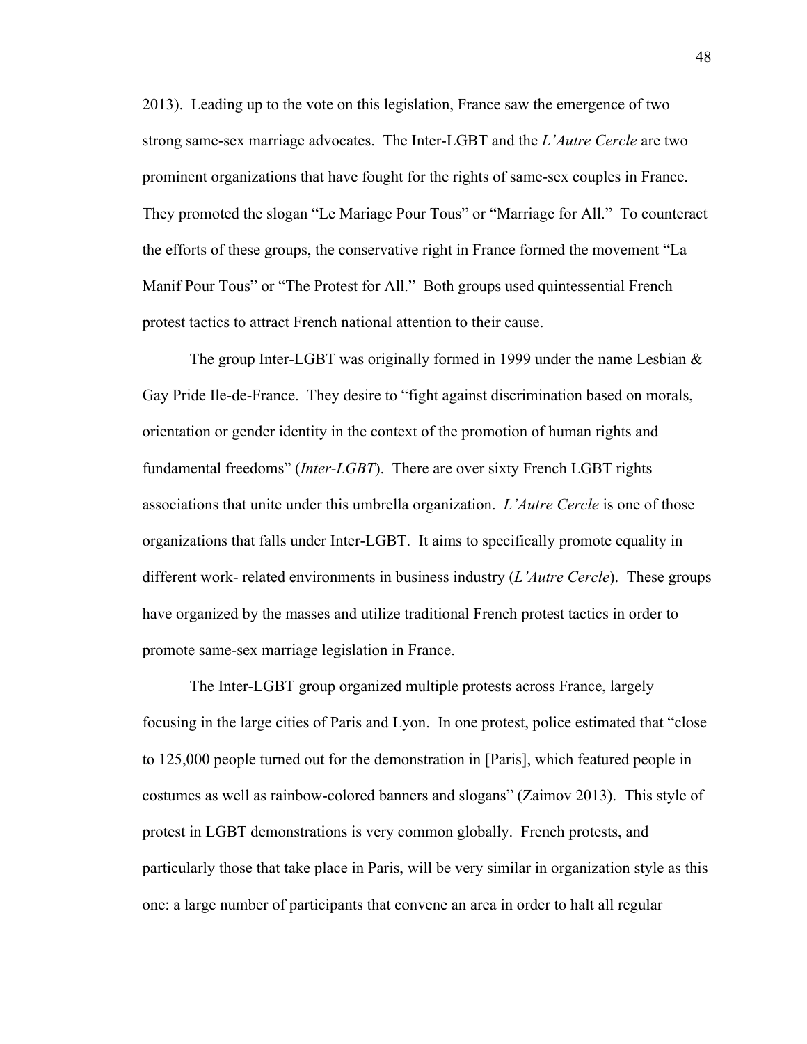2013). Leading up to the vote on this legislation, France saw the emergence of two strong same-sex marriage advocates. The Inter-LGBT and the *L'Autre Cercle* are two prominent organizations that have fought for the rights of same-sex couples in France. They promoted the slogan "Le Mariage Pour Tous" or "Marriage for All." To counteract the efforts of these groups, the conservative right in France formed the movement "La Manif Pour Tous" or "The Protest for All." Both groups used quintessential French protest tactics to attract French national attention to their cause.

The group Inter-LGBT was originally formed in 1999 under the name Lesbian & Gay Pride Ile-de-France. They desire to "fight against discrimination based on morals, orientation or gender identity in the context of the promotion of human rights and fundamental freedoms" (*Inter-LGBT*). There are over sixty French LGBT rights associations that unite under this umbrella organization. *L'Autre Cercle* is one of those organizations that falls under Inter-LGBT. It aims to specifically promote equality in different work- related environments in business industry (*L'Autre Cercle*). These groups have organized by the masses and utilize traditional French protest tactics in order to promote same-sex marriage legislation in France.

The Inter-LGBT group organized multiple protests across France, largely focusing in the large cities of Paris and Lyon. In one protest, police estimated that "close to 125,000 people turned out for the demonstration in [Paris], which featured people in costumes as well as rainbow-colored banners and slogans" (Zaimov 2013). This style of protest in LGBT demonstrations is very common globally. French protests, and particularly those that take place in Paris, will be very similar in organization style as this one: a large number of participants that convene an area in order to halt all regular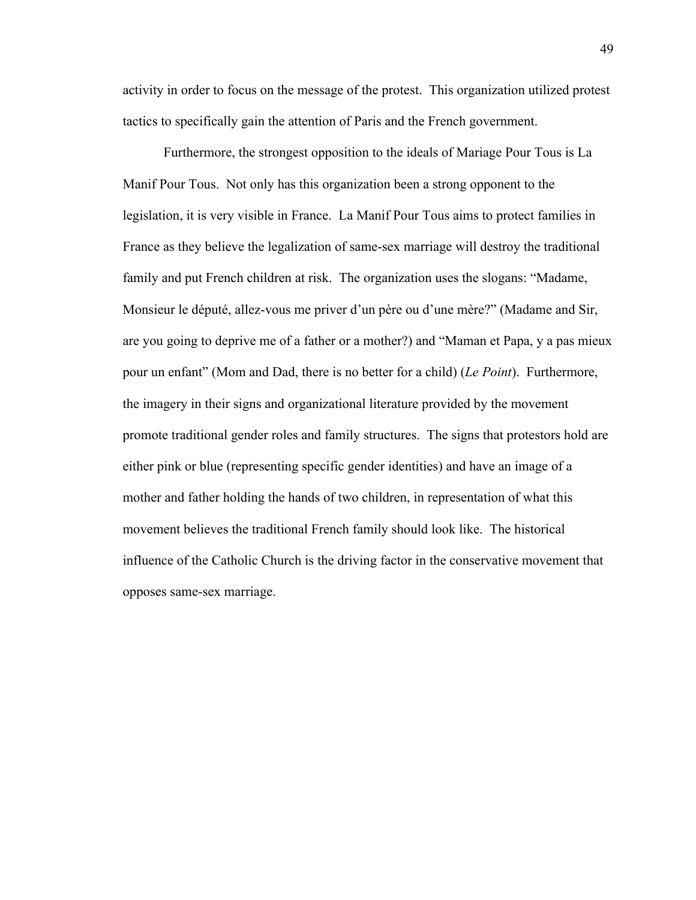activity in order to focus on the message of the protest. This organization utilized protest tactics to specifically gain the attention of Paris and the French government.

Furthermore, the strongest opposition to the ideals of Mariage Pour Tous is La Manif Pour Tous. Not only has this organization been a strong opponent to the legislation, it is very visible in France. La Manif Pour Tous aims to protect families in France as they believe the legalization of same-sex marriage will destroy the traditional family and put French children at risk. The organization uses the slogans: "Madame, Monsieur le député, allez-vous me priver d'un père ou d'une mère?" (Madame and Sir, are you going to deprive me of a father or a mother?) and "Maman et Papa, y a pas mieux pour un enfant" (Mom and Dad, there is no better for a child) (*Le Point*). Furthermore, the imagery in their signs and organizational literature provided by the movement promote traditional gender roles and family structures. The signs that protestors hold are either pink or blue (representing specific gender identities) and have an image of a mother and father holding the hands of two children, in representation of what this movement believes the traditional French family should look like. The historical influence of the Catholic Church is the driving factor in the conservative movement that opposes same-sex marriage.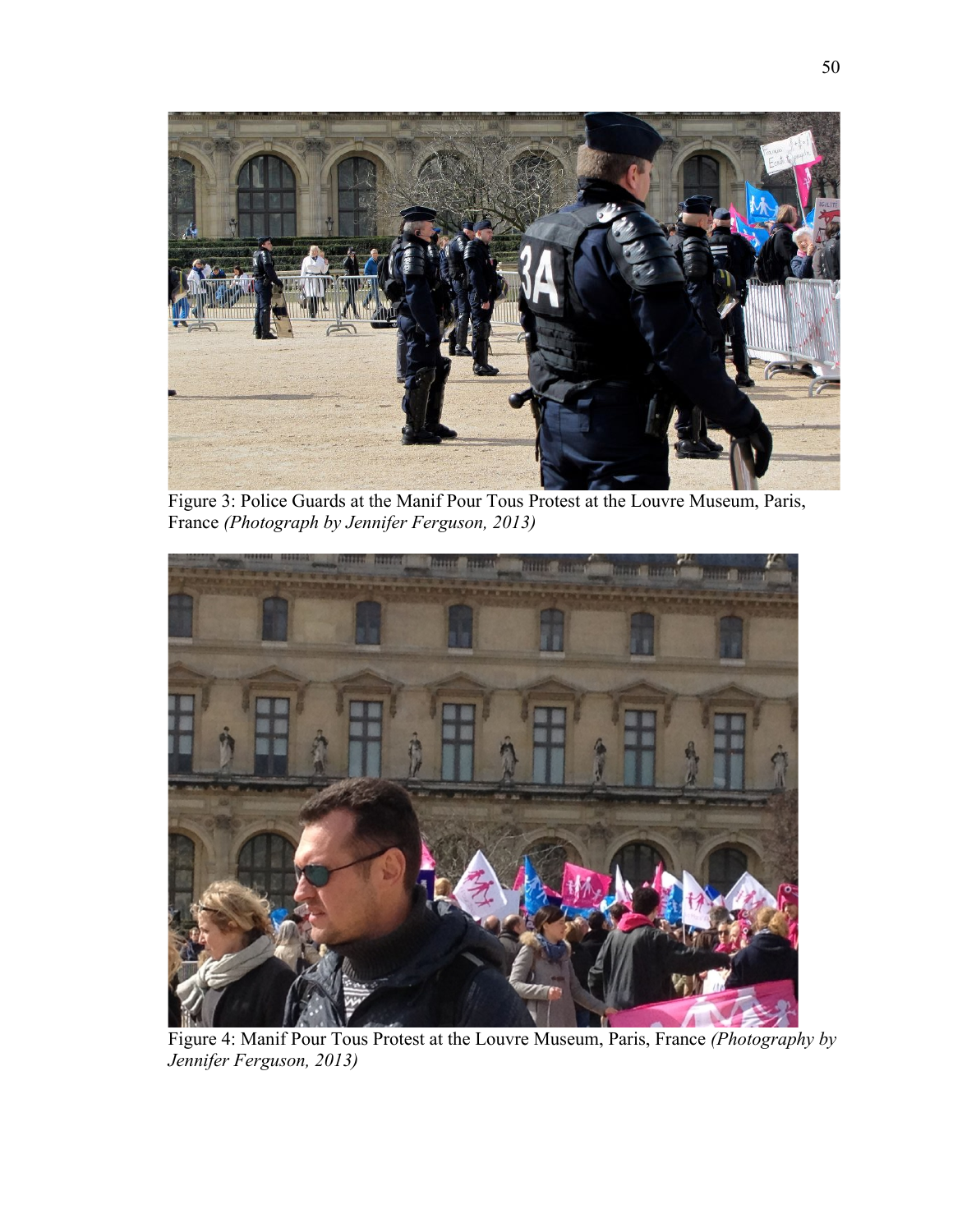Figure 3: Police Guards at the Manif Pour Tous Protest at the Louvre Museum, Paris, France *(Photograph by Jennifer Ferguson, 2013)*

Figure 4: Manif Pour Tous Protest at the Louvre Museum, Paris, France *(Photography by Jennifer Ferguson, 2013)*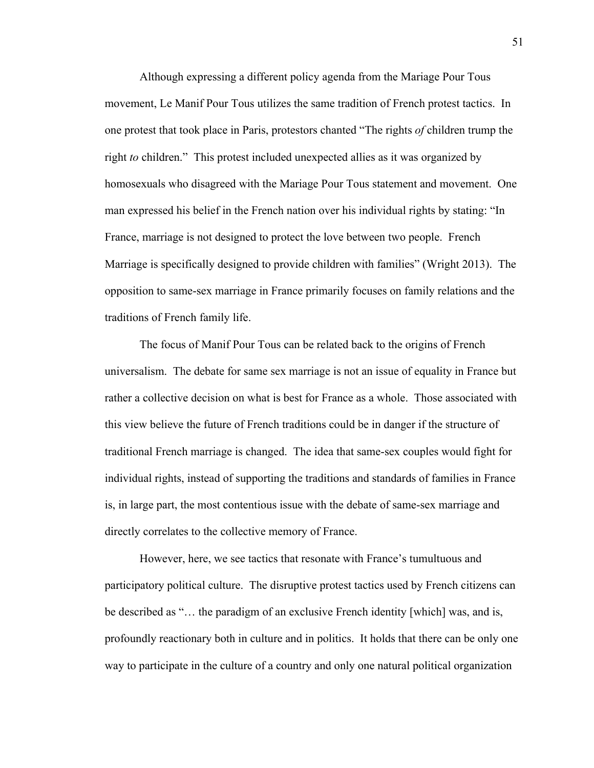Although expressing a different policy agenda from the Mariage Pour Tous movement, Le Manif Pour Tous utilizes the same tradition of French protest tactics. In one protest that took place in Paris, protestors chanted "The rights *of* children trump the right *to* children." This protest included unexpected allies as it was organized by homosexuals who disagreed with the Mariage Pour Tous statement and movement. One man expressed his belief in the French nation over his individual rights by stating: "In France, marriage is not designed to protect the love between two people. French Marriage is specifically designed to provide children with families" (Wright 2013). The opposition to same-sex marriage in France primarily focuses on family relations and the traditions of French family life.

The focus of Manif Pour Tous can be related back to the origins of French universalism. The debate for same sex marriage is not an issue of equality in France but rather a collective decision on what is best for France as a whole. Those associated with this view believe the future of French traditions could be in danger if the structure of traditional French marriage is changed. The idea that same-sex couples would fight for individual rights, instead of supporting the traditions and standards of families in France is, in large part, the most contentious issue with the debate of same-sex marriage and directly correlates to the collective memory of France.

However, here, we see tactics that resonate with France's tumultuous and participatory political culture. The disruptive protest tactics used by French citizens can be described as "… the paradigm of an exclusive French identity [which] was, and is, profoundly reactionary both in culture and in politics. It holds that there can be only one way to participate in the culture of a country and only one natural political organization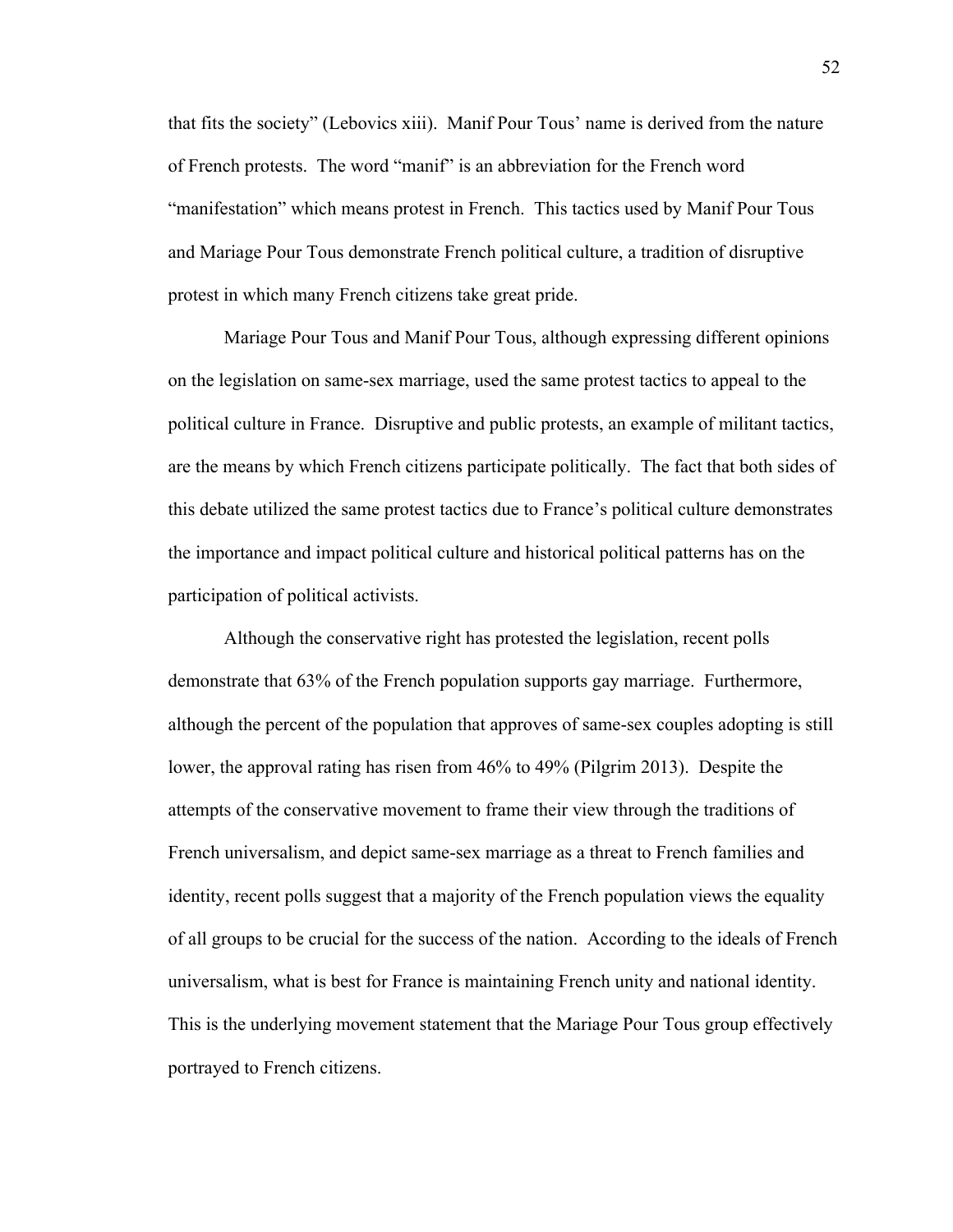that fits the society" (Lebovics xiii). Manif Pour Tous' name is derived from the nature of French protests. The word "manif" is an abbreviation for the French word "manifestation" which means protest in French. This tactics used by Manif Pour Tous and Mariage Pour Tous demonstrate French political culture, a tradition of disruptive protest in which many French citizens take great pride.

Mariage Pour Tous and Manif Pour Tous, although expressing different opinions on the legislation on same-sex marriage, used the same protest tactics to appeal to the political culture in France. Disruptive and public protests, an example of militant tactics, are the means by which French citizens participate politically. The fact that both sides of this debate utilized the same protest tactics due to France's political culture demonstrates the importance and impact political culture and historical political patterns has on the participation of political activists.

Although the conservative right has protested the legislation, recent polls demonstrate that 63% of the French population supports gay marriage. Furthermore, although the percent of the population that approves of same-sex couples adopting is still lower, the approval rating has risen from 46% to 49% (Pilgrim 2013). Despite the attempts of the conservative movement to frame their view through the traditions of French universalism, and depict same-sex marriage as a threat to French families and identity, recent polls suggest that a majority of the French population views the equality of all groups to be crucial for the success of the nation. According to the ideals of French universalism, what is best for France is maintaining French unity and national identity. This is the underlying movement statement that the Mariage Pour Tous group effectively portrayed to French citizens.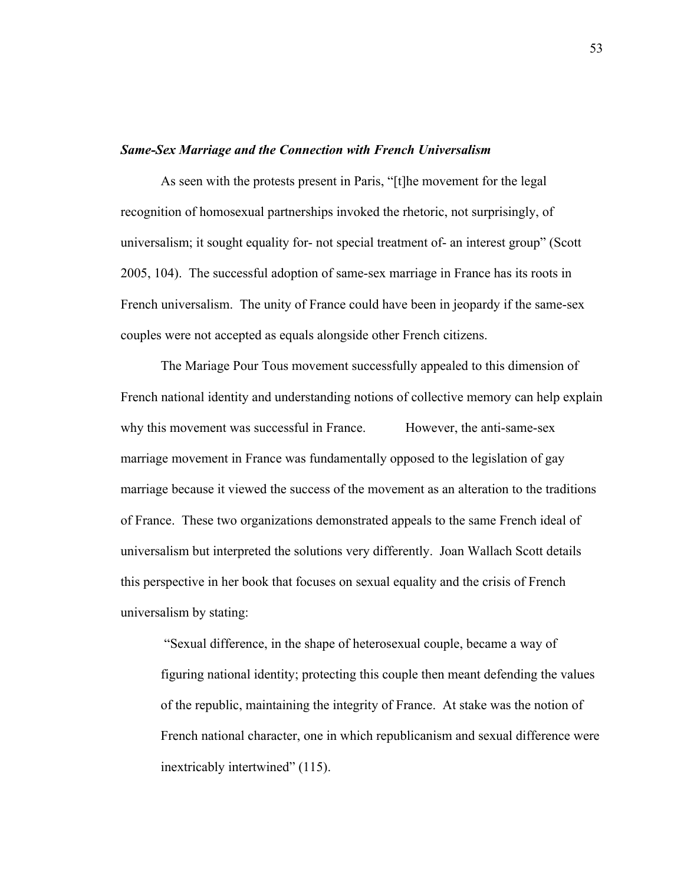***Same-Sex Marriage and the Connection with French Universalism***

As seen with the protests present in Paris, "[t]he movement for the legal recognition of homosexual partnerships invoked the rhetoric, not surprisingly, of universalism; it sought equality for- not special treatment of- an interest group" (Scott 2005, 104). The successful adoption of same-sex marriage in France has its roots in French universalism. The unity of France could have been in jeopardy if the same-sex couples were not accepted as equals alongside other French citizens.

The Mariage Pour Tous movement successfully appealed to this dimension of French national identity and understanding notions of collective memory can help explain why this movement was successful in France. However, the anti-same-sex marriage movement in France was fundamentally opposed to the legislation of gay marriage because it viewed the success of the movement as an alteration to the traditions of France. These two organizations demonstrated appeals to the same French ideal of universalism but interpreted the solutions very differently. Joan Wallach Scott details this perspective in her book that focuses on sexual equality and the crisis of French universalism by stating:

> "Sexual difference, in the shape of heterosexual couple, became a way of figuring national identity; protecting this couple then meant defending the values of the republic, maintaining the integrity of France. At stake was the notion of French national character, one in which republicanism and sexual difference were inextricably intertwined" (115).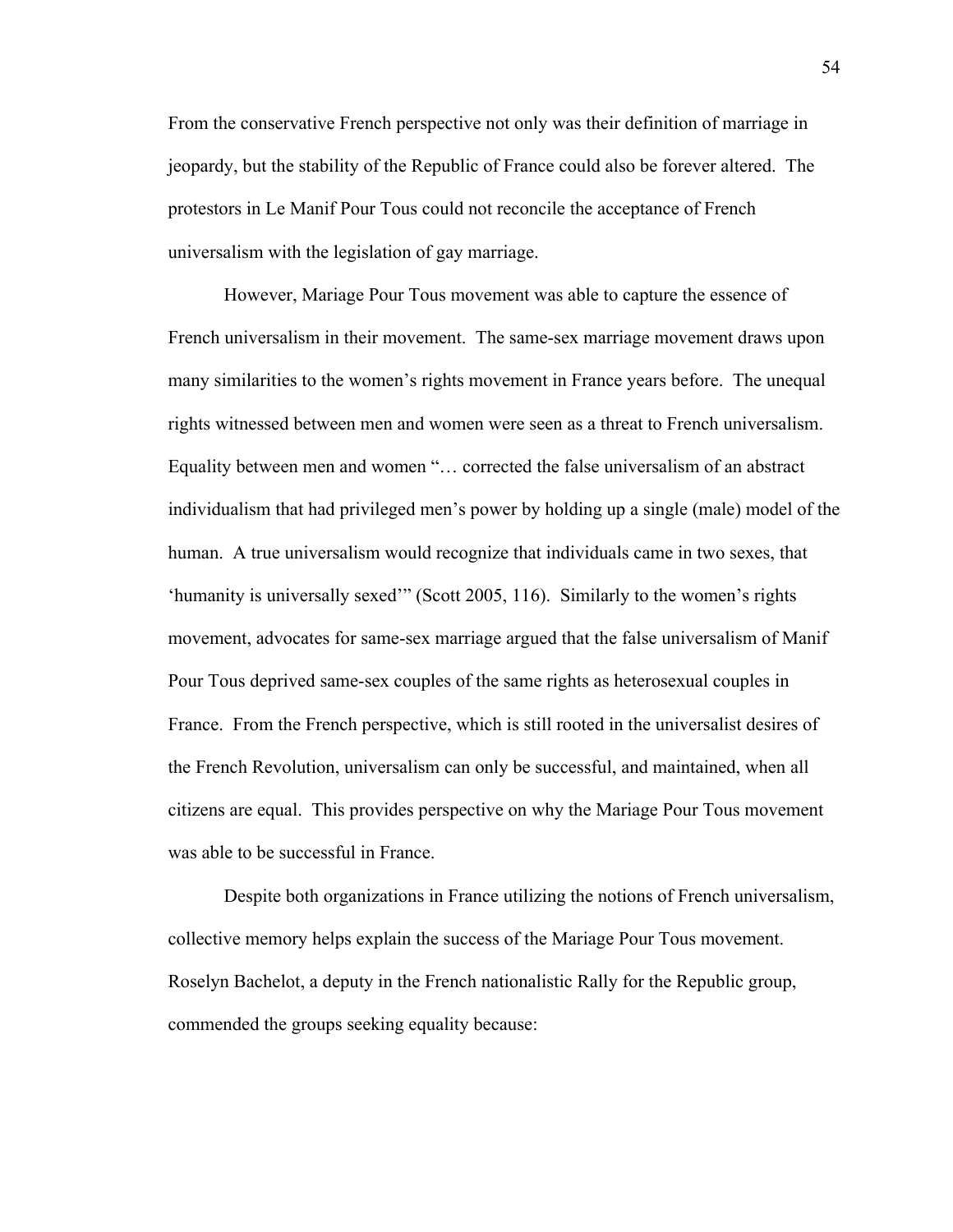From the conservative French perspective not only was their definition of marriage in jeopardy, but the stability of the Republic of France could also be forever altered. The protestors in Le Manif Pour Tous could not reconcile the acceptance of French universalism with the legislation of gay marriage.

However, Mariage Pour Tous movement was able to capture the essence of French universalism in their movement. The same-sex marriage movement draws upon many similarities to the women's rights movement in France years before. The unequal rights witnessed between men and women were seen as a threat to French universalism. Equality between men and women "… corrected the false universalism of an abstract individualism that had privileged men's power by holding up a single (male) model of the human. A true universalism would recognize that individuals came in two sexes, that 'humanity is universally sexed'" (Scott 2005, 116). Similarly to the women's rights movement, advocates for same-sex marriage argued that the false universalism of Manif Pour Tous deprived same-sex couples of the same rights as heterosexual couples in France. From the French perspective, which is still rooted in the universalist desires of the French Revolution, universalism can only be successful, and maintained, when all citizens are equal. This provides perspective on why the Mariage Pour Tous movement was able to be successful in France.

Despite both organizations in France utilizing the notions of French universalism, collective memory helps explain the success of the Mariage Pour Tous movement. Roselyn Bachelot, a deputy in the French nationalistic Rally for the Republic group, commended the groups seeking equality because: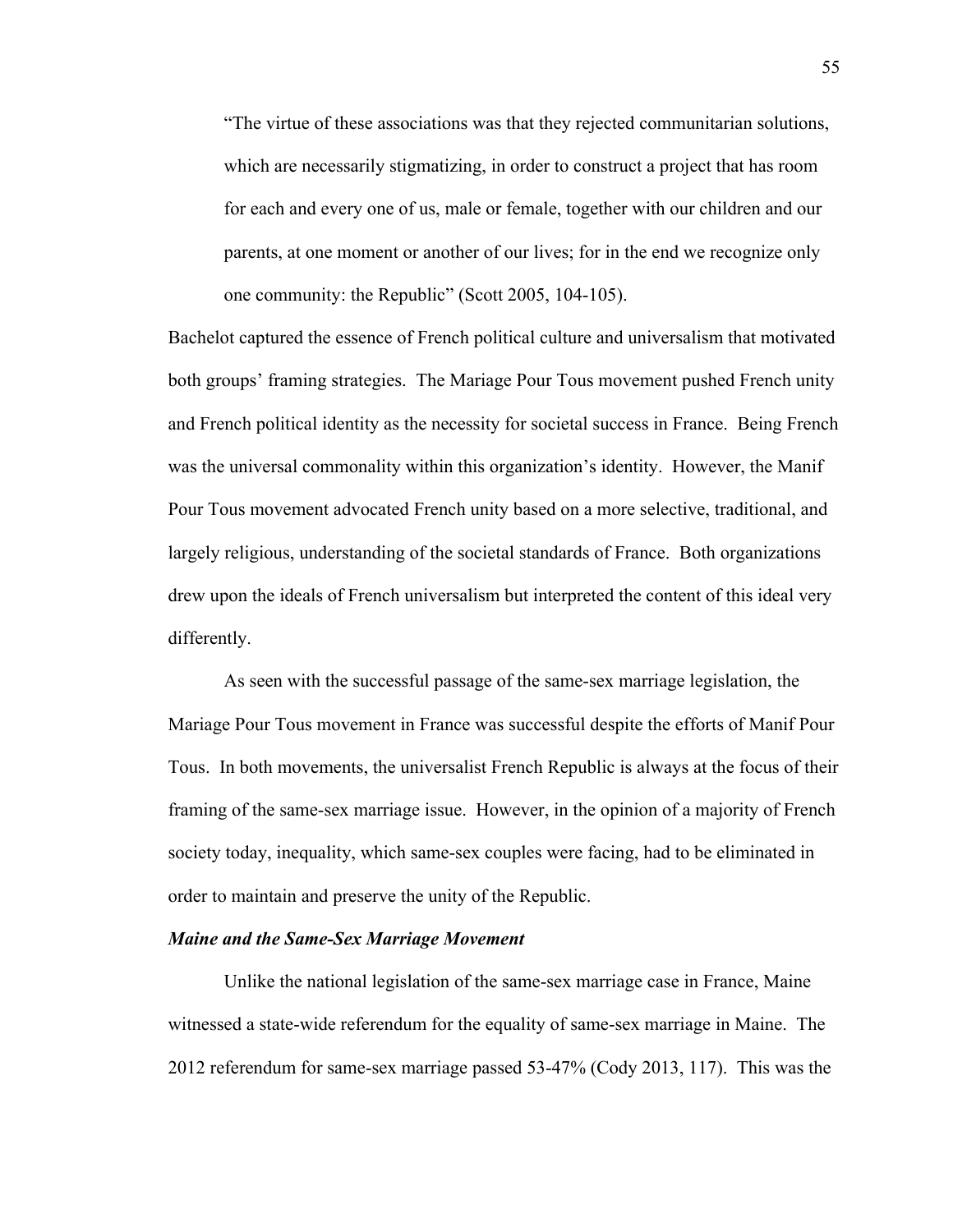> "The virtue of these associations was that they rejected communitarian solutions, which are necessarily stigmatizing, in order to construct a project that has room for each and every one of us, male or female, together with our children and our parents, at one moment or another of our lives; for in the end we recognize only one community: the Republic" (Scott 2005, 104-105).

Bachelot captured the essence of French political culture and universalism that motivated both groups' framing strategies. The Mariage Pour Tous movement pushed French unity and French political identity as the necessity for societal success in France. Being French was the universal commonality within this organization's identity. However, the Manif Pour Tous movement advocated French unity based on a more selective, traditional, and largely religious, understanding of the societal standards of France. Both organizations drew upon the ideals of French universalism but interpreted the content of this ideal very differently.

As seen with the successful passage of the same-sex marriage legislation, the Mariage Pour Tous movement in France was successful despite the efforts of Manif Pour Tous. In both movements, the universalist French Republic is always at the focus of their framing of the same-sex marriage issue. However, in the opinion of a majority of French society today, inequality, which same-sex couples were facing, had to be eliminated in order to maintain and preserve the unity of the Republic.

***Maine and the Same-Sex Marriage Movement***

Unlike the national legislation of the same-sex marriage case in France, Maine witnessed a state-wide referendum for the equality of same-sex marriage in Maine. The 2012 referendum for same-sex marriage passed 53-47% (Cody 2013, 117). This was the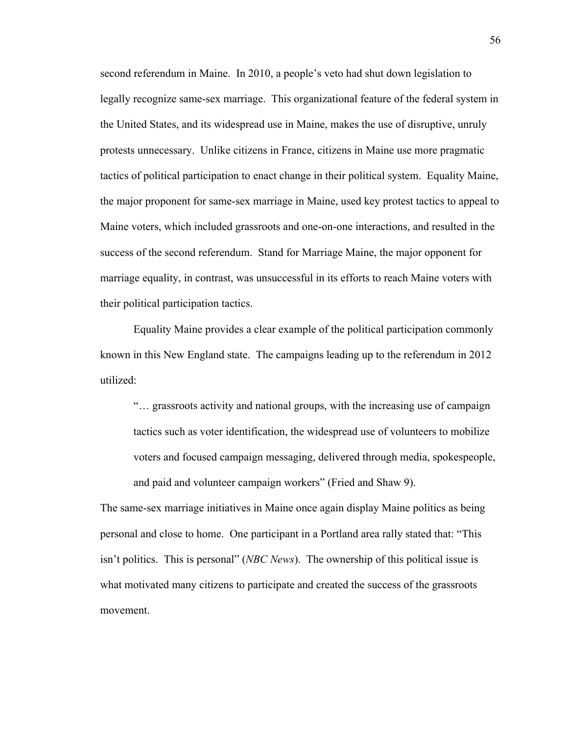second referendum in Maine. In 2010, a people's veto had shut down legislation to legally recognize same-sex marriage. This organizational feature of the federal system in the United States, and its widespread use in Maine, makes the use of disruptive, unruly protests unnecessary. Unlike citizens in France, citizens in Maine use more pragmatic tactics of political participation to enact change in their political system. Equality Maine, the major proponent for same-sex marriage in Maine, used key protest tactics to appeal to Maine voters, which included grassroots and one-on-one interactions, and resulted in the success of the second referendum. Stand for Marriage Maine, the major opponent for marriage equality, in contrast, was unsuccessful in its efforts to reach Maine voters with their political participation tactics.

Equality Maine provides a clear example of the political participation commonly known in this New England state. The campaigns leading up to the referendum in 2012 utilized:

> "… grassroots activity and national groups, with the increasing use of campaign tactics such as voter identification, the widespread use of volunteers to mobilize voters and focused campaign messaging, delivered through media, spokespeople, and paid and volunteer campaign workers" (Fried and Shaw 9).

The same-sex marriage initiatives in Maine once again display Maine politics as being personal and close to home. One participant in a Portland area rally stated that: "This isn't politics. This is personal" (*NBC News*). The ownership of this political issue is what motivated many citizens to participate and created the success of the grassroots movement.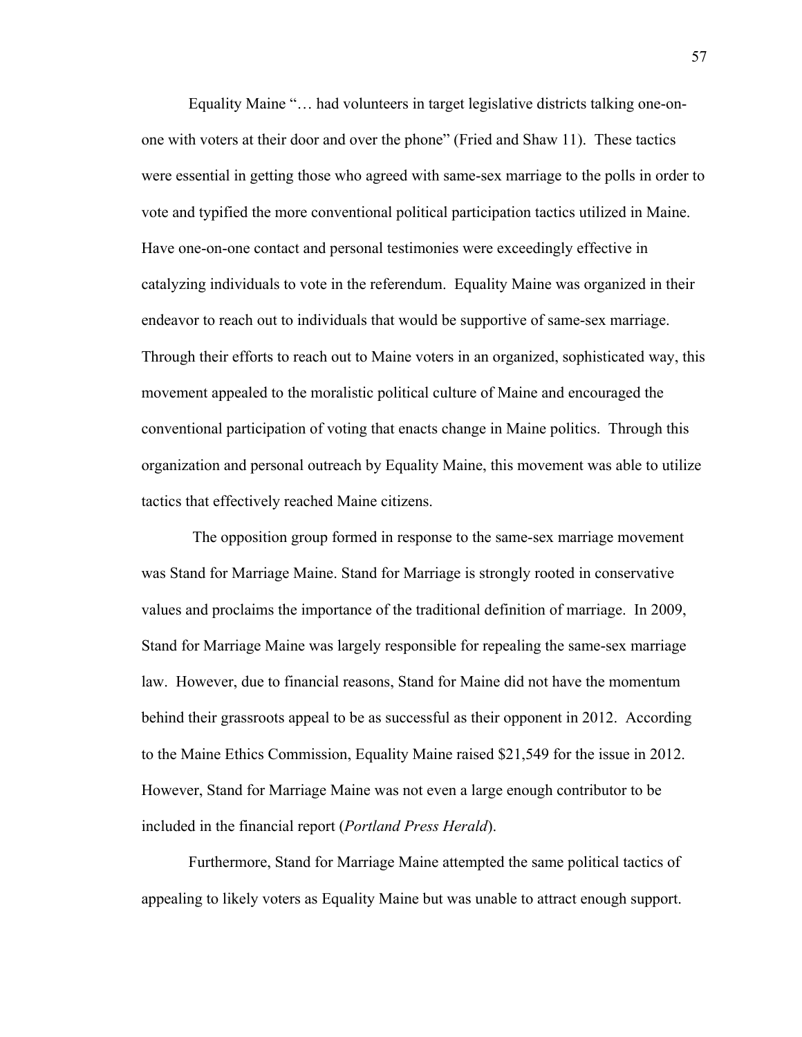Equality Maine "… had volunteers in target legislative districts talking one-on-one with voters at their door and over the phone" (Fried and Shaw 11). These tactics were essential in getting those who agreed with same-sex marriage to the polls in order to vote and typified the more conventional political participation tactics utilized in Maine. Have one-on-one contact and personal testimonies were exceedingly effective in catalyzing individuals to vote in the referendum. Equality Maine was organized in their endeavor to reach out to individuals that would be supportive of same-sex marriage. Through their efforts to reach out to Maine voters in an organized, sophisticated way, this movement appealed to the moralistic political culture of Maine and encouraged the conventional participation of voting that enacts change in Maine politics. Through this organization and personal outreach by Equality Maine, this movement was able to utilize tactics that effectively reached Maine citizens.

The opposition group formed in response to the same-sex marriage movement was Stand for Marriage Maine. Stand for Marriage is strongly rooted in conservative values and proclaims the importance of the traditional definition of marriage. In 2009, Stand for Marriage Maine was largely responsible for repealing the same-sex marriage law. However, due to financial reasons, Stand for Maine did not have the momentum behind their grassroots appeal to be as successful as their opponent in 2012. According to the Maine Ethics Commission, Equality Maine raised $21,549 for the issue in 2012. However, Stand for Marriage Maine was not even a large enough contributor to be included in the financial report (*Portland Press Herald*).

Furthermore, Stand for Marriage Maine attempted the same political tactics of appealing to likely voters as Equality Maine but was unable to attract enough support.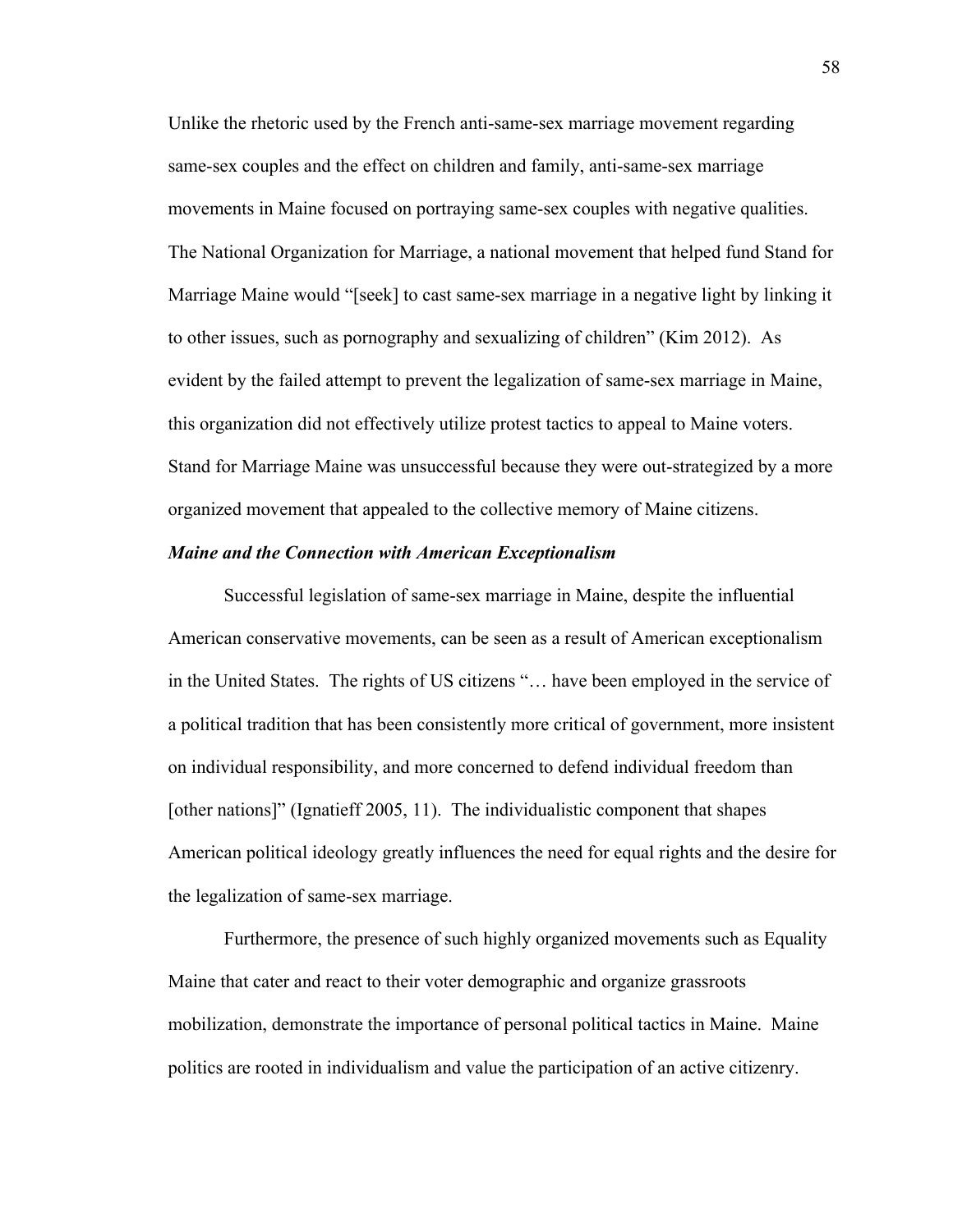Unlike the rhetoric used by the French anti-same-sex marriage movement regarding same-sex couples and the effect on children and family, anti-same-sex marriage movements in Maine focused on portraying same-sex couples with negative qualities. The National Organization for Marriage, a national movement that helped fund Stand for Marriage Maine would "[seek] to cast same-sex marriage in a negative light by linking it to other issues, such as pornography and sexualizing of children" (Kim 2012). As evident by the failed attempt to prevent the legalization of same-sex marriage in Maine, this organization did not effectively utilize protest tactics to appeal to Maine voters. Stand for Marriage Maine was unsuccessful because they were out-strategized by a more organized movement that appealed to the collective memory of Maine citizens.

***Maine and the Connection with American Exceptionalism***

Successful legislation of same-sex marriage in Maine, despite the influential American conservative movements, can be seen as a result of American exceptionalism in the United States. The rights of US citizens "… have been employed in the service of a political tradition that has been consistently more critical of government, more insistent on individual responsibility, and more concerned to defend individual freedom than [other nations]" (Ignatieff 2005, 11). The individualistic component that shapes American political ideology greatly influences the need for equal rights and the desire for the legalization of same-sex marriage.

Furthermore, the presence of such highly organized movements such as Equality Maine that cater and react to their voter demographic and organize grassroots mobilization, demonstrate the importance of personal political tactics in Maine. Maine politics are rooted in individualism and value the participation of an active citizenry.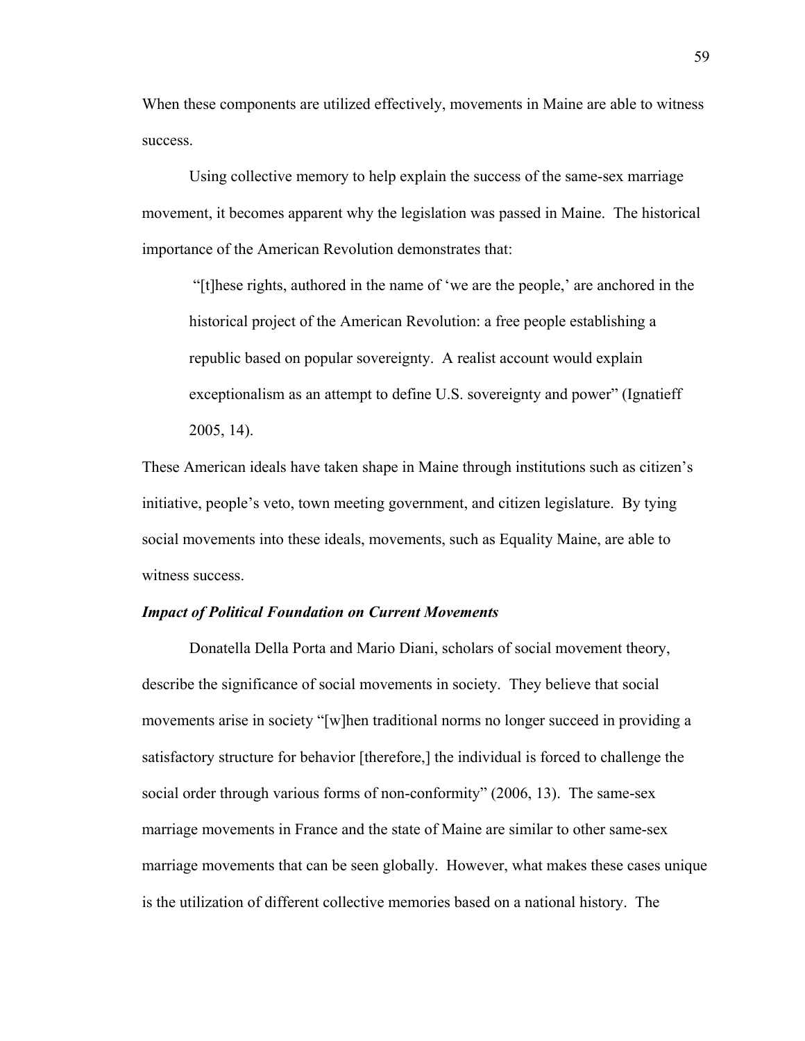When these components are utilized effectively, movements in Maine are able to witness success.

Using collective memory to help explain the success of the same-sex marriage movement, it becomes apparent why the legislation was passed in Maine. The historical importance of the American Revolution demonstrates that:

> "[t]hese rights, authored in the name of 'we are the people,' are anchored in the historical project of the American Revolution: a free people establishing a republic based on popular sovereignty. A realist account would explain exceptionalism as an attempt to define U.S. sovereignty and power" (Ignatieff 2005, 14).

These American ideals have taken shape in Maine through institutions such as citizen's initiative, people's veto, town meeting government, and citizen legislature. By tying social movements into these ideals, movements, such as Equality Maine, are able to witness success.

***Impact of Political Foundation on Current Movements***

Donatella Della Porta and Mario Diani, scholars of social movement theory, describe the significance of social movements in society. They believe that social movements arise in society "[w]hen traditional norms no longer succeed in providing a satisfactory structure for behavior [therefore,] the individual is forced to challenge the social order through various forms of non-conformity" (2006, 13). The same-sex marriage movements in France and the state of Maine are similar to other same-sex marriage movements that can be seen globally. However, what makes these cases unique is the utilization of different collective memories based on a national history. The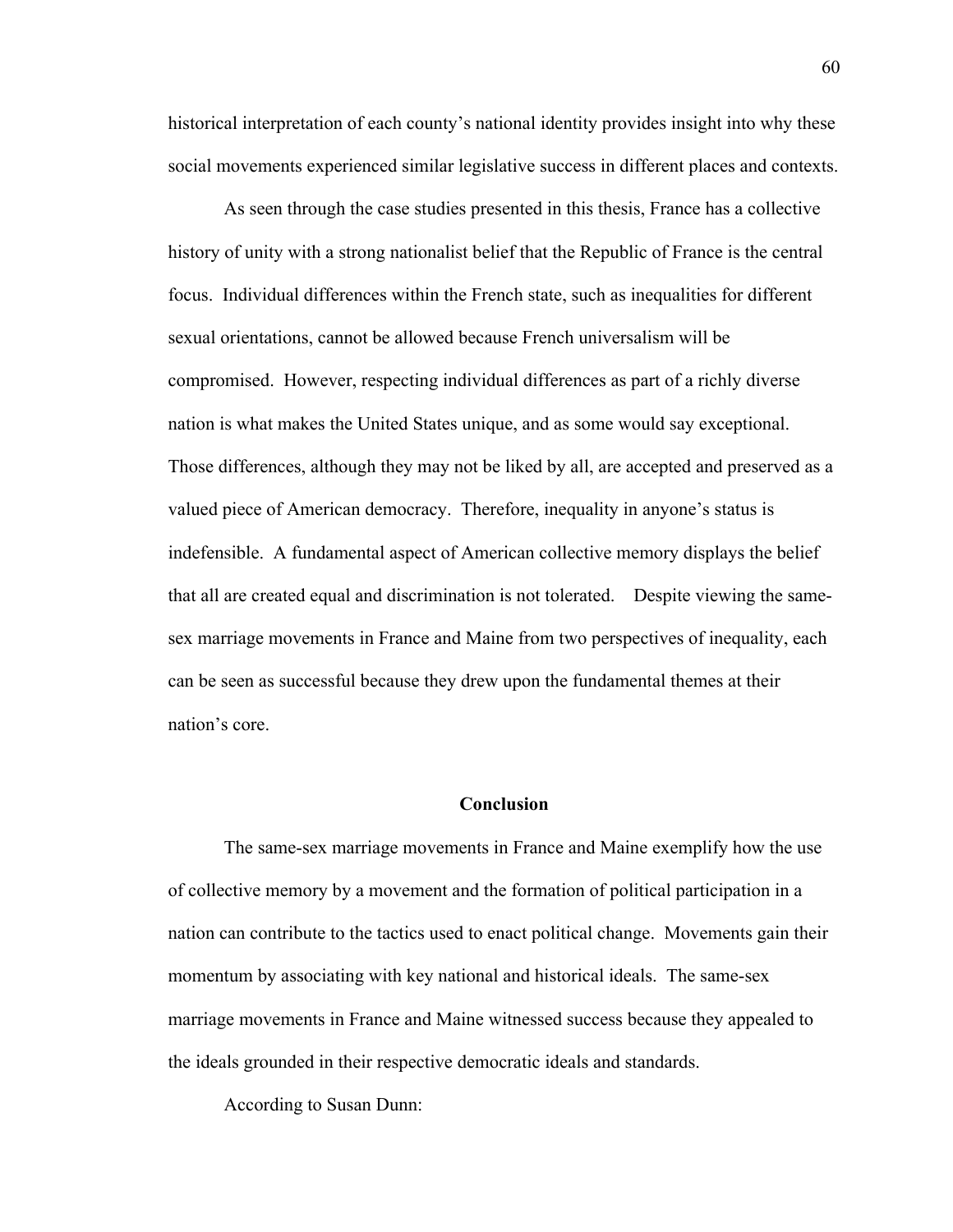historical interpretation of each county's national identity provides insight into why these social movements experienced similar legislative success in different places and contexts.

As seen through the case studies presented in this thesis, France has a collective history of unity with a strong nationalist belief that the Republic of France is the central focus. Individual differences within the French state, such as inequalities for different sexual orientations, cannot be allowed because French universalism will be compromised. However, respecting individual differences as part of a richly diverse nation is what makes the United States unique, and as some would say exceptional. Those differences, although they may not be liked by all, are accepted and preserved as a valued piece of American democracy. Therefore, inequality in anyone's status is indefensible. A fundamental aspect of American collective memory displays the belief that all are created equal and discrimination is not tolerated. Despite viewing the same-sex marriage movements in France and Maine from two perspectives of inequality, each can be seen as successful because they drew upon the fundamental themes at their nation's core.

## Conclusion

The same-sex marriage movements in France and Maine exemplify how the use of collective memory by a movement and the formation of political participation in a nation can contribute to the tactics used to enact political change. Movements gain their momentum by associating with key national and historical ideals. The same-sex marriage movements in France and Maine witnessed success because they appealed to the ideals grounded in their respective democratic ideals and standards.

According to Susan Dunn: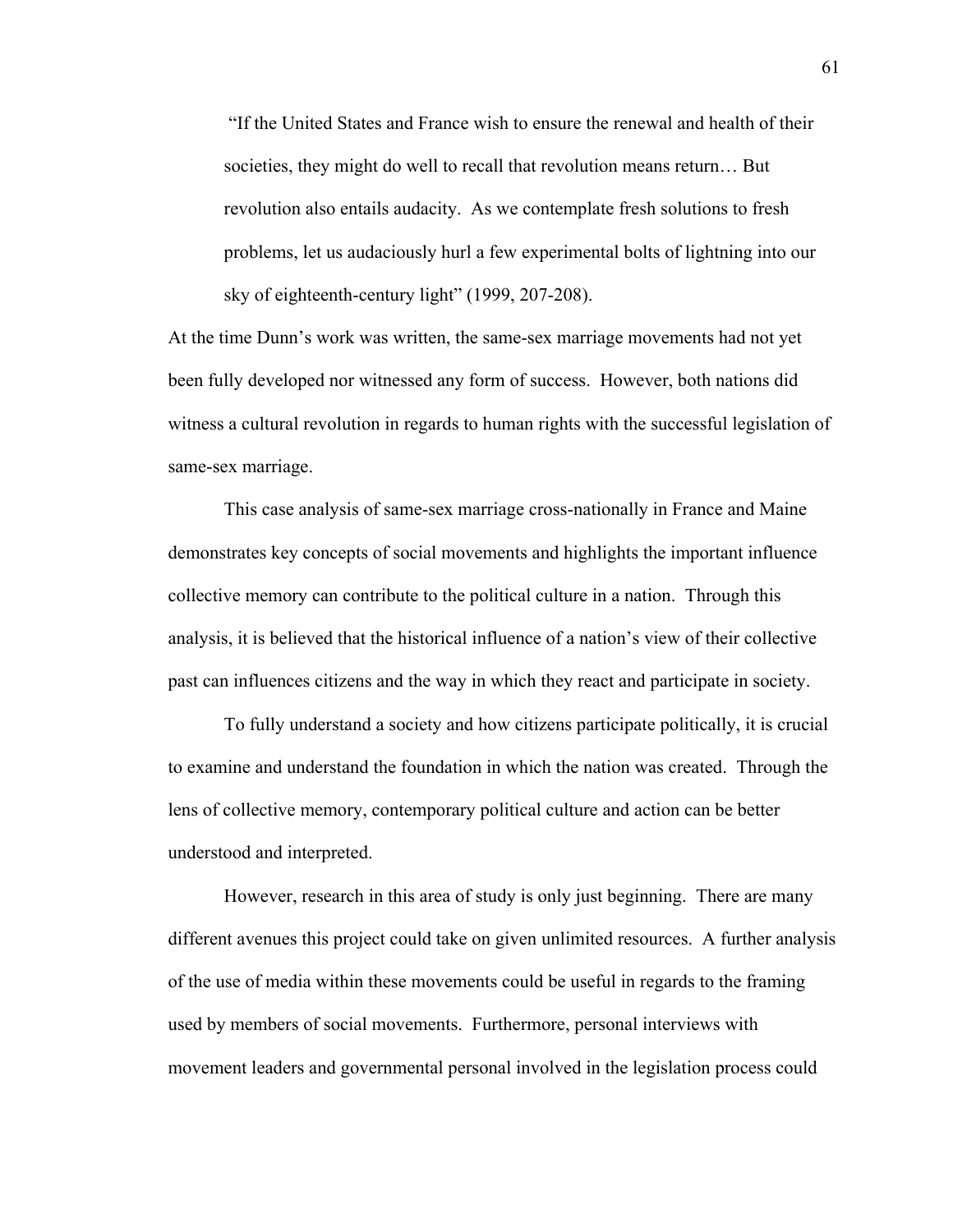> "If the United States and France wish to ensure the renewal and health of their societies, they might do well to recall that revolution means return… But revolution also entails audacity. As we contemplate fresh solutions to fresh problems, let us audaciously hurl a few experimental bolts of lightning into our sky of eighteenth-century light" (1999, 207-208).

At the time Dunn's work was written, the same-sex marriage movements had not yet been fully developed nor witnessed any form of success. However, both nations did witness a cultural revolution in regards to human rights with the successful legislation of same-sex marriage.

This case analysis of same-sex marriage cross-nationally in France and Maine demonstrates key concepts of social movements and highlights the important influence collective memory can contribute to the political culture in a nation. Through this analysis, it is believed that the historical influence of a nation's view of their collective past can influences citizens and the way in which they react and participate in society.

To fully understand a society and how citizens participate politically, it is crucial to examine and understand the foundation in which the nation was created. Through the lens of collective memory, contemporary political culture and action can be better understood and interpreted.

However, research in this area of study is only just beginning. There are many different avenues this project could take on given unlimited resources. A further analysis of the use of media within these movements could be useful in regards to the framing used by members of social movements. Furthermore, personal interviews with movement leaders and governmental personal involved in the legislation process could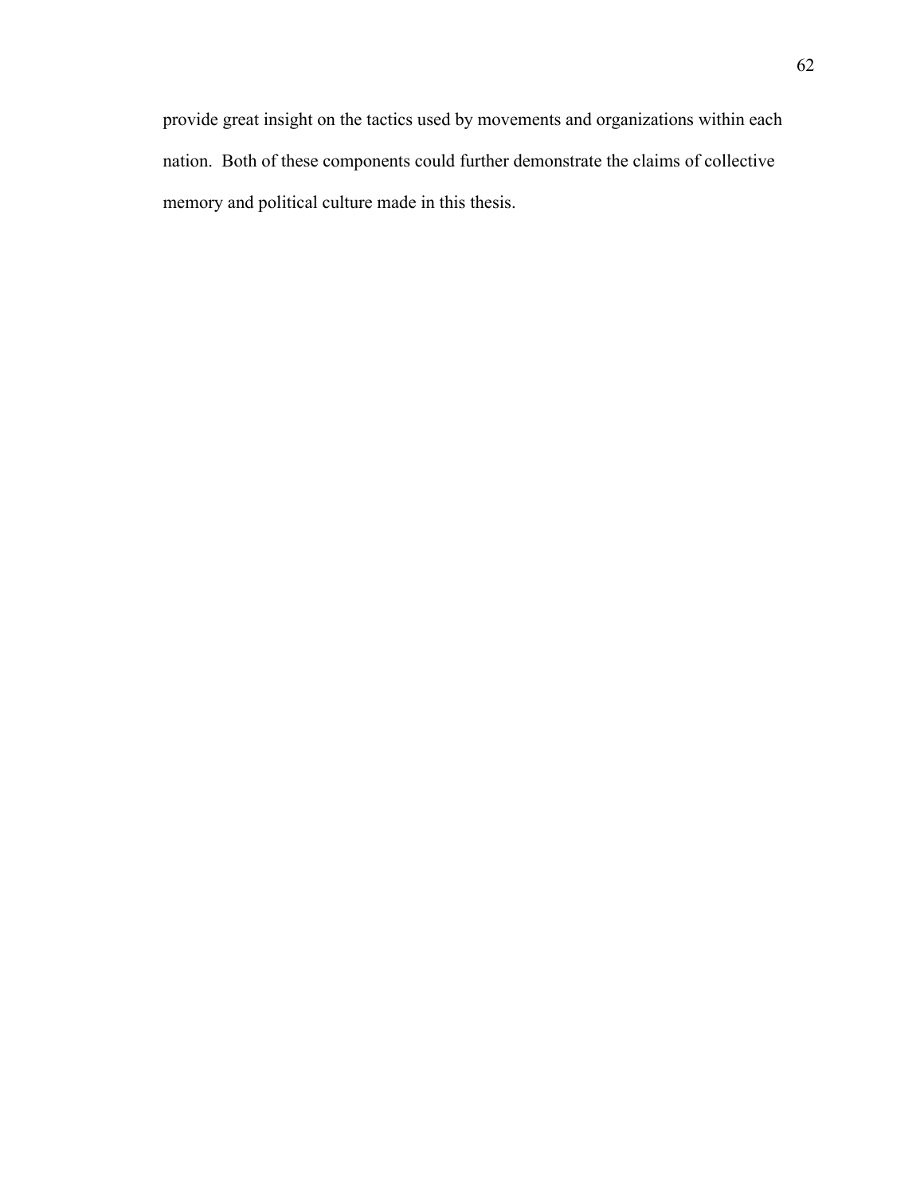provide great insight on the tactics used by movements and organizations within each nation. Both of these components could further demonstrate the claims of collective memory and political culture made in this thesis.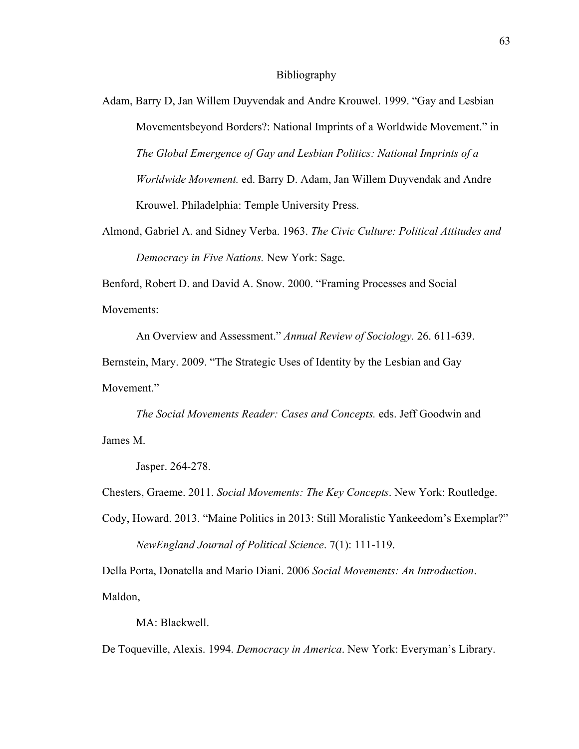# Bibliography

Adam, Barry D, Jan Willem Duyvendak and Andre Krouwel. 1999. "Gay and Lesbian Movementsbeyond Borders?: National Imprints of a Worldwide Movement." in *The Global Emergence of Gay and Lesbian Politics: National Imprints of a Worldwide Movement.* ed. Barry D. Adam, Jan Willem Duyvendak and Andre Krouwel. Philadelphia: Temple University Press.

Almond, Gabriel A. and Sidney Verba. 1963. *The Civic Culture: Political Attitudes and Democracy in Five Nations.* New York: Sage.

Benford, Robert D. and David A. Snow. 2000. "Framing Processes and Social Movements: An Overview and Assessment." *Annual Review of Sociology.* 26. 611-639.

Bernstein, Mary. 2009. "The Strategic Uses of Identity by the Lesbian and Gay Movement." *The Social Movements Reader: Cases and Concepts.* eds. Jeff Goodwin and James M. Jasper. 264-278.

Chesters, Graeme. 2011. *Social Movements: The Key Concepts*. New York: Routledge.

Cody, Howard. 2013. "Maine Politics in 2013: Still Moralistic Yankeedom's Exemplar?" *NewEngland Journal of Political Science*. 7(1): 111-119.

Della Porta, Donatella and Mario Diani. 2006 *Social Movements: An Introduction*. Maldon, MA: Blackwell.

De Toqueville, Alexis. 1994. *Democracy in America*. New York: Everyman's Library.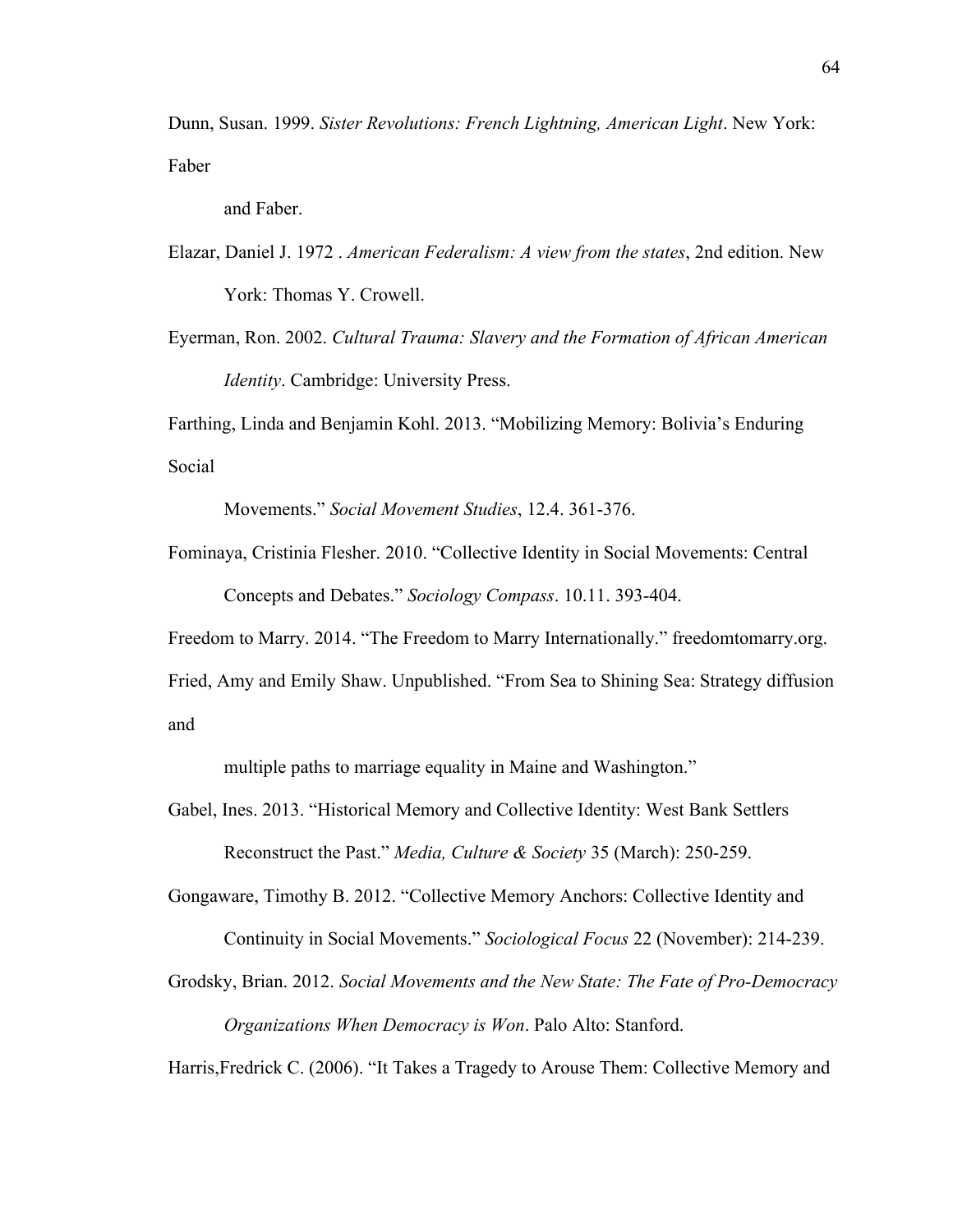Dunn, Susan. 1999. *Sister Revolutions: French Lightning, American Light*. New York: Faber and Faber.

Elazar, Daniel J. 1972 . *American Federalism: A view from the states*, 2nd edition. New York: Thomas Y. Crowell.

Eyerman, Ron. 2002. *Cultural Trauma: Slavery and the Formation of African American Identity*. Cambridge: University Press.

Farthing, Linda and Benjamin Kohl. 2013. "Mobilizing Memory: Bolivia's Enduring Social Movements." *Social Movement Studies*, 12.4. 361-376.

Fominaya, Cristinia Flesher. 2010. "Collective Identity in Social Movements: Central Concepts and Debates." *Sociology Compass*. 10.11. 393-404.

Freedom to Marry. 2014. "The Freedom to Marry Internationally." freedomtomarry.org.

Fried, Amy and Emily Shaw. Unpublished. "From Sea to Shining Sea: Strategy diffusion and multiple paths to marriage equality in Maine and Washington."

Gabel, Ines. 2013. "Historical Memory and Collective Identity: West Bank Settlers Reconstruct the Past." *Media, Culture & Society* 35 (March): 250-259.

Gongaware, Timothy B. 2012. "Collective Memory Anchors: Collective Identity and Continuity in Social Movements." *Sociological Focus* 22 (November): 214-239.

Grodsky, Brian. 2012. *Social Movements and the New State: The Fate of Pro-Democracy Organizations When Democracy is Won*. Palo Alto: Stanford.

Harris,Fredrick C. (2006). "It Takes a Tragedy to Arouse Them: Collective Memory and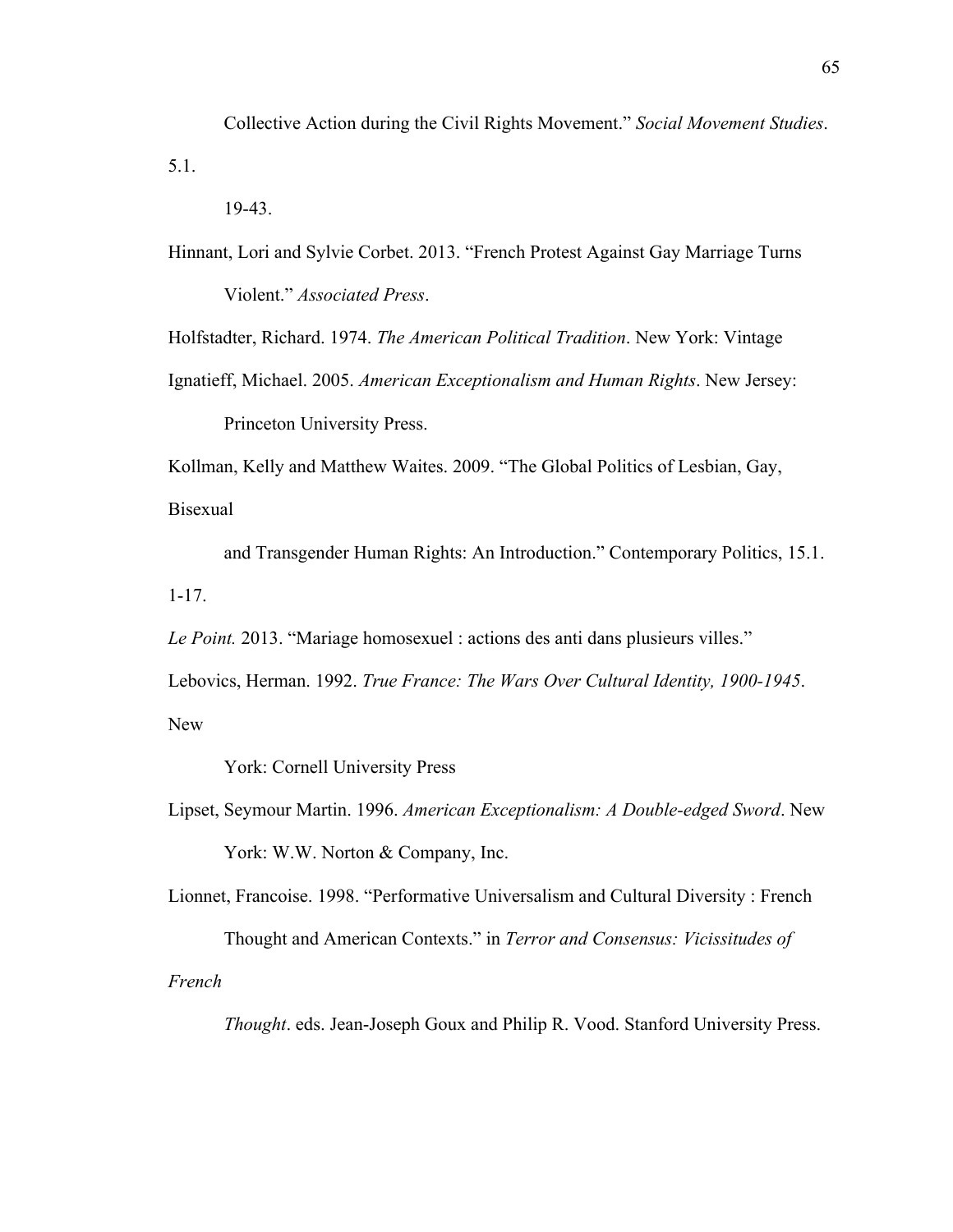Collective Action during the Civil Rights Movement." *Social Movement Studies*. 5.1. 19-43.

Hinnant, Lori and Sylvie Corbet. 2013. "French Protest Against Gay Marriage Turns Violent." *Associated Press*.

Holfstadter, Richard. 1974. *The American Political Tradition*. New York: Vintage

Ignatieff, Michael. 2005. *American Exceptionalism and Human Rights*. New Jersey: Princeton University Press.

Kollman, Kelly and Matthew Waites. 2009. "The Global Politics of Lesbian, Gay, Bisexual and Transgender Human Rights: An Introduction." Contemporary Politics, 15.1. 1-17.

*Le Point.* 2013. "Mariage homosexuel : actions des anti dans plusieurs villes."

Lebovics, Herman. 1992. *True France: The Wars Over Cultural Identity, 1900-1945*. New York: Cornell University Press

Lipset, Seymour Martin. 1996. *American Exceptionalism: A Double-edged Sword*. New York: W.W. Norton & Company, Inc.

Lionnet, Francoise. 1998. "Performative Universalism and Cultural Diversity : French Thought and American Contexts." in *Terror and Consensus: Vicissitudes of French Thought*. eds. Jean-Joseph Goux and Philip R. Vood. Stanford University Press.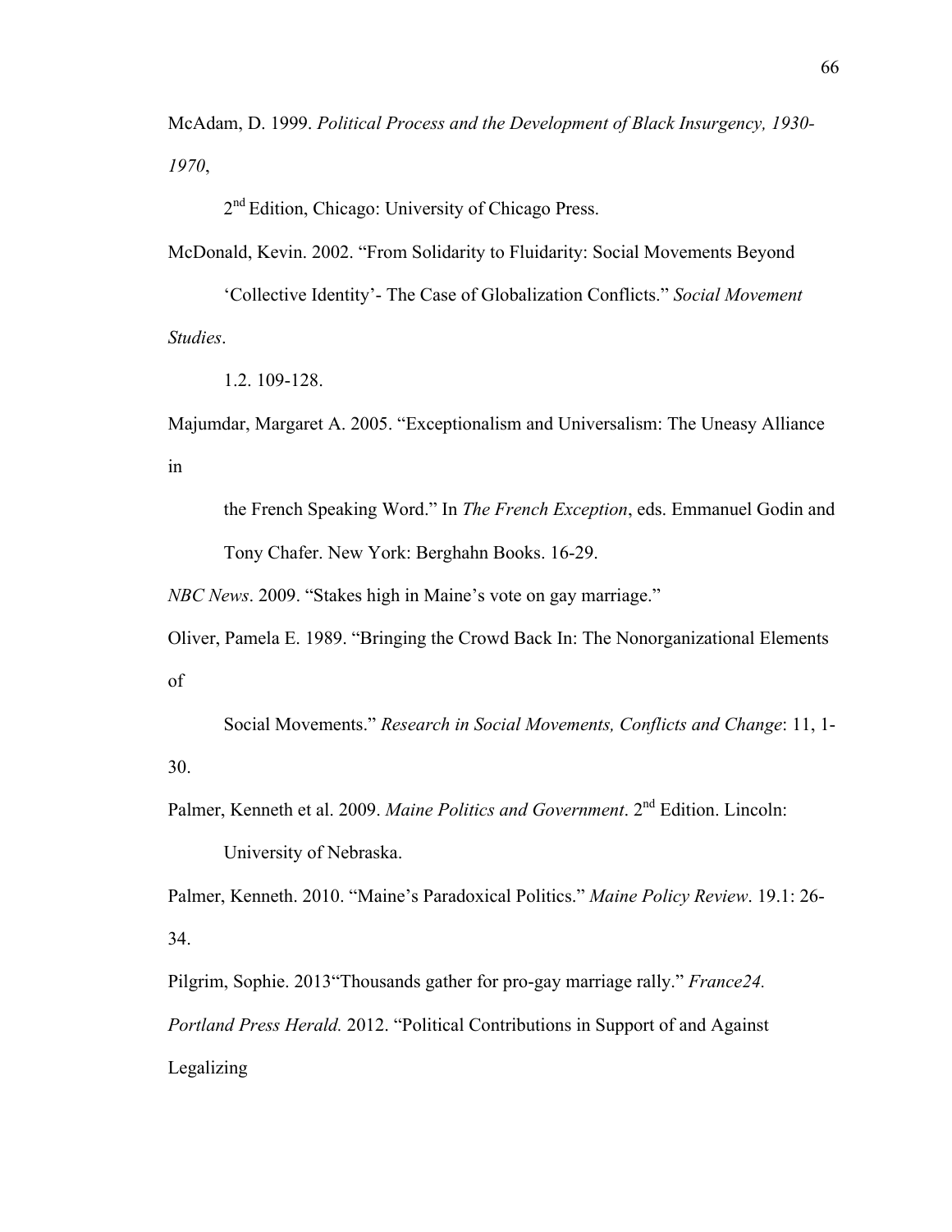McAdam, D. 1999. *Political Process and the Development of Black Insurgency, 1930-1970*, 2nd Edition, Chicago: University of Chicago Press.

McDonald, Kevin. 2002. "From Solidarity to Fluidarity: Social Movements Beyond 'Collective Identity'- The Case of Globalization Conflicts." *Social Movement Studies*. 1.2. 109-128.

Majumdar, Margaret A. 2005. "Exceptionalism and Universalism: The Uneasy Alliance in the French Speaking Word." In *The French Exception*, eds. Emmanuel Godin and Tony Chafer. New York: Berghahn Books. 16-29.

*NBC News*. 2009. "Stakes high in Maine's vote on gay marriage."

Oliver, Pamela E. 1989. "Bringing the Crowd Back In: The Nonorganizational Elements of Social Movements." *Research in Social Movements, Conflicts and Change*: 11, 1-30.

Palmer, Kenneth et al. 2009. *Maine Politics and Government*. 2nd Edition. Lincoln: University of Nebraska.

Palmer, Kenneth. 2010. "Maine's Paradoxical Politics." *Maine Policy Review*. 19.1: 26-34.

Pilgrim, Sophie. 2013"Thousands gather for pro-gay marriage rally." *France24.*

*Portland Press Herald.* 2012. "Political Contributions in Support of and Against Legalizing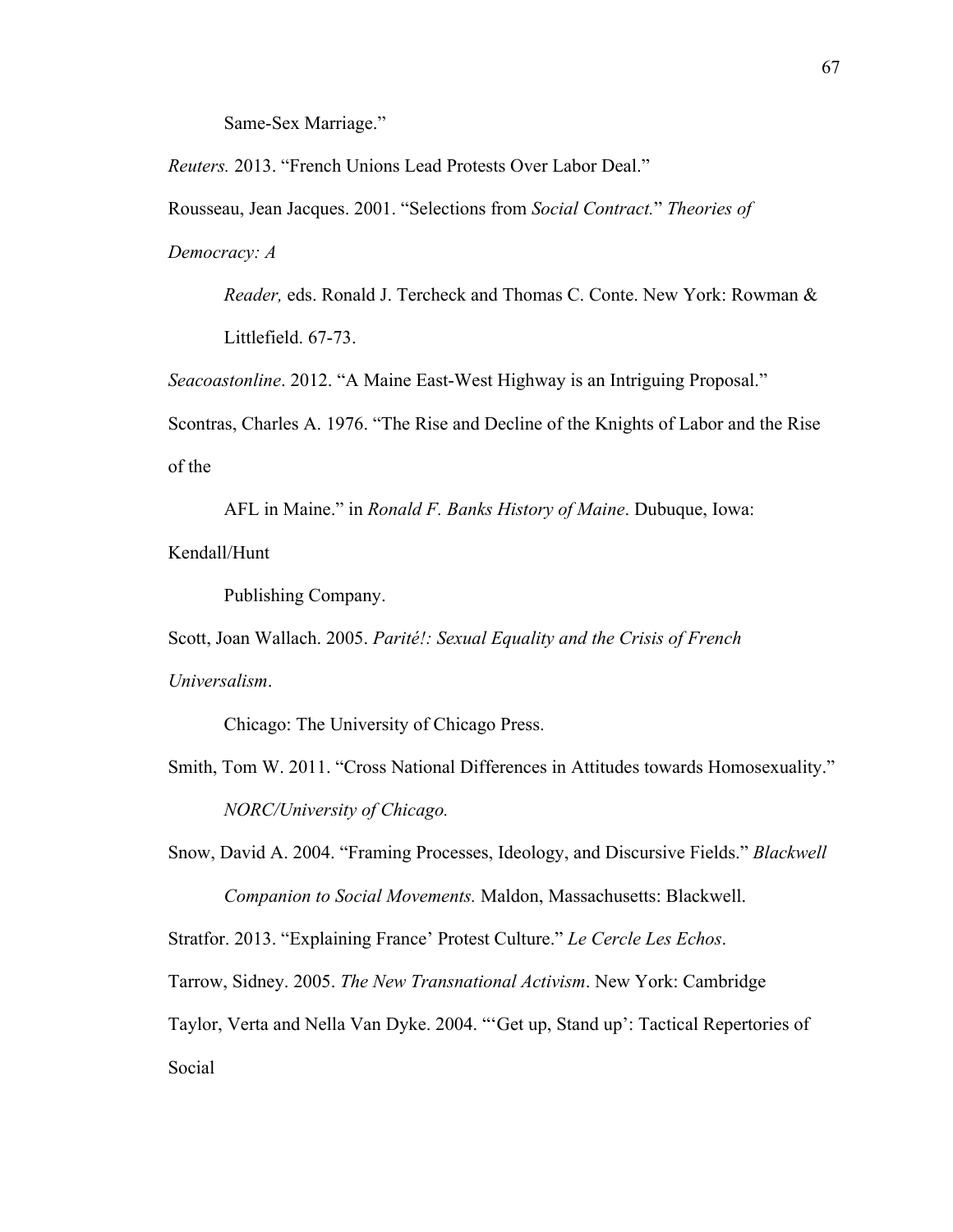Same-Sex Marriage."

*Reuters.* 2013. "French Unions Lead Protests Over Labor Deal."

Rousseau, Jean Jacques. 2001. "Selections from *Social Contract.*" *Theories of Democracy: A Reader,* eds. Ronald J. Tercheck and Thomas C. Conte. New York: Rowman & Littlefield. 67-73.

*Seacoastonline*. 2012. "A Maine East-West Highway is an Intriguing Proposal."

Scontras, Charles A. 1976. "The Rise and Decline of the Knights of Labor and the Rise of the AFL in Maine." in *Ronald F. Banks History of Maine*. Dubuque, Iowa: Kendall/Hunt Publishing Company.

Scott, Joan Wallach. 2005. *Parité!: Sexual Equality and the Crisis of French Universalism*. Chicago: The University of Chicago Press.

Smith, Tom W. 2011. "Cross National Differences in Attitudes towards Homosexuality." *NORC/University of Chicago.*

Snow, David A. 2004. "Framing Processes, Ideology, and Discursive Fields." *Blackwell Companion to Social Movements.* Maldon, Massachusetts: Blackwell.

Stratfor. 2013. "Explaining France' Protest Culture." *Le Cercle Les Echos*.

Tarrow, Sidney. 2005. *The New Transnational Activism*. New York: Cambridge

Taylor, Verta and Nella Van Dyke. 2004. "'Get up, Stand up': Tactical Repertories of Social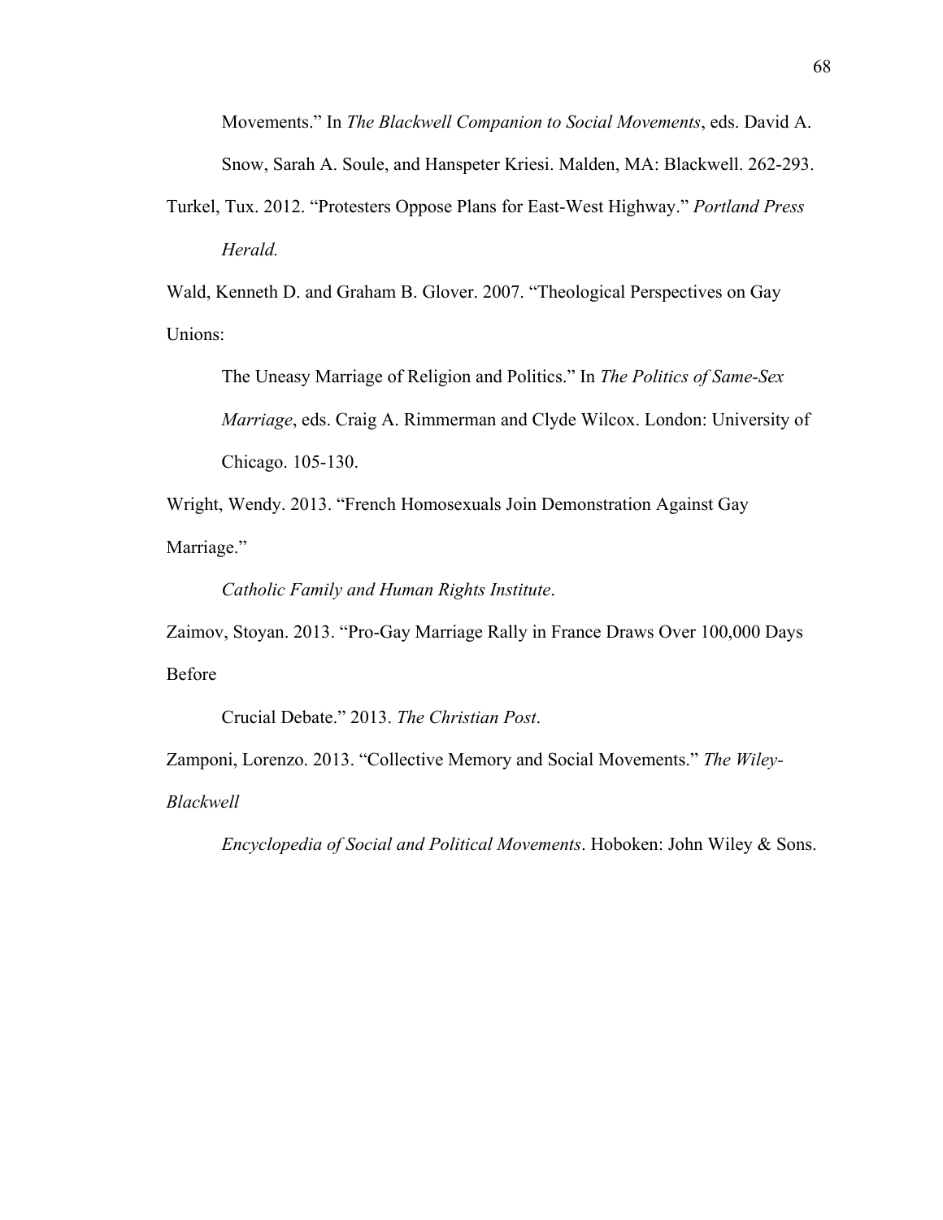Movements." In *The Blackwell Companion to Social Movements*, eds. David A. Snow, Sarah A. Soule, and Hanspeter Kriesi. Malden, MA: Blackwell. 262-293.

Turkel, Tux. 2012. "Protesters Oppose Plans for East-West Highway." *Portland Press Herald.*

Wald, Kenneth D. and Graham B. Glover. 2007. "Theological Perspectives on Gay Unions: The Uneasy Marriage of Religion and Politics." In *The Politics of Same-Sex Marriage*, eds. Craig A. Rimmerman and Clyde Wilcox. London: University of Chicago. 105-130.

Wright, Wendy. 2013. "French Homosexuals Join Demonstration Against Gay Marriage." *Catholic Family and Human Rights Institute*.

Zaimov, Stoyan. 2013. "Pro-Gay Marriage Rally in France Draws Over 100,000 Days Before Crucial Debate." 2013. *The Christian Post*.

Zamponi, Lorenzo. 2013. "Collective Memory and Social Movements." *The Wiley-Blackwell Encyclopedia of Social and Political Movements*. Hoboken: John Wiley & Sons.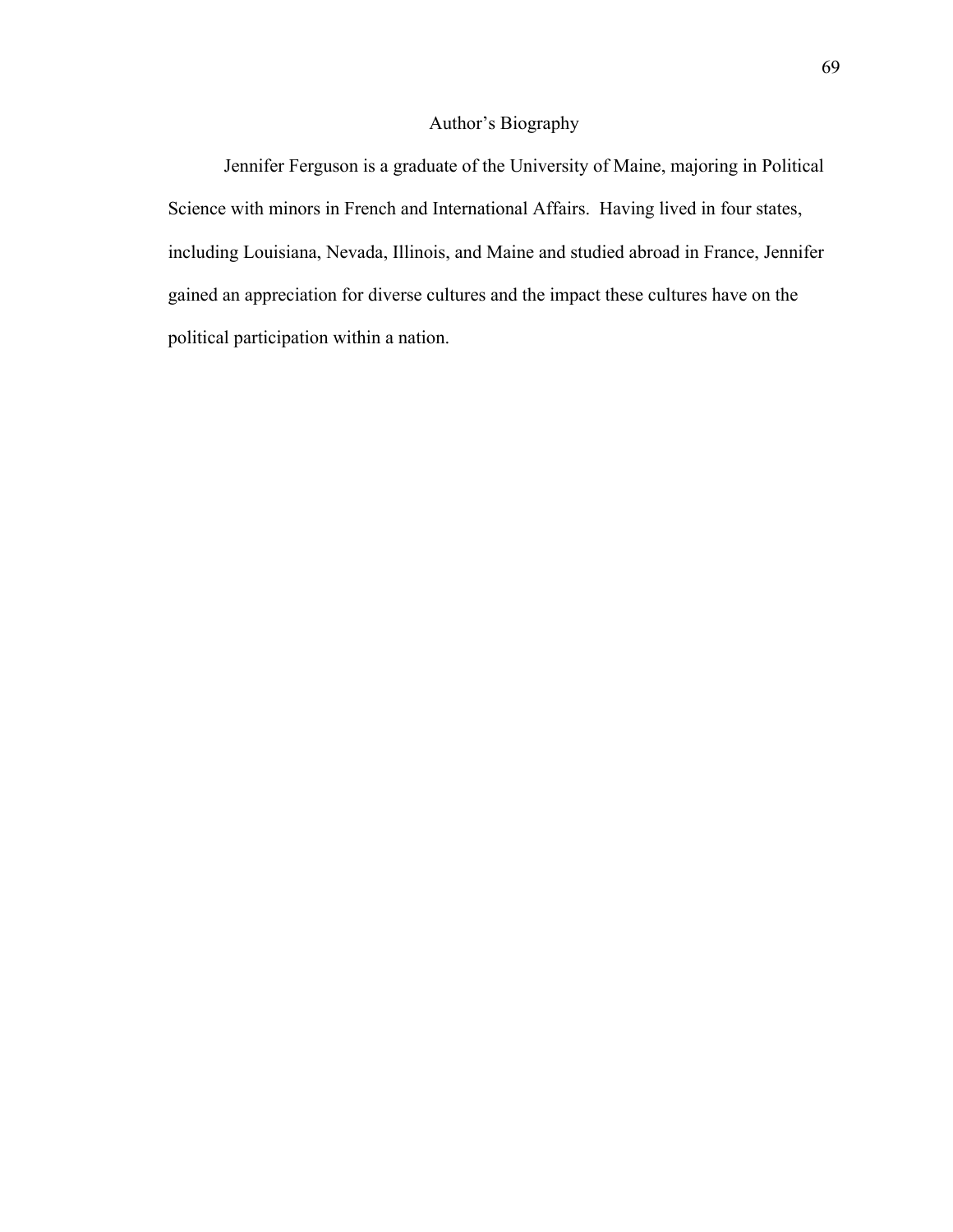# Author's Biography

Jennifer Ferguson is a graduate of the University of Maine, majoring in Political Science with minors in French and International Affairs. Having lived in four states, including Louisiana, Nevada, Illinois, and Maine and studied abroad in France, Jennifer gained an appreciation for diverse cultures and the impact these cultures have on the political participation within a nation.